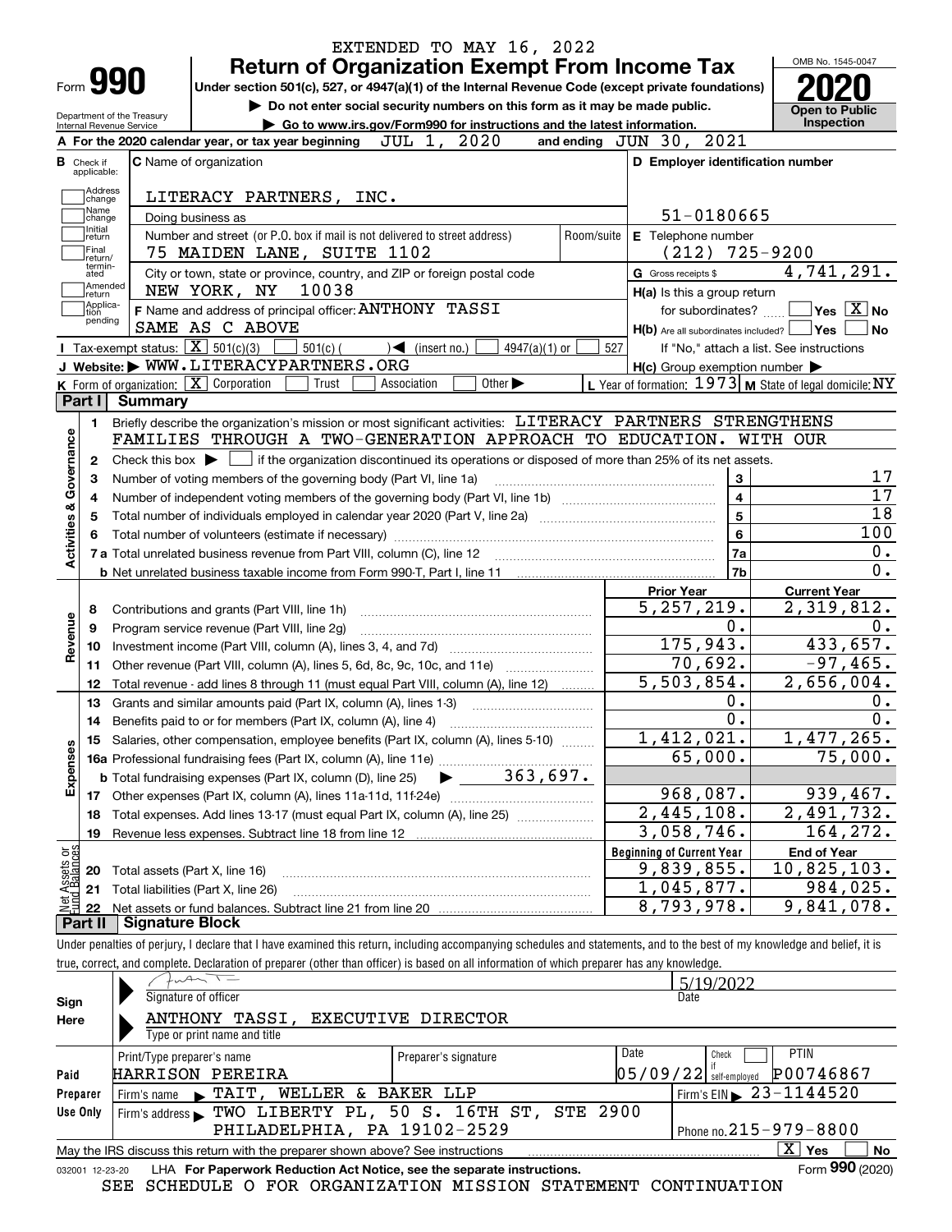EXTENDED TO MAY 16, 2022

# Form 990 — Return of Organization Exempt From Income Tax

Under section 501(c), 527, or 4947(a)(1) of the Internal Revenue Code (except private foundations)

▶ Do not enter social security numbers on this form as it may be made public.

▶ Go to www.irs.gov/Form990 for instructions and the latest information.

Department of the Treasury
Internal Revenue Service

OMB No. 1545-0047

**2020**

**Open to Public Inspection**

**A** For the 2020 calendar year, or tax year beginning JUL 1, 2020 and ending JUN 30, 2021

**B** Check if applicable: Address change, Name change, Initial return, Final return/terminated, Amended return, Application pending

**C** Name of organization: LITERACY PARTNERS, INC.

Doing business as

Number and street (or P.O. box if mail is not delivered to street address): 75 MAIDEN LANE, SUITE 1102 — Room/suite

City or town, state or province, country, and ZIP or foreign postal code: NEW YORK, NY 10038

**F** Name and address of principal officer: ANTHONY TASSI, SAME AS C ABOVE

**D** Employer identification number: 51-0180665

**E** Telephone number: (212) 725-9200

**G** Gross receipts $ 4,741,291.

**H(a)** Is this a group return for subordinates? ☐ Yes ☒ No

**H(b)** Are all subordinates included? ☐ Yes ☐ No — If "No," attach a list. See instructions

**H(c)** Group exemption number ▶

**I** Tax-exempt status: ☒ 501(c)(3) ☐ 501(c) ( ) ◀ (insert no.) ☐ 4947(a)(1) or ☐ 527

**J** Website: ▶ WWW.LITERACYPARTNERS.ORG

**K** Form of organization: ☒ Corporation ☐ Trust ☐ Association ☐ Other ▶

**L** Year of formation: 1973 **M** State of legal domicile: NY

## Part I Summary

**Activities & Governance**

1. Briefly describe the organization's mission or most significant activities: LITERACY PARTNERS STRENGTHENS FAMILIES THROUGH A TWO-GENERATION APPROACH TO EDUCATION. WITH OUR
2. Check this box ▶ ☐ if the organization discontinued its operations or disposed of more than 25% of its net assets.

| | | | |
|---|---|---|---|
| 3 | Number of voting members of the governing body (Part VI, line 1a) | 3 | 17 |
| 4 | Number of independent voting members of the governing body (Part VI, line 1b) | 4 | 17 |
| 5 | Total number of individuals employed in calendar year 2020 (Part V, line 2a) | 5 | 18 |
| 6 | Total number of volunteers (estimate if necessary) | 6 | 100 |
| 7a | Total unrelated business revenue from Part VIII, column (C), line 12 | 7a | 0. |
| b | Net unrelated business taxable income from Form 990-T, Part I, line 11 | 7b | 0. |

| | | Prior Year | Current Year |
|---|---|---|---|
| **Revenue** | | | |
| 8 | Contributions and grants (Part VIII, line 1h) | 5,257,219. | 2,319,812. |
| 9 | Program service revenue (Part VIII, line 2g) | 0. | 0. |
| 10 | Investment income (Part VIII, column (A), lines 3, 4, and 7d) | 175,943. | 433,657. |
| 11 | Other revenue (Part VIII, column (A), lines 5, 6d, 8c, 9c, 10c, and 11e) | 70,692. | -97,465. |
| 12 | Total revenue - add lines 8 through 11 (must equal Part VIII, column (A), line 12) | 5,503,854. | 2,656,004. |
| **Expenses** | | | |
| 13 | Grants and similar amounts paid (Part IX, column (A), lines 1-3) | 0. | 0. |
| 14 | Benefits paid to or for members (Part IX, column (A), line 4) | 0. | 0. |
| 15 | Salaries, other compensation, employee benefits (Part IX, column (A), lines 5-10) | 1,412,021. | 1,477,265. |
| 16a | Professional fundraising fees (Part IX, column (A), line 11e) | 65,000. | 75,000. |
| b | Total fundraising expenses (Part IX, column (D), line 25) ▶ 363,697. | | |
| 17 | Other expenses (Part IX, column (A), lines 11a-11d, 11f-24e) | 968,087. | 939,467. |
| 18 | Total expenses. Add lines 13-17 (must equal Part IX, column (A), line 25) | 2,445,108. | 2,491,732. |
| 19 | Revenue less expenses. Subtract line 18 from line 12 | 3,058,746. | 164,272. |

| | **Net Assets or Fund Balances** | Beginning of Current Year | End of Year |
|---|---|---|---|
| 20 | Total assets (Part X, line 16) | 9,839,855. | 10,825,103. |
| 21 | Total liabilities (Part X, line 26) | 1,045,877. | 984,025. |
| 22 | Net assets or fund balances. Subtract line 21 from line 20 | 8,793,978. | 9,841,078. |

## Part II Signature Block

Under penalties of perjury, I declare that I have examined this return, including accompanying schedules and statements, and to the best of my knowledge and belief, it is true, correct, and complete. Declaration of preparer (other than officer) is based on all information of which preparer has any knowledge.

**Sign Here**

Signature of officer — Date: 5/19/2022

ANTHONY TASSI, EXECUTIVE DIRECTOR
Type or print name and title

**Paid Preparer Use Only**

| Print/Type preparer's name | Preparer's signature | Date | Check ☐ if self-employed | PTIN |
|---|---|---|---|---|
| HARRISON PEREIRA | | 05/09/22 | | P00746867 |

Firm's name ▶ TAIT, WELLER & BAKER LLP — Firm's EIN ▶ 23-1144520

Firm's address ▶ TWO LIBERTY PL, 50 S. 16TH ST, STE 2900, PHILADELPHIA, PA 19102-2529 — Phone no. 215-979-8800

May the IRS discuss this return with the preparer shown above? See instructions ☒ Yes ☐ No

032001 12-23-20 LHA For Paperwork Reduction Act Notice, see the separate instructions. Form **990** (2020)

SEE SCHEDULE O FOR ORGANIZATION MISSION STATEMENT CONTINUATION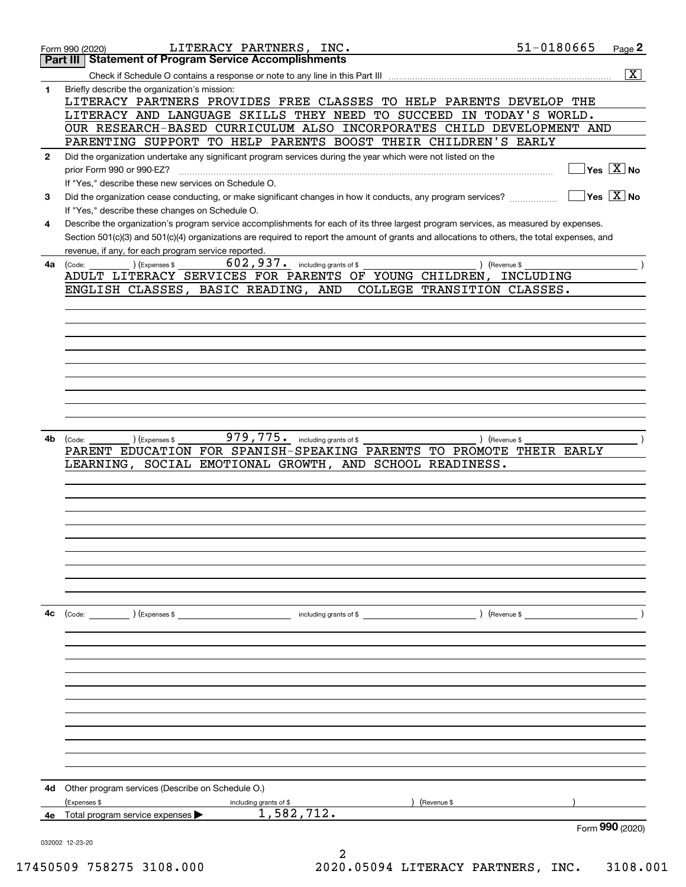Form 990 (2020) LITERACY PARTNERS, INC. 51-0180665

## Part III Statement of Program Service Accomplishments

Check if Schedule O contains a response or note to any line in this Part III [X]

**1** Briefly describe the organization's mission:

LITERACY PARTNERS PROVIDES FREE CLASSES TO HELP PARENTS DEVELOP THE LITERACY AND LANGUAGE SKILLS THEY NEED TO SUCCEED IN TODAY'S WORLD. OUR RESEARCH-BASED CURRICULUM ALSO INCORPORATES CHILD DEVELOPMENT AND PARENTING SUPPORT TO HELP PARENTS BOOST THEIR CHILDREN'S EARLY

**2** Did the organization undertake any significant program services during the year which were not listed on the prior Form 990 or 990-EZ? [ ] Yes [X] No

If "Yes," describe these new services on Schedule O.

**3** Did the organization cease conducting, or make significant changes in how it conducts, any program services? [ ] Yes [X] No

If "Yes," describe these changes on Schedule O.

**4** Describe the organization's program service accomplishments for each of its three largest program services, as measured by expenses. Section 501(c)(3) and 501(c)(4) organizations are required to report the amount of grants and allocations to others, the total expenses, and revenue, if any, for each program service reported.

**4a** (Code: ) (Expenses $ 602,937. including grants of $ ) (Revenue $ )

ADULT LITERACY SERVICES FOR PARENTS OF YOUNG CHILDREN, INCLUDING ENGLISH CLASSES, BASIC READING, AND COLLEGE TRANSITION CLASSES.

**4b** (Code: ) (Expenses $ 979,775. including grants of $ ) (Revenue $ )

PARENT EDUCATION FOR SPANISH-SPEAKING PARENTS TO PROMOTE THEIR EARLY LEARNING, SOCIAL EMOTIONAL GROWTH, AND SCHOOL READINESS.

**4c** (Code: ) (Expenses $ including grants of $ ) (Revenue $ )

**4d** Other program services (Describe on Schedule O.)

(Expenses $ including grants of $ ) (Revenue $ )

**4e** Total program service expenses ▶ 1,582,712.

Form **990** (2020)

032002 12-23-20

17450509 758275 3108.000 2020.05094 LITERACY PARTNERS, INC. 3108.001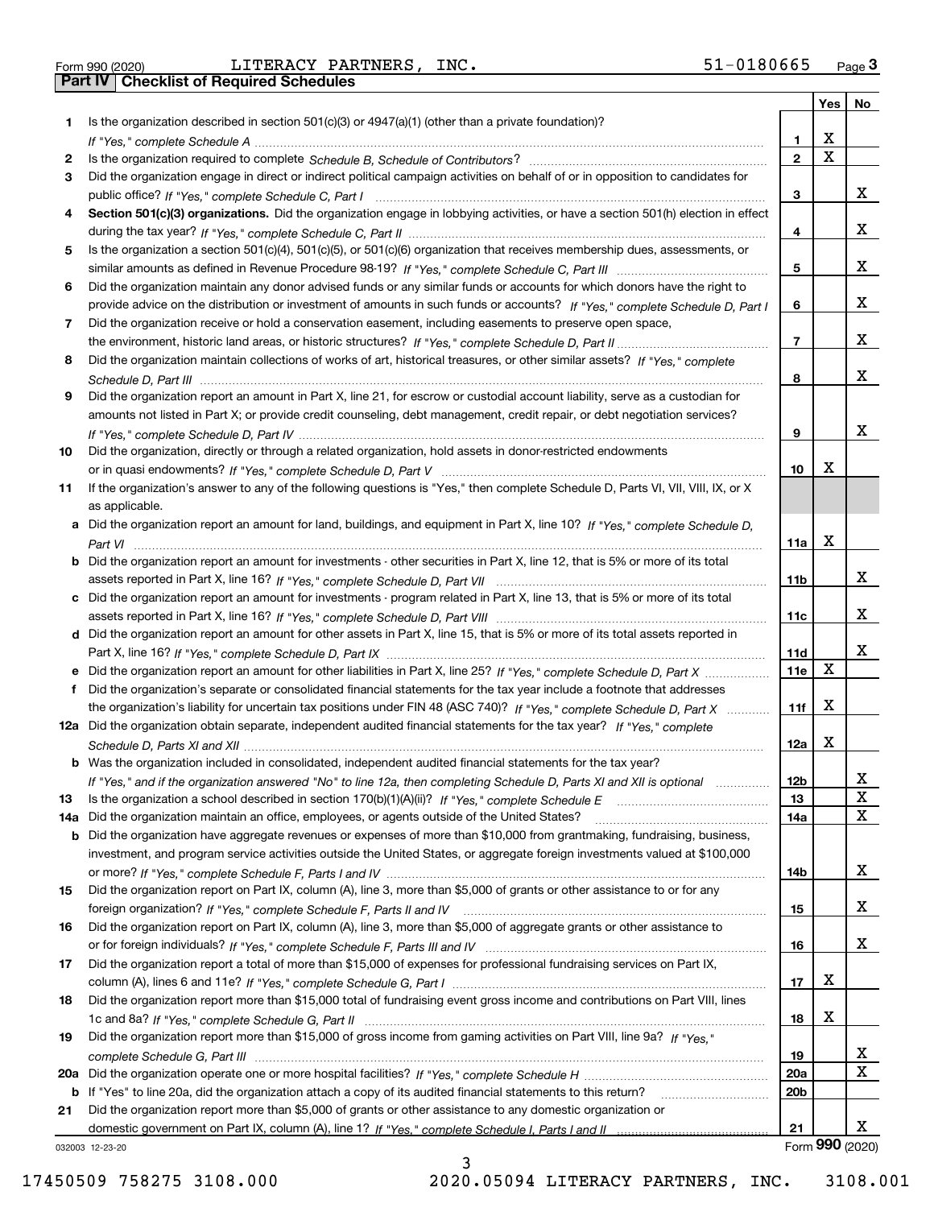Form 990 (2020) LITERACY PARTNERS, INC. 51-0180665 Page 3

## Part IV Checklist of Required Schedules

| | | | Yes | No |
|---|---|---|---|---|
| 1 | Is the organization described in section 501(c)(3) or 4947(a)(1) (other than a private foundation)? *If "Yes," complete Schedule A* | 1 | X | |
| 2 | Is the organization required to complete *Schedule B, Schedule of Contributors*? | 2 | X | |
| 3 | Did the organization engage in direct or indirect political campaign activities on behalf of or in opposition to candidates for public office? *If "Yes," complete Schedule C, Part I* | 3 | | X |
| 4 | **Section 501(c)(3) organizations.** Did the organization engage in lobbying activities, or have a section 501(h) election in effect during the tax year? *If "Yes," complete Schedule C, Part II* | 4 | | X |
| 5 | Is the organization a section 501(c)(4), 501(c)(5), or 501(c)(6) organization that receives membership dues, assessments, or similar amounts as defined in Revenue Procedure 98-19? *If "Yes," complete Schedule C, Part III* | 5 | | X |
| 6 | Did the organization maintain any donor advised funds or any similar funds or accounts for which donors have the right to provide advice on the distribution or investment of amounts in such funds or accounts? *If "Yes," complete Schedule D, Part I* | 6 | | X |
| 7 | Did the organization receive or hold a conservation easement, including easements to preserve open space, the environment, historic land areas, or historic structures? *If "Yes," complete Schedule D, Part II* | 7 | | X |
| 8 | Did the organization maintain collections of works of art, historical treasures, or other similar assets? *If "Yes," complete Schedule D, Part III* | 8 | | X |
| 9 | Did the organization report an amount in Part X, line 21, for escrow or custodial account liability, serve as a custodian for amounts not listed in Part X; or provide credit counseling, debt management, credit repair, or debt negotiation services? *If "Yes," complete Schedule D, Part IV* | 9 | | X |
| 10 | Did the organization, directly or through a related organization, hold assets in donor-restricted endowments or in quasi endowments? *If "Yes," complete Schedule D, Part V* | 10 | X | |
| 11 | If the organization's answer to any of the following questions is "Yes," then complete Schedule D, Parts VI, VII, VIII, IX, or X as applicable. | | | |
| a | Did the organization report an amount for land, buildings, and equipment in Part X, line 10? *If "Yes," complete Schedule D, Part VI* | 11a | X | |
| b | Did the organization report an amount for investments - other securities in Part X, line 12, that is 5% or more of its total assets reported in Part X, line 16? *If "Yes," complete Schedule D, Part VII* | 11b | | X |
| c | Did the organization report an amount for investments - program related in Part X, line 13, that is 5% or more of its total assets reported in Part X, line 16? *If "Yes," complete Schedule D, Part VIII* | 11c | | X |
| d | Did the organization report an amount for other assets in Part X, line 15, that is 5% or more of its total assets reported in Part X, line 16? *If "Yes," complete Schedule D, Part IX* | 11d | | X |
| e | Did the organization report an amount for other liabilities in Part X, line 25? *If "Yes," complete Schedule D, Part X* | 11e | X | |
| f | Did the organization's separate or consolidated financial statements for the tax year include a footnote that addresses the organization's liability for uncertain tax positions under FIN 48 (ASC 740)? *If "Yes," complete Schedule D, Part X* | 11f | X | |
| 12a | Did the organization obtain separate, independent audited financial statements for the tax year? *If "Yes," complete Schedule D, Parts XI and XII* | 12a | X | |
| b | Was the organization included in consolidated, independent audited financial statements for the tax year? *If "Yes," and if the organization answered "No" to line 12a, then completing Schedule D, Parts XI and XII is optional* | 12b | | X |
| 13 | Is the organization a school described in section 170(b)(1)(A)(ii)? *If "Yes," complete Schedule E* | 13 | | X |
| 14a | Did the organization maintain an office, employees, or agents outside of the United States? | 14a | | X |
| b | Did the organization have aggregate revenues or expenses of more than $10,000 from grantmaking, fundraising, business, investment, and program service activities outside the United States, or aggregate foreign investments valued at $100,000 or more? *If "Yes," complete Schedule F, Parts I and IV* | 14b | | X |
| 15 | Did the organization report on Part IX, column (A), line 3, more than $5,000 of grants or other assistance to or for any foreign organization? *If "Yes," complete Schedule F, Parts II and IV* | 15 | | X |
| 16 | Did the organization report on Part IX, column (A), line 3, more than $5,000 of aggregate grants or other assistance to or for foreign individuals? *If "Yes," complete Schedule F, Parts III and IV* | 16 | | X |
| 17 | Did the organization report a total of more than $15,000 of expenses for professional fundraising services on Part IX, column (A), lines 6 and 11e? *If "Yes," complete Schedule G, Part I* | 17 | X | |
| 18 | Did the organization report more than $15,000 total of fundraising event gross income and contributions on Part VIII, lines 1c and 8a? *If "Yes," complete Schedule G, Part II* | 18 | X | |
| 19 | Did the organization report more than $15,000 of gross income from gaming activities on Part VIII, line 9a? *If "Yes," complete Schedule G, Part III* | 19 | | X |
| 20a | Did the organization operate one or more hospital facilities? *If "Yes," complete Schedule H* | 20a | | X |
| b | If "Yes" to line 20a, did the organization attach a copy of its audited financial statements to this return? | 20b | | |
| 21 | Did the organization report more than $5,000 of grants or other assistance to any domestic organization or domestic government on Part IX, column (A), line 1? *If "Yes," complete Schedule I, Parts I and II* | 21 | | X |

032003 12-23-20 Form 990 (2020)

17450509 758275 3108.000 2020.05094 LITERACY PARTNERS, INC. 3108.001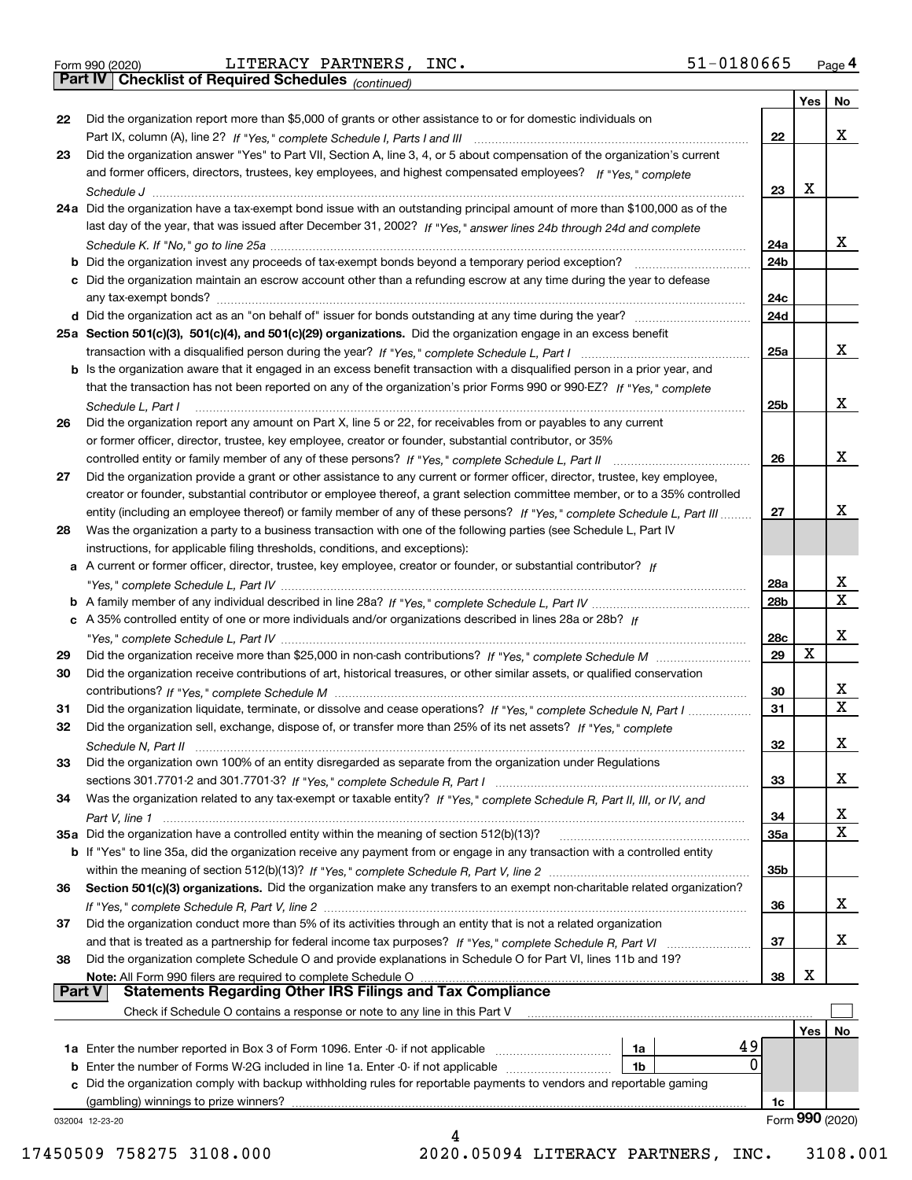Form 990 (2020) LITERACY PARTNERS, INC. 51-0180665 Page 4

**Part IV | Checklist of Required Schedules** *(continued)*

| | | | Yes | No |
|---|---|---|---|---|
| 22 | Did the organization report more than $5,000 of grants or other assistance to or for domestic individuals on Part IX, column (A), line 2? *If "Yes," complete Schedule I, Parts I and III* | 22 | | X |
| 23 | Did the organization answer "Yes" to Part VII, Section A, line 3, 4, or 5 about compensation of the organization's current and former officers, directors, trustees, key employees, and highest compensated employees? *If "Yes," complete Schedule J* | 23 | X | |
| 24a | Did the organization have a tax-exempt bond issue with an outstanding principal amount of more than $100,000 as of the last day of the year, that was issued after December 31, 2002? *If "Yes," answer lines 24b through 24d and complete Schedule K. If "No," go to line 25a* | 24a | | X |
| b | Did the organization invest any proceeds of tax-exempt bonds beyond a temporary period exception? | 24b | | |
| c | Did the organization maintain an escrow account other than a refunding escrow at any time during the year to defease any tax-exempt bonds? | 24c | | |
| d | Did the organization act as an "on behalf of" issuer for bonds outstanding at any time during the year? | 24d | | |
| 25a | **Section 501(c)(3), 501(c)(4), and 501(c)(29) organizations.** Did the organization engage in an excess benefit transaction with a disqualified person during the year? *If "Yes," complete Schedule L, Part I* | 25a | | X |
| b | Is the organization aware that it engaged in an excess benefit transaction with a disqualified person in a prior year, and that the transaction has not been reported on any of the organization's prior Forms 990 or 990-EZ? *If "Yes," complete Schedule L, Part I* | 25b | | X |
| 26 | Did the organization report any amount on Part X, line 5 or 22, for receivables from or payables to any current or former officer, director, trustee, key employee, creator or founder, substantial contributor, or 35% controlled entity or family member of any of these persons? *If "Yes," complete Schedule L, Part II* | 26 | | X |
| 27 | Did the organization provide a grant or other assistance to any current or former officer, director, trustee, key employee, creator or founder, substantial contributor or employee thereof, a grant selection committee member, or to a 35% controlled entity (including an employee thereof) or family member of any of these persons? *If "Yes," complete Schedule L, Part III* | 27 | | X |
| 28 | Was the organization a party to a business transaction with one of the following parties (see Schedule L, Part IV instructions, for applicable filing thresholds, conditions, and exceptions): | | | |
| a | A current or former officer, director, trustee, key employee, creator or founder, or substantial contributor? *If "Yes," complete Schedule L, Part IV* | 28a | | X |
| b | A family member of any individual described in line 28a? *If "Yes," complete Schedule L, Part IV* | 28b | | X |
| c | A 35% controlled entity of one or more individuals and/or organizations described in lines 28a or 28b? *If "Yes," complete Schedule L, Part IV* | 28c | | X |
| 29 | Did the organization receive more than $25,000 in non-cash contributions? *If "Yes," complete Schedule M* | 29 | X | |
| 30 | Did the organization receive contributions of art, historical treasures, or other similar assets, or qualified conservation contributions? *If "Yes," complete Schedule M* | 30 | | X |
| 31 | Did the organization liquidate, terminate, or dissolve and cease operations? *If "Yes," complete Schedule N, Part I* | 31 | | X |
| 32 | Did the organization sell, exchange, dispose of, or transfer more than 25% of its net assets? *If "Yes," complete Schedule N, Part II* | 32 | | X |
| 33 | Did the organization own 100% of an entity disregarded as separate from the organization under Regulations sections 301.7701-2 and 301.7701-3? *If "Yes," complete Schedule R, Part I* | 33 | | X |
| 34 | Was the organization related to any tax-exempt or taxable entity? *If "Yes," complete Schedule R, Part II, III, or IV, and Part V, line 1* | 34 | | X |
| 35a | Did the organization have a controlled entity within the meaning of section 512(b)(13)? | 35a | | X |
| b | If "Yes" to line 35a, did the organization receive any payment from or engage in any transaction with a controlled entity within the meaning of section 512(b)(13)? *If "Yes," complete Schedule R, Part V, line 2* | 35b | | |
| 36 | **Section 501(c)(3) organizations.** Did the organization make any transfers to an exempt non-charitable related organization? *If "Yes," complete Schedule R, Part V, line 2* | 36 | | X |
| 37 | Did the organization conduct more than 5% of its activities through an entity that is not a related organization and that is treated as a partnership for federal income tax purposes? *If "Yes," complete Schedule R, Part VI* | 37 | | X |
| 38 | Did the organization complete Schedule O and provide explanations in Schedule O for Part VI, lines 11b and 19? **Note:** All Form 990 filers are required to complete Schedule O | 38 | X | |

**Part V | Statements Regarding Other IRS Filings and Tax Compliance**

Check if Schedule O contains a response or note to any line in this Part V ☐

| | | | | | Yes | No |
|---|---|---|---|---|---|---|
| 1a | Enter the number reported in Box 3 of Form 1096. Enter -0- if not applicable | 1a | 49 | | | |
| b | Enter the number of Forms W-2G included in line 1a. Enter -0- if not applicable | 1b | 0 | | | |
| c | Did the organization comply with backup withholding rules for reportable payments to vendors and reportable gaming (gambling) winnings to prize winners? | | | 1c | | |

032004 12-23-20 Form **990** (2020)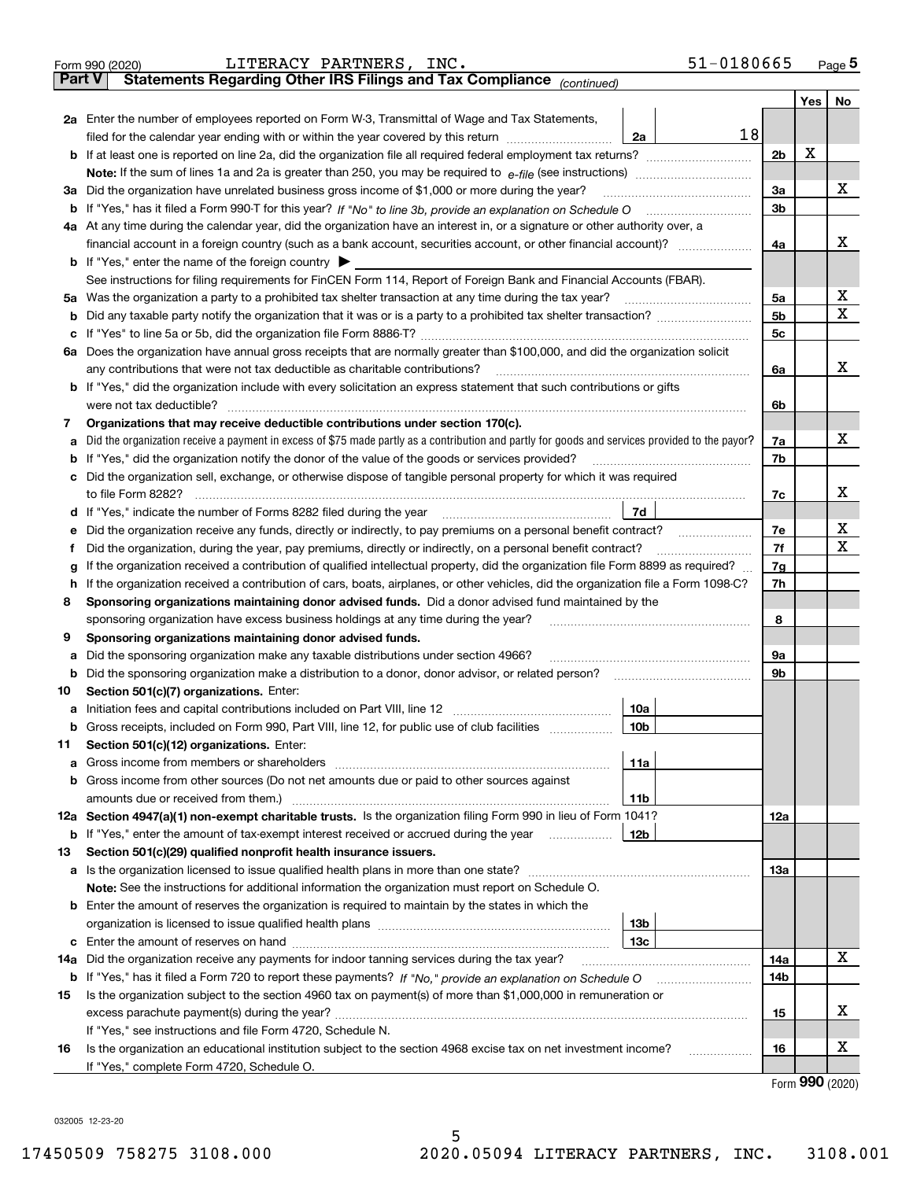Form 990 (2020) LITERACY PARTNERS, INC. 51-0180665 Page 5

## Part V Statements Regarding Other IRS Filings and Tax Compliance *(continued)*

| | | | | Yes | No |
|---|---|---|---|---|---|
| **2a** | Enter the number of employees reported on Form W-3, Transmittal of Wage and Tax Statements, filed for the calendar year ending with or within the year covered by this return | 2a | 18 | | |
| **b** | If at least one is reported on line 2a, did the organization file all required federal employment tax returns? | | 2b | X | |
| | **Note:** If the sum of lines 1a and 2a is greater than 250, you may be required to *e-file* (see instructions) | | | | |
| **3a** | Did the organization have unrelated business gross income of $1,000 or more during the year? | | 3a | | X |
| **b** | If "Yes," has it filed a Form 990-T for this year? *If "No" to line 3b, provide an explanation on Schedule O* | | 3b | | |
| **4a** | At any time during the calendar year, did the organization have an interest in, or a signature or other authority over, a financial account in a foreign country (such as a bank account, securities account, or other financial account)? | | 4a | | X |
| **b** | If "Yes," enter the name of the foreign country ▶ | | | | |
| | See instructions for filing requirements for FinCEN Form 114, Report of Foreign Bank and Financial Accounts (FBAR). | | | | |
| **5a** | Was the organization a party to a prohibited tax shelter transaction at any time during the tax year? | | 5a | | X |
| **b** | Did any taxable party notify the organization that it was or is a party to a prohibited tax shelter transaction? | | 5b | | X |
| **c** | If "Yes" to line 5a or 5b, did the organization file Form 8886-T? | | 5c | | |
| **6a** | Does the organization have annual gross receipts that are normally greater than $100,000, and did the organization solicit any contributions that were not tax deductible as charitable contributions? | | 6a | | X |
| **b** | If "Yes," did the organization include with every solicitation an express statement that such contributions or gifts were not tax deductible? | | 6b | | |
| **7** | **Organizations that may receive deductible contributions under section 170(c).** | | | | |
| **a** | Did the organization receive a payment in excess of $75 made partly as a contribution and partly for goods and services provided to the payor? | | 7a | | X |
| **b** | If "Yes," did the organization notify the donor of the value of the goods or services provided? | | 7b | | |
| **c** | Did the organization sell, exchange, or otherwise dispose of tangible personal property for which it was required to file Form 8282? | | 7c | | X |
| **d** | If "Yes," indicate the number of Forms 8282 filed during the year | 7d | | | |
| **e** | Did the organization receive any funds, directly or indirectly, to pay premiums on a personal benefit contract? | | 7e | | X |
| **f** | Did the organization, during the year, pay premiums, directly or indirectly, on a personal benefit contract? | | 7f | | X |
| **g** | If the organization received a contribution of qualified intellectual property, did the organization file Form 8899 as required? | | 7g | | |
| **h** | If the organization received a contribution of cars, boats, airplanes, or other vehicles, did the organization file a Form 1098-C? | | 7h | | |
| **8** | **Sponsoring organizations maintaining donor advised funds.** Did a donor advised fund maintained by the sponsoring organization have excess business holdings at any time during the year? | | 8 | | |
| **9** | **Sponsoring organizations maintaining donor advised funds.** | | | | |
| **a** | Did the sponsoring organization make any taxable distributions under section 4966? | | 9a | | |
| **b** | Did the sponsoring organization make a distribution to a donor, donor advisor, or related person? | | 9b | | |
| **10** | **Section 501(c)(7) organizations.** Enter: | | | | |
| **a** | Initiation fees and capital contributions included on Part VIII, line 12 | 10a | | | |
| **b** | Gross receipts, included on Form 990, Part VIII, line 12, for public use of club facilities | 10b | | | |
| **11** | **Section 501(c)(12) organizations.** Enter: | | | | |
| **a** | Gross income from members or shareholders | 11a | | | |
| **b** | Gross income from other sources (Do not net amounts due or paid to other sources against amounts due or received from them.) | 11b | | | |
| **12a** | **Section 4947(a)(1) non-exempt charitable trusts.** Is the organization filing Form 990 in lieu of Form 1041? | | 12a | | |
| **b** | If "Yes," enter the amount of tax-exempt interest received or accrued during the year | 12b | | | |
| **13** | **Section 501(c)(29) qualified nonprofit health insurance issuers.** | | | | |
| **a** | Is the organization licensed to issue qualified health plans in more than one state? | | 13a | | |
| | **Note:** See the instructions for additional information the organization must report on Schedule O. | | | | |
| **b** | Enter the amount of reserves the organization is required to maintain by the states in which the organization is licensed to issue qualified health plans | 13b | | | |
| **c** | Enter the amount of reserves on hand | 13c | | | |
| **14a** | Did the organization receive any payments for indoor tanning services during the tax year? | | 14a | | X |
| **b** | If "Yes," has it filed a Form 720 to report these payments? *If "No," provide an explanation on Schedule O* | | 14b | | |
| **15** | Is the organization subject to the section 4960 tax on payment(s) of more than $1,000,000 in remuneration or excess parachute payment(s) during the year? | | 15 | | X |
| | If "Yes," see instructions and file Form 4720, Schedule N. | | | | |
| **16** | Is the organization an educational institution subject to the section 4968 excise tax on net investment income? | | 16 | | X |
| | If "Yes," complete Form 4720, Schedule O. | | | | |

Form **990** (2020)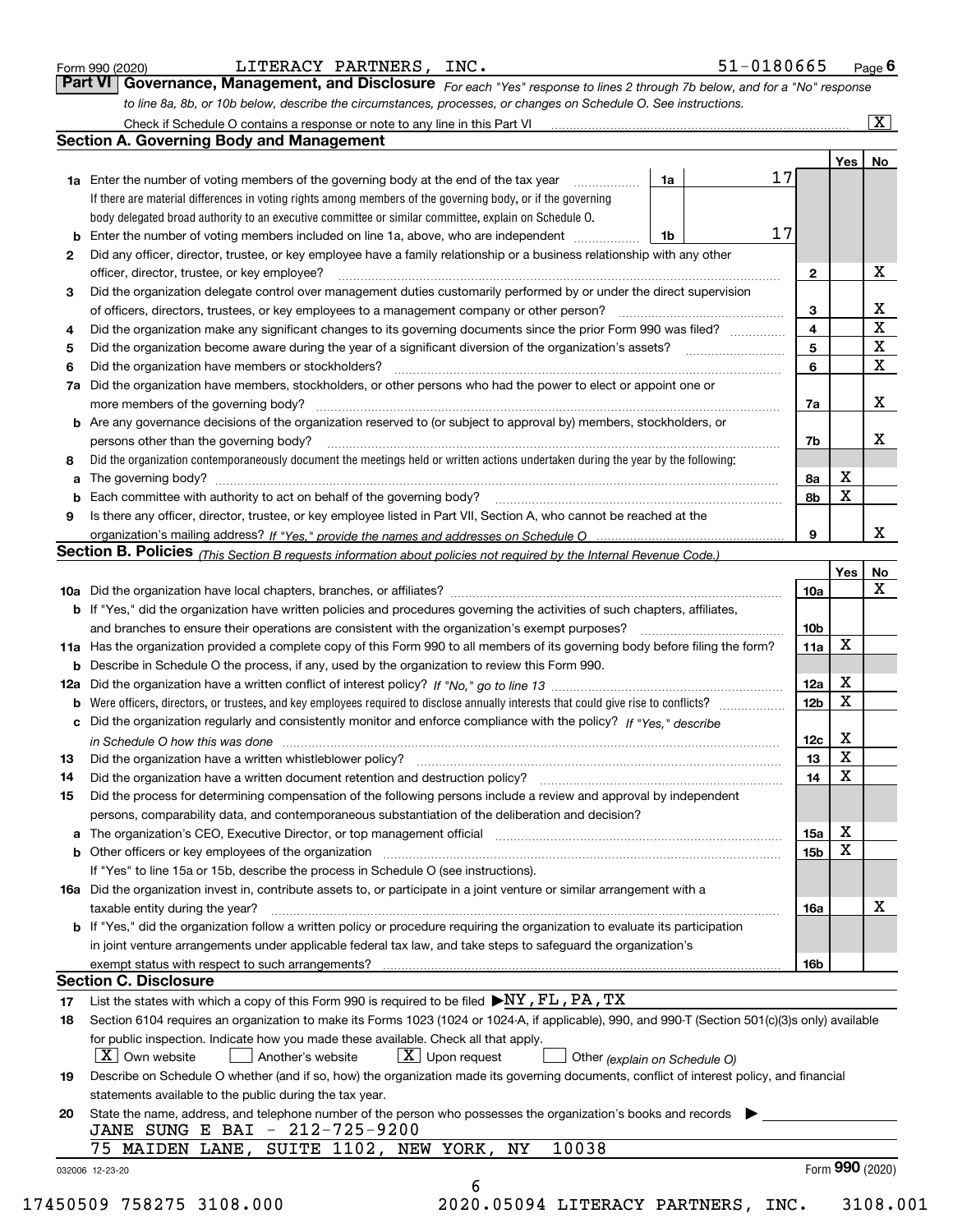Form 990 (2020) LITERACY PARTNERS, INC. 51-0180665 Page 6

## Part VI Governance, Management, and Disclosure

*For each "Yes" response to lines 2 through 7b below, and for a "No" response to line 8a, 8b, or 10b below, describe the circumstances, processes, or changes on Schedule O. See instructions.*

Check if Schedule O contains a response or note to any line in this Part VI [X]

### Section A. Governing Body and Management

| | | | | Yes | No |
|---|---|---|---|---|---|
| 1a | Enter the number of voting members of the governing body at the end of the tax year (1a) | 17 | | | |
| | If there are material differences in voting rights among members of the governing body, or if the governing body delegated broad authority to an executive committee or similar committee, explain on Schedule O. | | | | |
| b | Enter the number of voting members included on line 1a, above, who are independent (1b) | 17 | | | |
| 2 | Did any officer, director, trustee, or key employee have a family relationship or a business relationship with any other officer, director, trustee, or key employee? | | 2 | | X |
| 3 | Did the organization delegate control over management duties customarily performed by or under the direct supervision of officers, directors, trustees, or key employees to a management company or other person? | | 3 | | X |
| 4 | Did the organization make any significant changes to its governing documents since the prior Form 990 was filed? | | 4 | | X |
| 5 | Did the organization become aware during the year of a significant diversion of the organization's assets? | | 5 | | X |
| 6 | Did the organization have members or stockholders? | | 6 | | X |
| 7a | Did the organization have members, stockholders, or other persons who had the power to elect or appoint one or more members of the governing body? | | 7a | | X |
| b | Are any governance decisions of the organization reserved to (or subject to approval by) members, stockholders, or persons other than the governing body? | | 7b | | X |
| 8 | Did the organization contemporaneously document the meetings held or written actions undertaken during the year by the following: | | | | |
| a | The governing body? | | 8a | X | |
| b | Each committee with authority to act on behalf of the governing body? | | 8b | X | |
| 9 | Is there any officer, director, trustee, or key employee listed in Part VII, Section A, who cannot be reached at the organization's mailing address? *If "Yes," provide the names and addresses on Schedule O* | | 9 | | X |

### Section B. Policies *(This Section B requests information about policies not required by the Internal Revenue Code.)*

| | | | Yes | No |
|---|---|---|---|---|
| 10a | Did the organization have local chapters, branches, or affiliates? | 10a | | X |
| b | If "Yes," did the organization have written policies and procedures governing the activities of such chapters, affiliates, and branches to ensure their operations are consistent with the organization's exempt purposes? | 10b | | |
| 11a | Has the organization provided a complete copy of this Form 990 to all members of its governing body before filing the form? | 11a | X | |
| b | Describe in Schedule O the process, if any, used by the organization to review this Form 990. | | | |
| 12a | Did the organization have a written conflict of interest policy? *If "No," go to line 13* | 12a | X | |
| b | Were officers, directors, or trustees, and key employees required to disclose annually interests that could give rise to conflicts? | 12b | X | |
| c | Did the organization regularly and consistently monitor and enforce compliance with the policy? *If "Yes," describe in Schedule O how this was done* | 12c | X | |
| 13 | Did the organization have a written whistleblower policy? | 13 | X | |
| 14 | Did the organization have a written document retention and destruction policy? | 14 | X | |
| 15 | Did the process for determining compensation of the following persons include a review and approval by independent persons, comparability data, and contemporaneous substantiation of the deliberation and decision? | | | |
| a | The organization's CEO, Executive Director, or top management official | 15a | X | |
| b | Other officers or key employees of the organization | 15b | X | |
| | If "Yes" to line 15a or 15b, describe the process in Schedule O (see instructions). | | | |
| 16a | Did the organization invest in, contribute assets to, or participate in a joint venture or similar arrangement with a taxable entity during the year? | 16a | | X |
| b | If "Yes," did the organization follow a written policy or procedure requiring the organization to evaluate its participation in joint venture arrangements under applicable federal tax law, and take steps to safeguard the organization's exempt status with respect to such arrangements? | 16b | | |

### Section C. Disclosure

17 List the states with which a copy of this Form 990 is required to be filed ▶ NY, FL, PA, TX

18 Section 6104 requires an organization to make its Forms 1023 (1024 or 1024-A, if applicable), 990, and 990-T (Section 501(c)(3)s only) available for public inspection. Indicate how you made these available. Check all that apply.

[X] Own website [ ] Another's website [X] Upon request [ ] Other *(explain on Schedule O)*

19 Describe on Schedule O whether (and if so, how) the organization made its governing documents, conflict of interest policy, and financial statements available to the public during the tax year.

20 State the name, address, and telephone number of the person who possesses the organization's books and records ▶

JANE SUNG E BAI - 212-725-9200
75 MAIDEN LANE, SUITE 1102, NEW YORK, NY 10038

032006 12-23-20 Form 990 (2020)

17450509 758275 3108.000 2020.05094 LITERACY PARTNERS, INC. 3108.001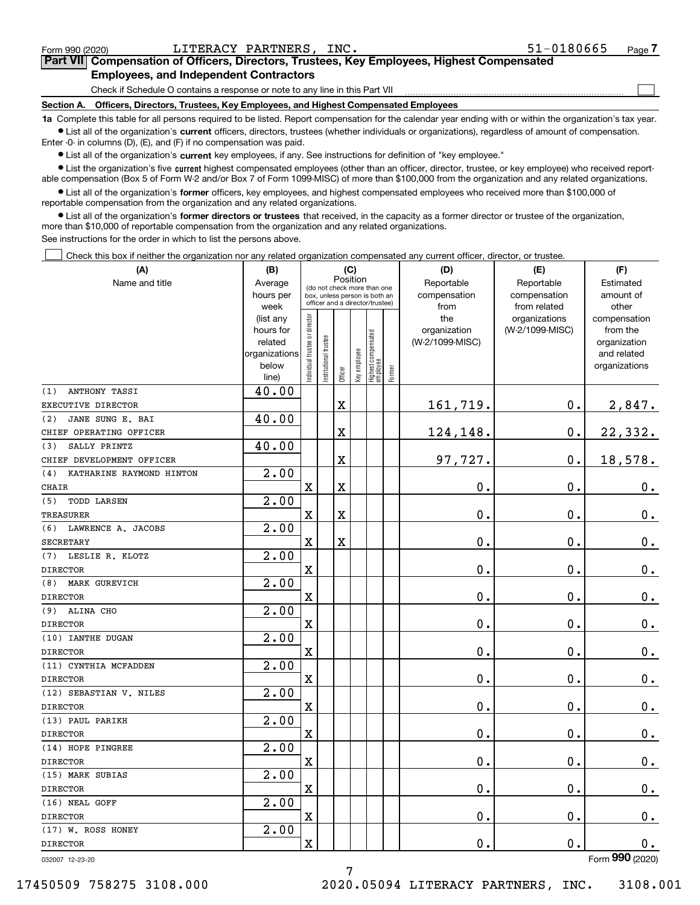Form 990 (2020) LITERACY PARTNERS, INC. 51-0180665 Page 7

## Part VII Compensation of Officers, Directors, Trustees, Key Employees, Highest Compensated Employees, and Independent Contractors

Check if Schedule O contains a response or note to any line in this Part VII ☐

### Section A. Officers, Directors, Trustees, Key Employees, and Highest Compensated Employees

**1a** Complete this table for all persons required to be listed. Report compensation for the calendar year ending with or within the organization's tax year.

- List all of the organization's **current** officers, directors, trustees (whether individuals or organizations), regardless of amount of compensation. Enter -0- in columns (D), (E), and (F) if no compensation was paid.
- List all of the organization's **current** key employees, if any. See instructions for definition of "key employee."
- List the organization's five **current** highest compensated employees (other than an officer, director, trustee, or key employee) who received reportable compensation (Box 5 of Form W-2 and/or Box 7 of Form 1099-MISC) of more than $100,000 from the organization and any related organizations.
- List all of the organization's **former** officers, key employees, and highest compensated employees who received more than $100,000 of reportable compensation from the organization and any related organizations.
- List all of the organization's **former directors or trustees** that received, in the capacity as a former director or trustee of the organization, more than $10,000 of reportable compensation from the organization and any related organizations.

See instructions for the order in which to list the persons above.

☐ Check this box if neither the organization nor any related organization compensated any current officer, director, or trustee.

| (A) Name and title | (B) Average hours per week (list any hours for related organizations below line) | (C) Position: Individual trustee or director | Institutional trustee | Officer | Key employee | Highest compensated employee | Former | (D) Reportable compensation from the organization (W-2/1099-MISC) | (E) Reportable compensation from related organizations (W-2/1099-MISC) | (F) Estimated amount of other compensation from the organization and related organizations |
|---|---|---|---|---|---|---|---|---|---|---|
| (1) ANTHONY TASSI<br>EXECUTIVE DIRECTOR | 40.00 | | | X | | | | 161,719. | 0. | 2,847. |
| (2) JANE SUNG E. BAI<br>CHIEF OPERATING OFFICER | 40.00 | | | X | | | | 124,148. | 0. | 22,332. |
| (3) SALLY PRINTZ<br>CHIEF DEVELOPMENT OFFICER | 40.00 | | | X | | | | 97,727. | 0. | 18,578. |
| (4) KATHARINE RAYMOND HINTON<br>CHAIR | 2.00 | X | | X | | | | 0. | 0. | 0. |
| (5) TODD LARSEN<br>TREASURER | 2.00 | X | | X | | | | 0. | 0. | 0. |
| (6) LAWRENCE A. JACOBS<br>SECRETARY | 2.00 | X | | X | | | | 0. | 0. | 0. |
| (7) LESLIE R. KLOTZ<br>DIRECTOR | 2.00 | X | | | | | | 0. | 0. | 0. |
| (8) MARK GUREVICH<br>DIRECTOR | 2.00 | X | | | | | | 0. | 0. | 0. |
| (9) ALINA CHO<br>DIRECTOR | 2.00 | X | | | | | | 0. | 0. | 0. |
| (10) IANTHE DUGAN<br>DIRECTOR | 2.00 | X | | | | | | 0. | 0. | 0. |
| (11) CYNTHIA MCFADDEN<br>DIRECTOR | 2.00 | X | | | | | | 0. | 0. | 0. |
| (12) SEBASTIAN V. NILES<br>DIRECTOR | 2.00 | X | | | | | | 0. | 0. | 0. |
| (13) PAUL PARIKH<br>DIRECTOR | 2.00 | X | | | | | | 0. | 0. | 0. |
| (14) HOPE PINGREE<br>DIRECTOR | 2.00 | X | | | | | | 0. | 0. | 0. |
| (15) MARK SUBIAS<br>DIRECTOR | 2.00 | X | | | | | | 0. | 0. | 0. |
| (16) NEAL GOFF<br>DIRECTOR | 2.00 | X | | | | | | 0. | 0. | 0. |
| (17) W. ROSS HONEY<br>DIRECTOR | 2.00 | X | | | | | | 0. | 0. | 0. |

032007 12-23-20 Form 990 (2020)

17450509 758275 3108.000 2020.05094 LITERACY PARTNERS, INC. 3108.001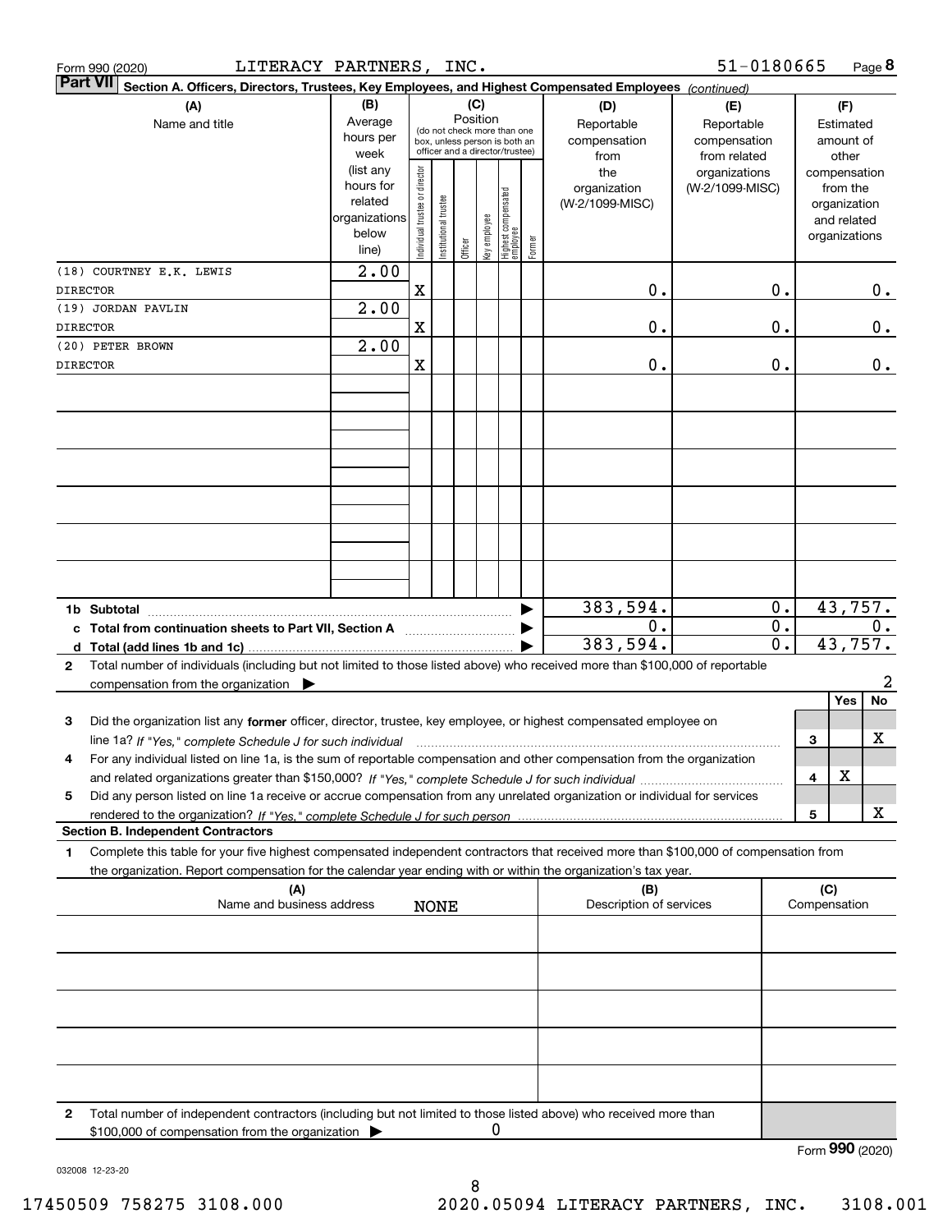Form 990 (2020) LITERACY PARTNERS, INC. 51-0180665 Page 8

**Part VII** **Section A. Officers, Directors, Trustees, Key Employees, and Highest Compensated Employees** *(continued)*

| (A) Name and title | (B) Average hours per week (list any hours for related organizations below line) | (C) Position: Individual trustee or director | Institutional trustee | Officer | Key employee | Highest compensated employee | Former | (D) Reportable compensation from the organization (W-2/1099-MISC) | (E) Reportable compensation from related organizations (W-2/1099-MISC) | (F) Estimated amount of other compensation from the organization and related organizations |
|---|---|---|---|---|---|---|---|---|---|---|
| (18) COURTNEY E.K. LEWIS<br>DIRECTOR | 2.00 | X | | | | | | 0. | 0. | 0. |
| (19) JORDAN PAVLIN<br>DIRECTOR | 2.00 | X | | | | | | 0. | 0. | 0. |
| (20) PETER BROWN<br>DIRECTOR | 2.00 | X | | | | | | 0. | 0. | 0. |
| | | | | | | | | | | |
| | | | | | | | | | | |
| | | | | | | | | | | |
| | | | | | | | | | | |
| | | | | | | | | | | |
| | | | | | | | | | | |

| | (D) | (E) | (F) |
|---|---|---|---|
| **1b Subtotal** | 383,594. | 0. | 43,757. |
| **c Total from continuation sheets to Part VII, Section A** | 0. | 0. | 0. |
| **d Total (add lines 1b and 1c)** | 383,594. | 0. | 43,757. |

**2** Total number of individuals (including but not limited to those listed above) who received more than $100,000 of reportable compensation from the organization ▶ 2

| | | Yes | No |
|---|---|---|---|
| **3** Did the organization list any **former** officer, director, trustee, key employee, or highest compensated employee on line 1a? *If "Yes," complete Schedule J for such individual* | 3 | | X |
| **4** For any individual listed on line 1a, is the sum of reportable compensation and other compensation from the organization and related organizations greater than $150,000? *If "Yes," complete Schedule J for such individual* | 4 | X | |
| **5** Did any person listed on line 1a receive or accrue compensation from any unrelated organization or individual for services rendered to the organization? *If "Yes," complete Schedule J for such person* | 5 | | X |

**Section B. Independent Contractors**

**1** Complete this table for your five highest compensated independent contractors that received more than $100,000 of compensation from the organization. Report compensation for the calendar year ending with or within the organization's tax year.

| (A) Name and business address | (B) Description of services | (C) Compensation |
|---|---|---|
| NONE | | |
| | | |
| | | |
| | | |
| | | |

**2** Total number of independent contractors (including but not limited to those listed above) who received more than $100,000 of compensation from the organization ▶ 0

Form **990** (2020)

032008 12-23-20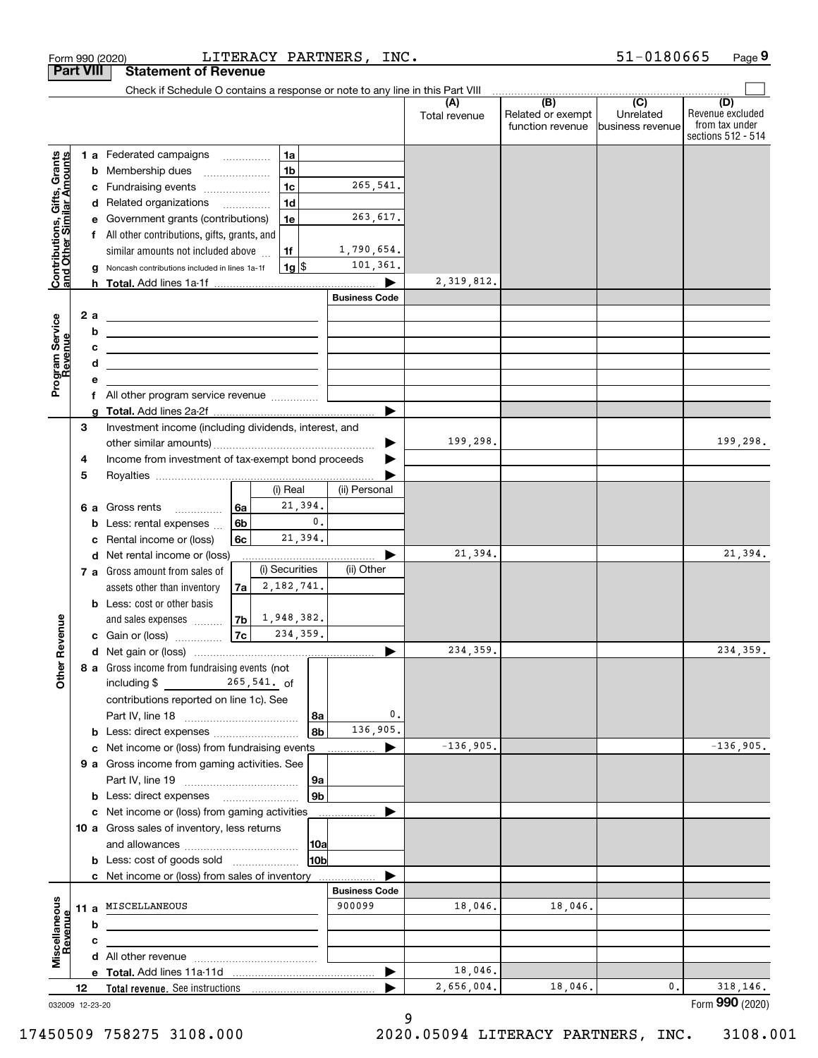Form 990 (2020) LITERACY PARTNERS, INC. 51-0180665 Page 9

## Part VIII Statement of Revenue

Check if Schedule O contains a response or note to any line in this Part VIII

| | | | (A) Total revenue | (B) Related or exempt function revenue | (C) Unrelated business revenue | (D) Revenue excluded from tax under sections 512 - 514 |
|---|---|---|---|---|---|---|
| **Contributions, Gifts, Grants and Other Similar Amounts** | 1a Federated campaigns (1a) | | | | | |
| | b Membership dues (1b) | | | | | |
| | c Fundraising events (1c) | 265,541. | | | | |
| | d Related organizations (1d) | | | | | |
| | e Government grants (contributions) (1e) | 263,617. | | | | |
| | f All other contributions, gifts, grants, and similar amounts not included above (1f) | 1,790,654. | | | | |
| | g Noncash contributions included in lines 1a-1f (1g) $ | 101,361. | | | | |
| | h **Total.** Add lines 1a-1f | | 2,319,812. | | | |
| **Program Service Revenue** | | Business Code | | | | |
| | 2 a | | | | | |
| | b | | | | | |
| | c | | | | | |
| | d | | | | | |
| | e | | | | | |
| | f All other program service revenue | | | | | |
| | g **Total.** Add lines 2a-2f | | | | | |
| **Other Revenue** | 3 Investment income (including dividends, interest, and other similar amounts) | | 199,298. | | | 199,298. |
| | 4 Income from investment of tax-exempt bond proceeds | | | | | |
| | 5 Royalties | | | | | |

| | (i) Real | (ii) Personal |
|---|---|---|
| 6 a Gross rents (6a) | 21,394. | |
| b Less: rental expenses (6b) | 0. | |
| c Rental income or (loss) (6c) | 21,394. | |

| | (A) | (B) | (C) | (D) |
|---|---|---|---|---|
| d Net rental income or (loss) | 21,394. | | | 21,394. |

| | (i) Securities | (ii) Other |
|---|---|---|
| 7 a Gross amount from sales of assets other than inventory (7a) | 2,182,741. | |
| b Less: cost or other basis and sales expenses (7b) | 1,948,382. | |
| c Gain or (loss) (7c) | 234,359. | |

| | | (A) | (B) | (C) | (D) |
|---|---|---|---|---|---|
| d Net gain or (loss) | | 234,359. | | | 234,359. |
| 8 a Gross income from fundraising events (not including $ 265,541. of contributions reported on line 1c). See Part IV, line 18 (8a) | 0. | | | | |
| b Less: direct expenses (8b) | 136,905. | | | | |
| c Net income or (loss) from fundraising events | | -136,905. | | | -136,905. |
| 9 a Gross income from gaming activities. See Part IV, line 19 (9a) | | | | | |
| b Less: direct expenses (9b) | | | | | |
| c Net income or (loss) from gaming activities | | | | | |
| 10 a Gross sales of inventory, less returns and allowances (10a) | | | | | |
| b Less: cost of goods sold (10b) | | | | | |
| c Net income or (loss) from sales of inventory | | | | | |

| **Miscellaneous Revenue** | Business Code | (A) | (B) | (C) | (D) |
|---|---|---|---|---|---|
| 11 a MISCELLANEOUS | 900099 | 18,046. | 18,046. | | |
| b | | | | | |
| c | | | | | |
| d All other revenue | | | | | |
| e **Total.** Add lines 11a-11d | | 18,046. | | | |
| 12 **Total revenue.** See instructions | | 2,656,004. | 18,046. | 0. | 318,146. |

032009 12-23-20 Form 990 (2020)

17450509 758275 3108.000 2020.05094 LITERACY PARTNERS, INC. 3108.001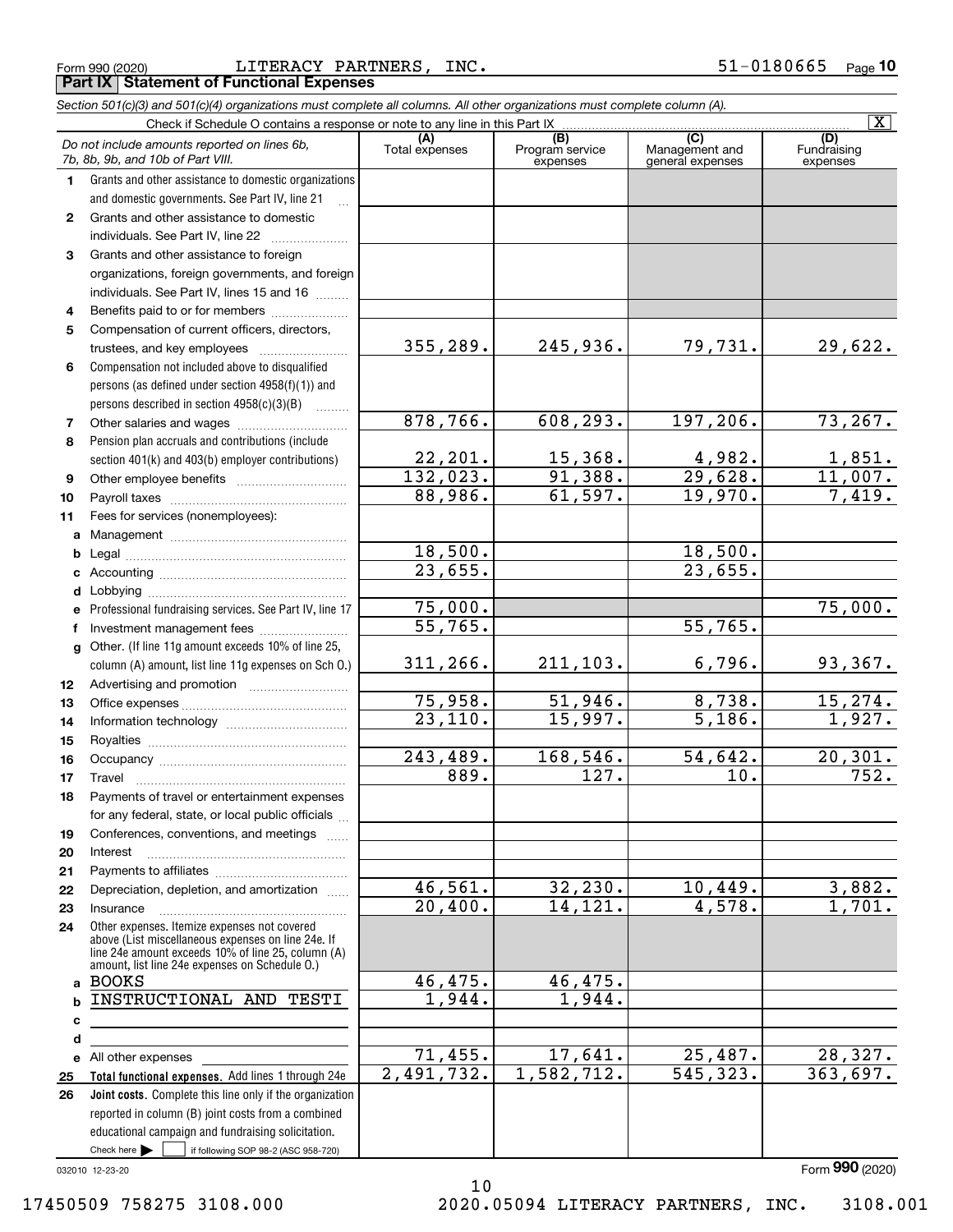Form 990 (2020) LITERACY PARTNERS, INC. 51-0180665 Page **10**

## Part IX Statement of Functional Expenses

*Section 501(c)(3) and 501(c)(4) organizations must complete all columns. All other organizations must complete column (A).*

Check if Schedule O contains a response or note to any line in this Part IX ..... [X]

| | *Do not include amounts reported on lines 6b, 7b, 8b, 9b, and 10b of Part VIII.* | (A) Total expenses | (B) Program service expenses | (C) Management and general expenses | (D) Fundraising expenses |
|---|---|---|---|---|---|
| **1** | Grants and other assistance to domestic organizations and domestic governments. See Part IV, line 21 | | | | |
| **2** | Grants and other assistance to domestic individuals. See Part IV, line 22 | | | | |
| **3** | Grants and other assistance to foreign organizations, foreign governments, and foreign individuals. See Part IV, lines 15 and 16 | | | | |
| **4** | Benefits paid to or for members | | | | |
| **5** | Compensation of current officers, directors, trustees, and key employees | 355,289. | 245,936. | 79,731. | 29,622. |
| **6** | Compensation not included above to disqualified persons (as defined under section 4958(f)(1)) and persons described in section 4958(c)(3)(B) | | | | |
| **7** | Other salaries and wages | 878,766. | 608,293. | 197,206. | 73,267. |
| **8** | Pension plan accruals and contributions (include section 401(k) and 403(b) employer contributions) | 22,201. | 15,368. | 4,982. | 1,851. |
| **9** | Other employee benefits | 132,023. | 91,388. | 29,628. | 11,007. |
| **10** | Payroll taxes | 88,986. | 61,597. | 19,970. | 7,419. |
| **11** | Fees for services (nonemployees): | | | | |
| **a** | Management | | | | |
| **b** | Legal | 18,500. | | 18,500. | |
| **c** | Accounting | 23,655. | | 23,655. | |
| **d** | Lobbying | | | | |
| **e** | Professional fundraising services. See Part IV, line 17 | 75,000. | | | 75,000. |
| **f** | Investment management fees | 55,765. | | 55,765. | |
| **g** | Other. (If line 11g amount exceeds 10% of line 25, column (A) amount, list line 11g expenses on Sch O.) | 311,266. | 211,103. | 6,796. | 93,367. |
| **12** | Advertising and promotion | | | | |
| **13** | Office expenses | 75,958. | 51,946. | 8,738. | 15,274. |
| **14** | Information technology | 23,110. | 15,997. | 5,186. | 1,927. |
| **15** | Royalties | | | | |
| **16** | Occupancy | 243,489. | 168,546. | 54,642. | 20,301. |
| **17** | Travel | 889. | 127. | 10. | 752. |
| **18** | Payments of travel or entertainment expenses for any federal, state, or local public officials | | | | |
| **19** | Conferences, conventions, and meetings | | | | |
| **20** | Interest | | | | |
| **21** | Payments to affiliates | | | | |
| **22** | Depreciation, depletion, and amortization | 46,561. | 32,230. | 10,449. | 3,882. |
| **23** | Insurance | 20,400. | 14,121. | 4,578. | 1,701. |
| **24** | Other expenses. Itemize expenses not covered above (List miscellaneous expenses on line 24e. If line 24e amount exceeds 10% of line 25, column (A) amount, list line 24e expenses on Schedule O.) | | | | |
| **a** | BOOKS | 46,475. | 46,475. | | |
| **b** | INSTRUCTIONAL AND TESTI | 1,944. | 1,944. | | |
| **c** | | | | | |
| **d** | | | | | |
| **e** | All other expenses | 71,455. | 17,641. | 25,487. | 28,327. |
| **25** | **Total functional expenses.** Add lines 1 through 24e | 2,491,732. | 1,582,712. | 545,323. | 363,697. |
| **26** | **Joint costs.** Complete this line only if the organization reported in column (B) joint costs from a combined educational campaign and fundraising solicitation. Check here [ ] if following SOP 98-2 (ASC 958-720) | | | | |

032010 12-23-20

Form **990** (2020)

17450509 758275 3108.000 2020.05094 LITERACY PARTNERS, INC. 3108.001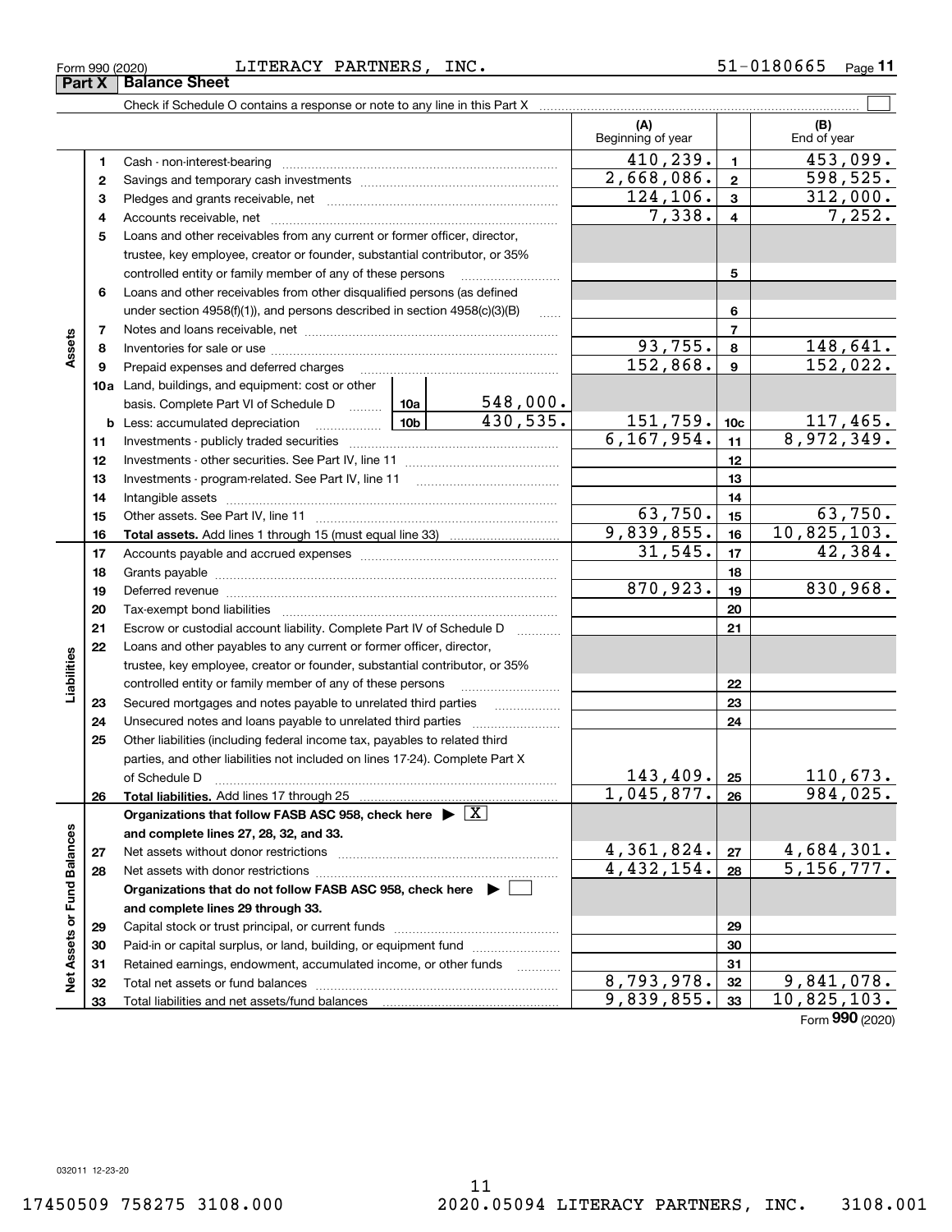Form 990 (2020) LITERACY PARTNERS, INC. 51-0180665 Page 11

**Part X Balance Sheet**

Check if Schedule O contains a response or note to any line in this Part X

| | | | (A) Beginning of year | | (B) End of year |
|---|---|---|---|---|---|
| Assets | 1 | Cash - non-interest-bearing | 410,239. | 1 | 453,099. |
| | 2 | Savings and temporary cash investments | 2,668,086. | 2 | 598,525. |
| | 3 | Pledges and grants receivable, net | 124,106. | 3 | 312,000. |
| | 4 | Accounts receivable, net | 7,338. | 4 | 7,252. |
| | 5 | Loans and other receivables from any current or former officer, director, trustee, key employee, creator or founder, substantial contributor, or 35% controlled entity or family member of any of these persons | | 5 | |
| | 6 | Loans and other receivables from other disqualified persons (as defined under section 4958(f)(1)), and persons described in section 4958(c)(3)(B) | | 6 | |
| | 7 | Notes and loans receivable, net | | 7 | |
| | 8 | Inventories for sale or use | 93,755. | 8 | 148,641. |
| | 9 | Prepaid expenses and deferred charges | 152,868. | 9 | 152,022. |
| | 10a | Land, buildings, and equipment: cost or other basis. Complete Part VI of Schedule D — 10a: 548,000. | | | |
| | b | Less: accumulated depreciation — 10b: 430,535. | 151,759. | 10c | 117,465. |
| | 11 | Investments - publicly traded securities | 6,167,954. | 11 | 8,972,349. |
| | 12 | Investments - other securities. See Part IV, line 11 | | 12 | |
| | 13 | Investments - program-related. See Part IV, line 11 | | 13 | |
| | 14 | Intangible assets | | 14 | |
| | 15 | Other assets. See Part IV, line 11 | 63,750. | 15 | 63,750. |
| | 16 | **Total assets.** Add lines 1 through 15 (must equal line 33) | 9,839,855. | 16 | 10,825,103. |
| Liabilities | 17 | Accounts payable and accrued expenses | 31,545. | 17 | 42,384. |
| | 18 | Grants payable | | 18 | |
| | 19 | Deferred revenue | 870,923. | 19 | 830,968. |
| | 20 | Tax-exempt bond liabilities | | 20 | |
| | 21 | Escrow or custodial account liability. Complete Part IV of Schedule D | | 21 | |
| | 22 | Loans and other payables to any current or former officer, director, trustee, key employee, creator or founder, substantial contributor, or 35% controlled entity or family member of any of these persons | | 22 | |
| | 23 | Secured mortgages and notes payable to unrelated third parties | | 23 | |
| | 24 | Unsecured notes and loans payable to unrelated third parties | | 24 | |
| | 25 | Other liabilities (including federal income tax, payables to related third parties, and other liabilities not included on lines 17-24). Complete Part X of Schedule D | 143,409. | 25 | 110,673. |
| | 26 | **Total liabilities.** Add lines 17 through 25 | 1,045,877. | 26 | 984,025. |
| Net Assets or Fund Balances | | **Organizations that follow FASB ASC 958, check here ▶ [X] and complete lines 27, 28, 32, and 33.** | | | |
| | 27 | Net assets without donor restrictions | 4,361,824. | 27 | 4,684,301. |
| | 28 | Net assets with donor restrictions | 4,432,154. | 28 | 5,156,777. |
| | | **Organizations that do not follow FASB ASC 958, check here ▶ [ ] and complete lines 29 through 33.** | | | |
| | 29 | Capital stock or trust principal, or current funds | | 29 | |
| | 30 | Paid-in or capital surplus, or land, building, or equipment fund | | 30 | |
| | 31 | Retained earnings, endowment, accumulated income, or other funds | | 31 | |
| | 32 | Total net assets or fund balances | 8,793,978. | 32 | 9,841,078. |
| | 33 | Total liabilities and net assets/fund balances | 9,839,855. | 33 | 10,825,103. |

Form **990** (2020)

032011 12-23-20

17450509 758275 3108.000 2020.05094 LITERACY PARTNERS, INC. 3108.001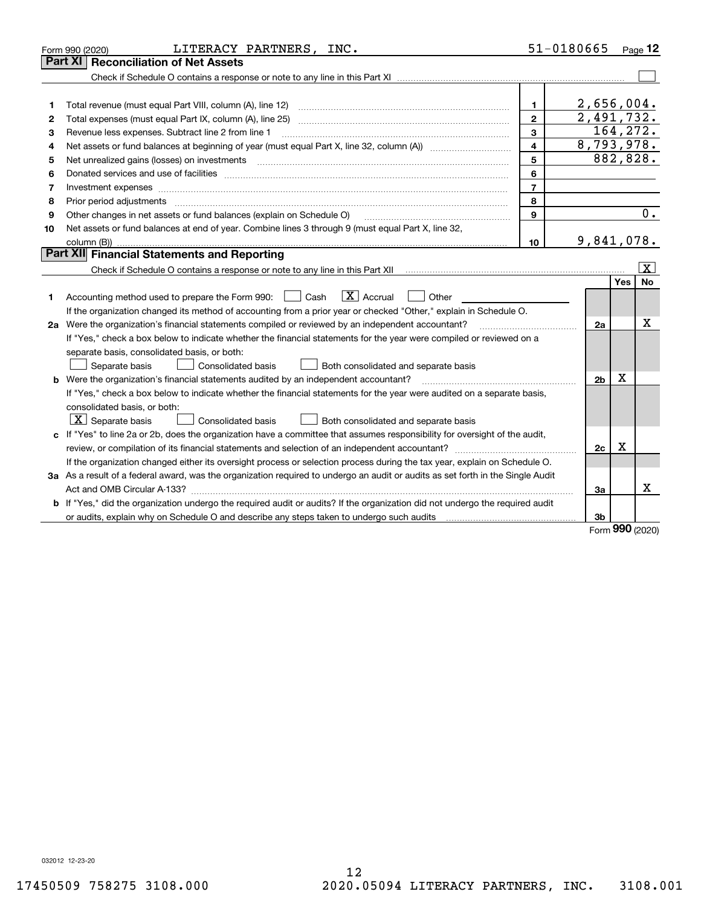Form 990 (2020) LITERACY PARTNERS, INC. 51-0180665 Page 12

## Part XI Reconciliation of Net Assets

Check if Schedule O contains a response or note to any line in this Part XI ☐

| | | | |
|---|---|---|---|
| 1 | Total revenue (must equal Part VIII, column (A), line 12) | 1 | 2,656,004. |
| 2 | Total expenses (must equal Part IX, column (A), line 25) | 2 | 2,491,732. |
| 3 | Revenue less expenses. Subtract line 2 from line 1 | 3 | 164,272. |
| 4 | Net assets or fund balances at beginning of year (must equal Part X, line 32, column (A)) | 4 | 8,793,978. |
| 5 | Net unrealized gains (losses) on investments | 5 | 882,828. |
| 6 | Donated services and use of facilities | 6 | |
| 7 | Investment expenses | 7 | |
| 8 | Prior period adjustments | 8 | |
| 9 | Other changes in net assets or fund balances (explain on Schedule O) | 9 | 0. |
| 10 | Net assets or fund balances at end of year. Combine lines 3 through 9 (must equal Part X, line 32, column (B)) | 10 | 9,841,078. |

## Part XII Financial Statements and Reporting

Check if Schedule O contains a response or note to any line in this Part XII ☒

| | | | Yes | No |
|---|---|---|---|---|
| 1 | Accounting method used to prepare the Form 990: ☐ Cash ☒ Accrual ☐ Other<br>If the organization changed its method of accounting from a prior year or checked "Other," explain in Schedule O. | | | |
| 2a | Were the organization's financial statements compiled or reviewed by an independent accountant?<br>If "Yes," check a box below to indicate whether the financial statements for the year were compiled or reviewed on a separate basis, consolidated basis, or both:<br>☐ Separate basis ☐ Consolidated basis ☐ Both consolidated and separate basis | 2a | | X |
| b | Were the organization's financial statements audited by an independent accountant?<br>If "Yes," check a box below to indicate whether the financial statements for the year were audited on a separate basis, consolidated basis, or both:<br>☒ Separate basis ☐ Consolidated basis ☐ Both consolidated and separate basis | 2b | X | |
| c | If "Yes" to line 2a or 2b, does the organization have a committee that assumes responsibility for oversight of the audit, review, or compilation of its financial statements and selection of an independent accountant?<br>If the organization changed either its oversight process or selection process during the tax year, explain on Schedule O. | 2c | X | |
| 3a | As a result of a federal award, was the organization required to undergo an audit or audits as set forth in the Single Audit Act and OMB Circular A-133? | 3a | | X |
| b | If "Yes," did the organization undergo the required audit or audits? If the organization did not undergo the required audit or audits, explain why on Schedule O and describe any steps taken to undergo such audits | 3b | | |

Form 990 (2020)

032012 12-23-20

17450509 758275 3108.000 2020.05094 LITERACY PARTNERS, INC. 3108.001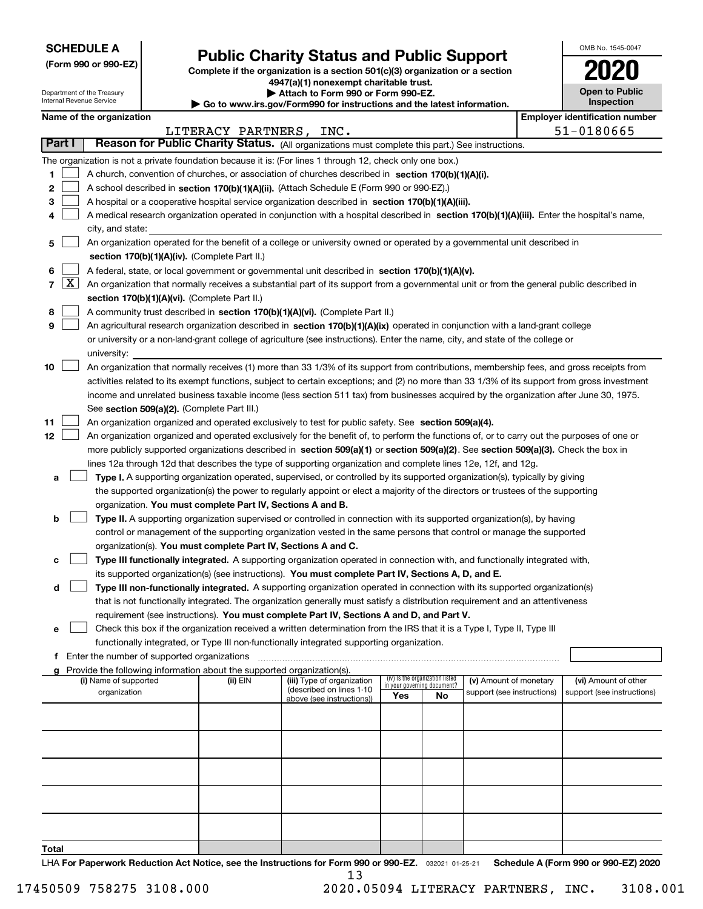**SCHEDULE A**
**(Form 990 or 990-EZ)**

Department of the Treasury
Internal Revenue Service

# Public Charity Status and Public Support

**Complete if the organization is a section 501(c)(3) organization or a section 4947(a)(1) nonexempt charitable trust.**
**▶ Attach to Form 990 or Form 990-EZ.**
**▶ Go to www.irs.gov/Form990 for instructions and the latest information.**

OMB No. 1545-0047
**2020**
**Open to Public Inspection**

**Name of the organization:** LITERACY PARTNERS, INC.
**Employer identification number:** 51-0180665

## Part I Reason for Public Charity Status. (All organizations must complete this part.) See instructions.

The organization is not a private foundation because it is: (For lines 1 through 12, check only one box.)

1. [ ] A church, convention of churches, or association of churches described in **section 170(b)(1)(A)(i).**
2. [ ] A school described in **section 170(b)(1)(A)(ii).** (Attach Schedule E (Form 990 or 990-EZ).)
3. [ ] A hospital or a cooperative hospital service organization described in **section 170(b)(1)(A)(iii).**
4. [ ] A medical research organization operated in conjunction with a hospital described in **section 170(b)(1)(A)(iii).** Enter the hospital's name, city, and state:
5. [ ] An organization operated for the benefit of a college or university owned or operated by a governmental unit described in **section 170(b)(1)(A)(iv).** (Complete Part II.)
6. [ ] A federal, state, or local government or governmental unit described in **section 170(b)(1)(A)(v).**
7. [X] An organization that normally receives a substantial part of its support from a governmental unit or from the general public described in **section 170(b)(1)(A)(vi).** (Complete Part II.)
8. [ ] A community trust described in **section 170(b)(1)(A)(vi).** (Complete Part II.)
9. [ ] An agricultural research organization described in **section 170(b)(1)(A)(ix)** operated in conjunction with a land-grant college or university or a non-land-grant college of agriculture (see instructions). Enter the name, city, and state of the college or university:
10. [ ] An organization that normally receives (1) more than 33 1/3% of its support from contributions, membership fees, and gross receipts from activities related to its exempt functions, subject to certain exceptions; and (2) no more than 33 1/3% of its support from gross investment income and unrelated business taxable income (less section 511 tax) from businesses acquired by the organization after June 30, 1975. See **section 509(a)(2).** (Complete Part III.)
11. [ ] An organization organized and operated exclusively to test for public safety. See **section 509(a)(4).**
12. [ ] An organization organized and operated exclusively for the benefit of, to perform the functions of, or to carry out the purposes of one or more publicly supported organizations described in **section 509(a)(1)** or **section 509(a)(2)**. See **section 509(a)(3).** Check the box in lines 12a through 12d that describes the type of supporting organization and complete lines 12e, 12f, and 12g.
   - **a** [ ] **Type I.** A supporting organization operated, supervised, or controlled by its supported organization(s), typically by giving the supported organization(s) the power to regularly appoint or elect a majority of the directors or trustees of the supporting organization. **You must complete Part IV, Sections A and B.**
   - **b** [ ] **Type II.** A supporting organization supervised or controlled in connection with its supported organization(s), by having control or management of the supporting organization vested in the same persons that control or manage the supported organization(s). **You must complete Part IV, Sections A and C.**
   - **c** [ ] **Type III functionally integrated.** A supporting organization operated in connection with, and functionally integrated with, its supported organization(s) (see instructions). **You must complete Part IV, Sections A, D, and E.**
   - **d** [ ] **Type III non-functionally integrated.** A supporting organization operated in connection with its supported organization(s) that is not functionally integrated. The organization generally must satisfy a distribution requirement and an attentiveness requirement (see instructions). **You must complete Part IV, Sections A and D, and Part V.**
   - **e** [ ] Check this box if the organization received a written determination from the IRS that it is a Type I, Type II, Type III functionally integrated, or Type III non-functionally integrated supporting organization.
   - **f** Enter the number of supported organizations
   - **g** Provide the following information about the supported organization(s).

| (i) Name of supported organization | (ii) EIN | (iii) Type of organization (described on lines 1-10 above (see instructions)) | (iv) Is the organization listed in your governing document? Yes | No | (v) Amount of monetary support (see instructions) | (vi) Amount of other support (see instructions) |
|---|---|---|---|---|---|---|
| | | | | | | |
| | | | | | | |
| | | | | | | |
| | | | | | | |
| | | | | | | |
| **Total** | | | | | | |

LHA **For Paperwork Reduction Act Notice, see the Instructions for Form 990 or 990-EZ.** 032021 01-25-21 **Schedule A (Form 990 or 990-EZ) 2020**

17450509 758275 3108.000 2020.05094 LITERACY PARTNERS, INC. 3108.001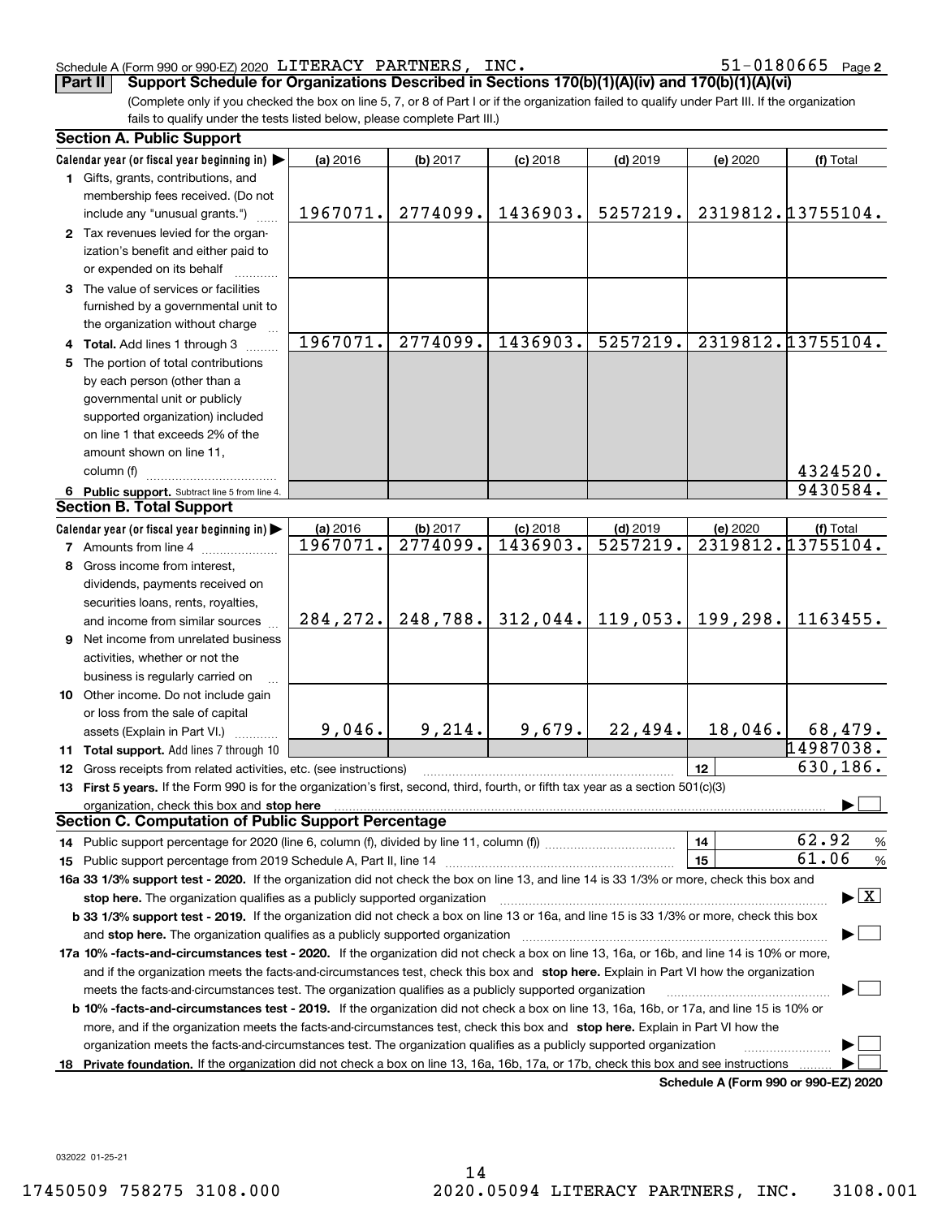Schedule A (Form 990 or 990-EZ) 2020 LITERACY PARTNERS, INC. 51-0180665 Page 2

**Part II** **Support Schedule for Organizations Described in Sections 170(b)(1)(A)(iv) and 170(b)(1)(A)(vi)**

(Complete only if you checked the box on line 5, 7, or 8 of Part I or if the organization failed to qualify under Part III. If the organization fails to qualify under the tests listed below, please complete Part III.)

### Section A. Public Support

| Calendar year (or fiscal year beginning in) ▶ | (a) 2016 | (b) 2017 | (c) 2018 | (d) 2019 | (e) 2020 | (f) Total |
|---|---|---|---|---|---|---|
| **1** Gifts, grants, contributions, and membership fees received. (Do not include any "unusual grants.") | 1967071. | 2774099. | 1436903. | 5257219. | 2319812. | 13755104. |
| **2** Tax revenues levied for the organization's benefit and either paid to or expended on its behalf | | | | | | |
| **3** The value of services or facilities furnished by a governmental unit to the organization without charge | | | | | | |
| **4 Total.** Add lines 1 through 3 | 1967071. | 2774099. | 1436903. | 5257219. | 2319812. | 13755104. |
| **5** The portion of total contributions by each person (other than a governmental unit or publicly supported organization) included on line 1 that exceeds 2% of the amount shown on line 11, column (f) | | | | | | 4324520. |
| **6 Public support.** Subtract line 5 from line 4. | | | | | | 9430584. |

### Section B. Total Support

| Calendar year (or fiscal year beginning in) ▶ | (a) 2016 | (b) 2017 | (c) 2018 | (d) 2019 | (e) 2020 | (f) Total |
|---|---|---|---|---|---|---|
| **7** Amounts from line 4 | 1967071. | 2774099. | 1436903. | 5257219. | 2319812. | 13755104. |
| **8** Gross income from interest, dividends, payments received on securities loans, rents, royalties, and income from similar sources | 284,272. | 248,788. | 312,044. | 119,053. | 199,298. | 1163455. |
| **9** Net income from unrelated business activities, whether or not the business is regularly carried on | | | | | | |
| **10** Other income. Do not include gain or loss from the sale of capital assets (Explain in Part VI.) | 9,046. | 9,214. | 9,679. | 22,494. | 18,046. | 68,479. |
| **11 Total support.** Add lines 7 through 10 | | | | | | 14987038. |
| **12** Gross receipts from related activities, etc. (see instructions) | | | | | 12 | 630,186. |

**13 First 5 years.** If the Form 990 is for the organization's first, second, third, fourth, or fifth tax year as a section 501(c)(3) organization, check this box and **stop here** ▶ ☐

### Section C. Computation of Public Support Percentage

**14** Public support percentage for 2020 (line 6, column (f), divided by line 11, column (f)) — **14** — 62.92 %

**15** Public support percentage from 2019 Schedule A, Part II, line 14 — **15** — 61.06 %

**16a 33 1/3% support test - 2020.** If the organization did not check the box on line 13, and line 14 is 33 1/3% or more, check this box and **stop here.** The organization qualifies as a publicly supported organization ▶ ☒

**b 33 1/3% support test - 2019.** If the organization did not check a box on line 13 or 16a, and line 15 is 33 1/3% or more, check this box and **stop here.** The organization qualifies as a publicly supported organization ▶ ☐

**17a 10% -facts-and-circumstances test - 2020.** If the organization did not check a box on line 13, 16a, or 16b, and line 14 is 10% or more, and if the organization meets the facts-and-circumstances test, check this box and **stop here.** Explain in Part VI how the organization meets the facts-and-circumstances test. The organization qualifies as a publicly supported organization ▶ ☐

**b 10% -facts-and-circumstances test - 2019.** If the organization did not check a box on line 13, 16a, 16b, or 17a, and line 15 is 10% or more, and if the organization meets the facts-and-circumstances test, check this box and **stop here.** Explain in Part VI how the organization meets the facts-and-circumstances test. The organization qualifies as a publicly supported organization ▶ ☐

**18 Private foundation.** If the organization did not check a box on line 13, 16a, 16b, 17a, or 17b, check this box and see instructions ▶ ☐

**Schedule A (Form 990 or 990-EZ) 2020**

032022 01-25-21

17450509 758275 3108.000 2020.05094 LITERACY PARTNERS, INC. 3108.001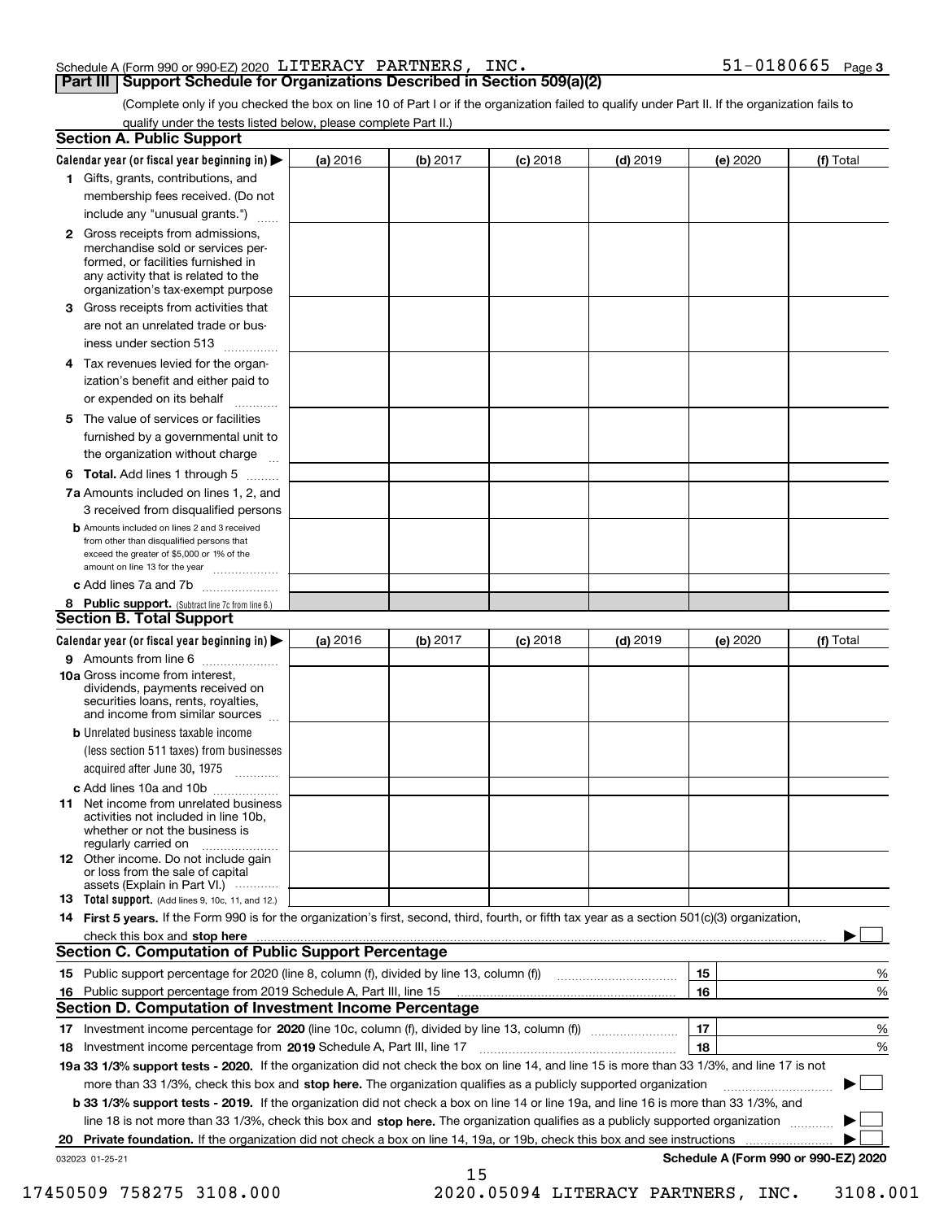Schedule A (Form 990 or 990-EZ) 2020 LITERACY PARTNERS, INC. 51-0180665 Page 3

## Part III Support Schedule for Organizations Described in Section 509(a)(2)

(Complete only if you checked the box on line 10 of Part I or if the organization failed to qualify under Part II. If the organization fails to qualify under the tests listed below, please complete Part II.)

### Section A. Public Support

| Calendar year (or fiscal year beginning in) ▶ | (a) 2016 | (b) 2017 | (c) 2018 | (d) 2019 | (e) 2020 | (f) Total |
|---|---|---|---|---|---|---|
| 1 Gifts, grants, contributions, and membership fees received. (Do not include any "unusual grants.") | | | | | | |
| 2 Gross receipts from admissions, merchandise sold or services performed, or facilities furnished in any activity that is related to the organization's tax-exempt purpose | | | | | | |
| 3 Gross receipts from activities that are not an unrelated trade or business under section 513 | | | | | | |
| 4 Tax revenues levied for the organization's benefit and either paid to or expended on its behalf | | | | | | |
| 5 The value of services or facilities furnished by a governmental unit to the organization without charge | | | | | | |
| 6 Total. Add lines 1 through 5 | | | | | | |
| 7a Amounts included on lines 1, 2, and 3 received from disqualified persons | | | | | | |
| b Amounts included on lines 2 and 3 received from other than disqualified persons that exceed the greater of $5,000 or 1% of the amount on line 13 for the year | | | | | | |
| c Add lines 7a and 7b | | | | | | |
| 8 Public support. (Subtract line 7c from line 6.) | | | | | | |

### Section B. Total Support

| Calendar year (or fiscal year beginning in) ▶ | (a) 2016 | (b) 2017 | (c) 2018 | (d) 2019 | (e) 2020 | (f) Total |
|---|---|---|---|---|---|---|
| 9 Amounts from line 6 | | | | | | |
| 10a Gross income from interest, dividends, payments received on securities loans, rents, royalties, and income from similar sources | | | | | | |
| b Unrelated business taxable income (less section 511 taxes) from businesses acquired after June 30, 1975 | | | | | | |
| c Add lines 10a and 10b | | | | | | |
| 11 Net income from unrelated business activities not included in line 10b, whether or not the business is regularly carried on | | | | | | |
| 12 Other income. Do not include gain or loss from the sale of capital assets (Explain in Part VI.) | | | | | | |
| 13 Total support. (Add lines 9, 10c, 11, and 12.) | | | | | | |

14 **First 5 years.** If the Form 990 is for the organization's first, second, third, fourth, or fifth tax year as a section 501(c)(3) organization, check this box and **stop here** ▶ ☐

### Section C. Computation of Public Support Percentage

| | | | |
|---|---|---|---|
| 15 | Public support percentage for 2020 (line 8, column (f), divided by line 13, column (f)) | 15 | % |
| 16 | Public support percentage from 2019 Schedule A, Part III, line 15 | 16 | % |

### Section D. Computation of Investment Income Percentage

| | | | |
|---|---|---|---|
| 17 | Investment income percentage for **2020** (line 10c, column (f), divided by line 13, column (f)) | 17 | % |
| 18 | Investment income percentage from **2019** Schedule A, Part III, line 17 | 18 | % |

**19a 33 1/3% support tests - 2020.** If the organization did not check the box on line 14, and line 15 is more than 33 1/3%, and line 17 is not more than 33 1/3%, check this box and **stop here.** The organization qualifies as a publicly supported organization ▶ ☐

**b 33 1/3% support tests - 2019.** If the organization did not check a box on line 14 or line 19a, and line 16 is more than 33 1/3%, and line 18 is not more than 33 1/3%, check this box and **stop here.** The organization qualifies as a publicly supported organization ▶ ☐

**20 Private foundation.** If the organization did not check a box on line 14, 19a, or 19b, check this box and see instructions ▶ ☐

032023 01-25-21 **Schedule A (Form 990 or 990-EZ) 2020**

17450509 758275 3108.000 2020.05094 LITERACY PARTNERS, INC. 3108.001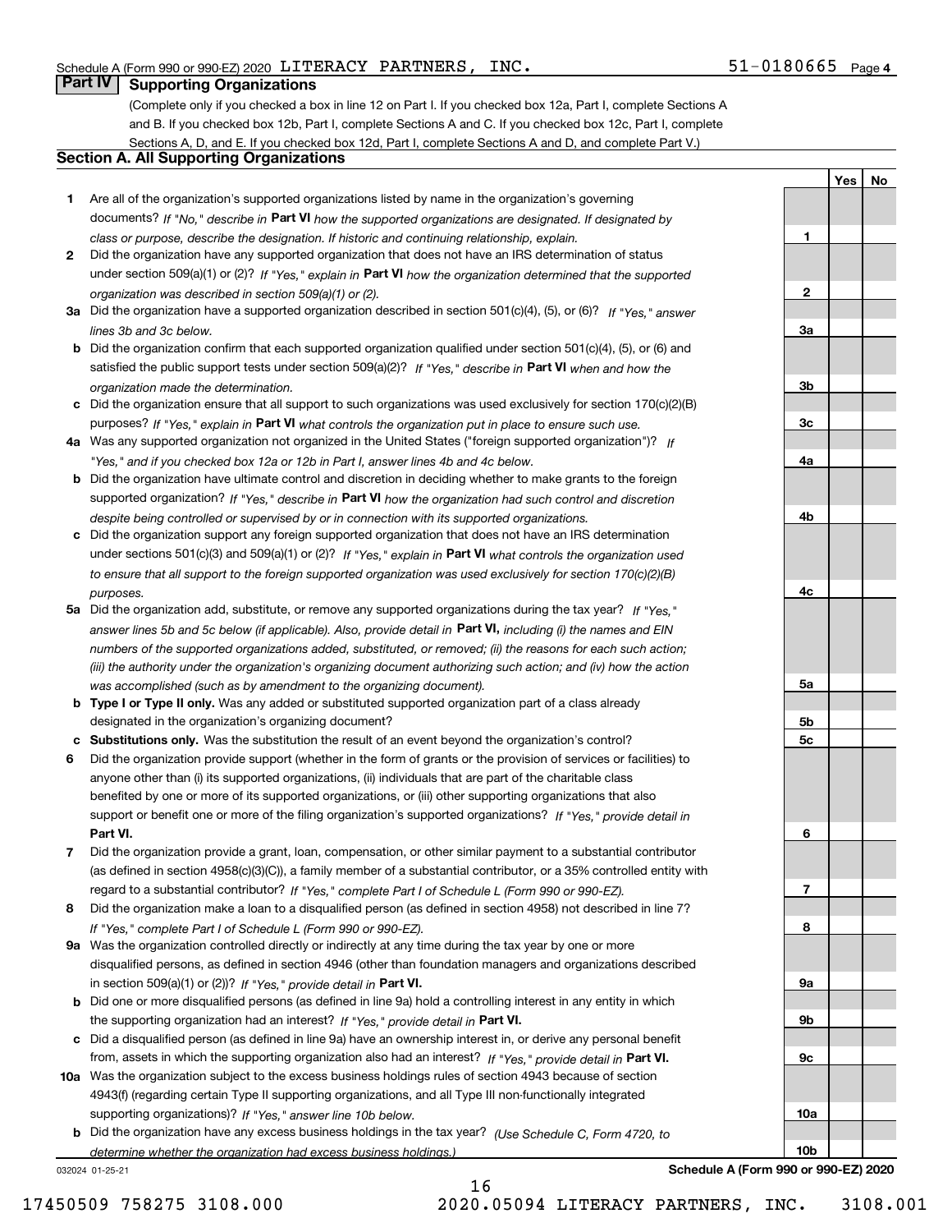Schedule A (Form 990 or 990-EZ) 2020 LITERACY PARTNERS, INC. 51-0180665 Page 4

## Part IV Supporting Organizations

(Complete only if you checked a box in line 12 on Part I. If you checked box 12a, Part I, complete Sections A and B. If you checked box 12b, Part I, complete Sections A and C. If you checked box 12c, Part I, complete Sections A, D, and E. If you checked box 12d, Part I, complete Sections A and D, and complete Part V.)

### Section A. All Supporting Organizations

| | | | Yes | No |
|---|---|---|---|---|
| **1** | Are all of the organization's supported organizations listed by name in the organization's governing documents? *If "No," describe in* **Part VI** *how the supported organizations are designated. If designated by class or purpose, describe the designation. If historic and continuing relationship, explain.* | 1 | | |
| **2** | Did the organization have any supported organization that does not have an IRS determination of status under section 509(a)(1) or (2)? *If "Yes," explain in* **Part VI** *how the organization determined that the supported organization was described in section 509(a)(1) or (2).* | 2 | | |
| **3a** | Did the organization have a supported organization described in section 501(c)(4), (5), or (6)? *If "Yes," answer lines 3b and 3c below.* | 3a | | |
| **b** | Did the organization confirm that each supported organization qualified under section 501(c)(4), (5), or (6) and satisfied the public support tests under section 509(a)(2)? *If "Yes," describe in* **Part VI** *when and how the organization made the determination.* | 3b | | |
| **c** | Did the organization ensure that all support to such organizations was used exclusively for section 170(c)(2)(B) purposes? *If "Yes," explain in* **Part VI** *what controls the organization put in place to ensure such use.* | 3c | | |
| **4a** | Was any supported organization not organized in the United States ("foreign supported organization")? *If "Yes," and if you checked box 12a or 12b in Part I, answer lines 4b and 4c below.* | 4a | | |
| **b** | Did the organization have ultimate control and discretion in deciding whether to make grants to the foreign supported organization? *If "Yes," describe in* **Part VI** *how the organization had such control and discretion despite being controlled or supervised by or in connection with its supported organizations.* | 4b | | |
| **c** | Did the organization support any foreign supported organization that does not have an IRS determination under sections 501(c)(3) and 509(a)(1) or (2)? *If "Yes," explain in* **Part VI** *what controls the organization used to ensure that all support to the foreign supported organization was used exclusively for section 170(c)(2)(B) purposes.* | 4c | | |
| **5a** | Did the organization add, substitute, or remove any supported organizations during the tax year? *If "Yes," answer lines 5b and 5c below (if applicable). Also, provide detail in* **Part VI,** *including (i) the names and EIN numbers of the supported organizations added, substituted, or removed; (ii) the reasons for each such action; (iii) the authority under the organization's organizing document authorizing such action; and (iv) how the action was accomplished (such as by amendment to the organizing document).* | 5a | | |
| **b** | **Type I or Type II only.** Was any added or substituted supported organization part of a class already designated in the organization's organizing document? | 5b | | |
| **c** | **Substitutions only.** Was the substitution the result of an event beyond the organization's control? | 5c | | |
| **6** | Did the organization provide support (whether in the form of grants or the provision of services or facilities) to anyone other than (i) its supported organizations, (ii) individuals that are part of the charitable class benefited by one or more of its supported organizations, or (iii) other supporting organizations that also support or benefit one or more of the filing organization's supported organizations? *If "Yes," provide detail in* **Part VI.** | 6 | | |
| **7** | Did the organization provide a grant, loan, compensation, or other similar payment to a substantial contributor (as defined in section 4958(c)(3)(C)), a family member of a substantial contributor, or a 35% controlled entity with regard to a substantial contributor? *If "Yes," complete Part I of Schedule L (Form 990 or 990-EZ).* | 7 | | |
| **8** | Did the organization make a loan to a disqualified person (as defined in section 4958) not described in line 7? *If "Yes," complete Part I of Schedule L (Form 990 or 990-EZ).* | 8 | | |
| **9a** | Was the organization controlled directly or indirectly at any time during the tax year by one or more disqualified persons, as defined in section 4946 (other than foundation managers and organizations described in section 509(a)(1) or (2))? *If "Yes," provide detail in* **Part VI.** | 9a | | |
| **b** | Did one or more disqualified persons (as defined in line 9a) hold a controlling interest in any entity in which the supporting organization had an interest? *If "Yes," provide detail in* **Part VI.** | 9b | | |
| **c** | Did a disqualified person (as defined in line 9a) have an ownership interest in, or derive any personal benefit from, assets in which the supporting organization also had an interest? *If "Yes," provide detail in* **Part VI.** | 9c | | |
| **10a** | Was the organization subject to the excess business holdings rules of section 4943 because of section 4943(f) (regarding certain Type II supporting organizations, and all Type III non-functionally integrated supporting organizations)? *If "Yes," answer line 10b below.* | 10a | | |
| **b** | Did the organization have any excess business holdings in the tax year? *(Use Schedule C, Form 4720, to determine whether the organization had excess business holdings.)* | 10b | | |

032024 01-25-21 **Schedule A (Form 990 or 990-EZ) 2020**

17450509 758275 3108.000 2020.05094 LITERACY PARTNERS, INC. 3108.001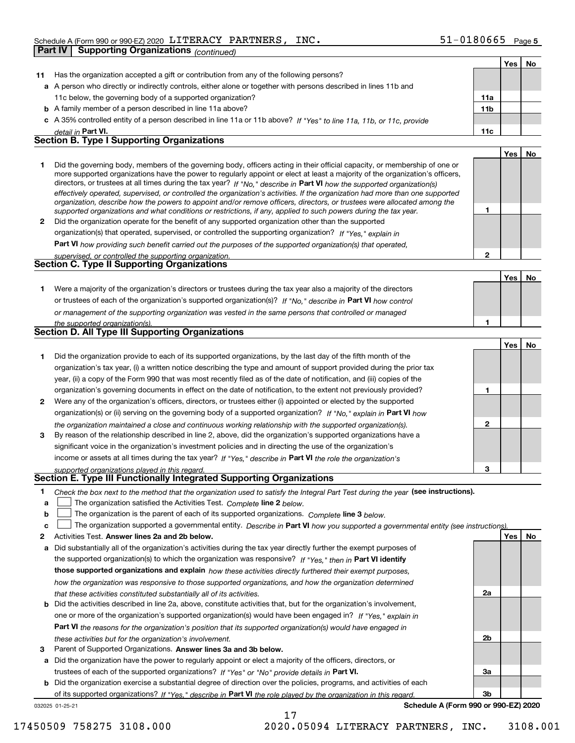Schedule A (Form 990 or 990-EZ) 2020 LITERACY PARTNERS, INC. 51-0180665 Page 5

**Part IV | Supporting Organizations** *(continued)*

| | | | Yes | No |
|---|---|---|---|---|
| **11** | Has the organization accepted a gift or contribution from any of the following persons? | | | |
| **a** | A person who directly or indirectly controls, either alone or together with persons described in lines 11b and 11c below, the governing body of a supported organization? | **11a** | | |
| **b** | A family member of a person described in line 11a above? | **11b** | | |
| **c** | A 35% controlled entity of a person described in line 11a or 11b above? *If "Yes" to line 11a, 11b, or 11c, provide detail in* **Part VI.** | **11c** | | |

**Section B. Type I Supporting Organizations**

| | | | Yes | No |
|---|---|---|---|---|
| **1** | Did the governing body, members of the governing body, officers acting in their official capacity, or membership of one or more supported organizations have the power to regularly appoint or elect at least a majority of the organization's officers, directors, or trustees at all times during the tax year? *If "No," describe in* **Part VI** *how the supported organization(s) effectively operated, supervised, or controlled the organization's activities. If the organization had more than one supported organization, describe how the powers to appoint and/or remove officers, directors, or trustees were allocated among the supported organizations and what conditions or restrictions, if any, applied to such powers during the tax year.* | **1** | | |
| **2** | Did the organization operate for the benefit of any supported organization other than the supported organization(s) that operated, supervised, or controlled the supporting organization? *If "Yes," explain in* **Part VI** *how providing such benefit carried out the purposes of the supported organization(s) that operated, supervised, or controlled the supporting organization.* | **2** | | |

**Section C. Type II Supporting Organizations**

| | | | Yes | No |
|---|---|---|---|---|
| **1** | Were a majority of the organization's directors or trustees during the tax year also a majority of the directors or trustees of each of the organization's supported organization(s)? *If "No," describe in* **Part VI** *how control or management of the supporting organization was vested in the same persons that controlled or managed the supported organization(s).* | **1** | | |

**Section D. All Type III Supporting Organizations**

| | | | Yes | No |
|---|---|---|---|---|
| **1** | Did the organization provide to each of its supported organizations, by the last day of the fifth month of the organization's tax year, (i) a written notice describing the type and amount of support provided during the prior tax year, (ii) a copy of the Form 990 that was most recently filed as of the date of notification, and (iii) copies of the organization's governing documents in effect on the date of notification, to the extent not previously provided? | **1** | | |
| **2** | Were any of the organization's officers, directors, or trustees either (i) appointed or elected by the supported organization(s) or (ii) serving on the governing body of a supported organization? *If "No," explain in* **Part VI** *how the organization maintained a close and continuous working relationship with the supported organization(s).* | **2** | | |
| **3** | By reason of the relationship described in line 2, above, did the organization's supported organizations have a significant voice in the organization's investment policies and in directing the use of the organization's income or assets at all times during the tax year? *If "Yes," describe in* **Part VI** *the role the organization's supported organizations played in this regard.* | **3** | | |

**Section E. Type III Functionally Integrated Supporting Organizations**

**1** *Check the box next to the method that the organization used to satisfy the Integral Part Test during the year* **(see instructions).**

**a** ☐ The organization satisfied the Activities Test. *Complete* **line 2** *below.*

**b** ☐ The organization is the parent of each of its supported organizations. *Complete* **line 3** *below.*

**c** ☐ The organization supported a governmental entity. *Describe in* **Part VI** *how you supported a governmental entity (see instructions).*

| | | | Yes | No |
|---|---|---|---|---|
| **2** | Activities Test. **Answer lines 2a and 2b below.** | | | |
| **a** | Did substantially all of the organization's activities during the tax year directly further the exempt purposes of the supported organization(s) to which the organization was responsive? *If "Yes," then in* **Part VI identify those supported organizations and explain** *how these activities directly furthered their exempt purposes, how the organization was responsive to those supported organizations, and how the organization determined that these activities constituted substantially all of its activities.* | **2a** | | |
| **b** | Did the activities described in line 2a, above, constitute activities that, but for the organization's involvement, one or more of the organization's supported organization(s) would have been engaged in? *If "Yes," explain in* **Part VI** *the reasons for the organization's position that its supported organization(s) would have engaged in these activities but for the organization's involvement.* | **2b** | | |
| **3** | Parent of Supported Organizations. **Answer lines 3a and 3b below.** | | | |
| **a** | Did the organization have the power to regularly appoint or elect a majority of the officers, directors, or trustees of each of the supported organizations? *If "Yes" or "No" provide details in* **Part VI.** | **3a** | | |
| **b** | Did the organization exercise a substantial degree of direction over the policies, programs, and activities of each of its supported organizations? *If "Yes," describe in* **Part VI** *the role played by the organization in this regard.* | **3b** | | |

032025 01-25-21 **Schedule A (Form 990 or 990-EZ) 2020**

17450509 758275 3108.000 2020.05094 LITERACY PARTNERS, INC. 3108.001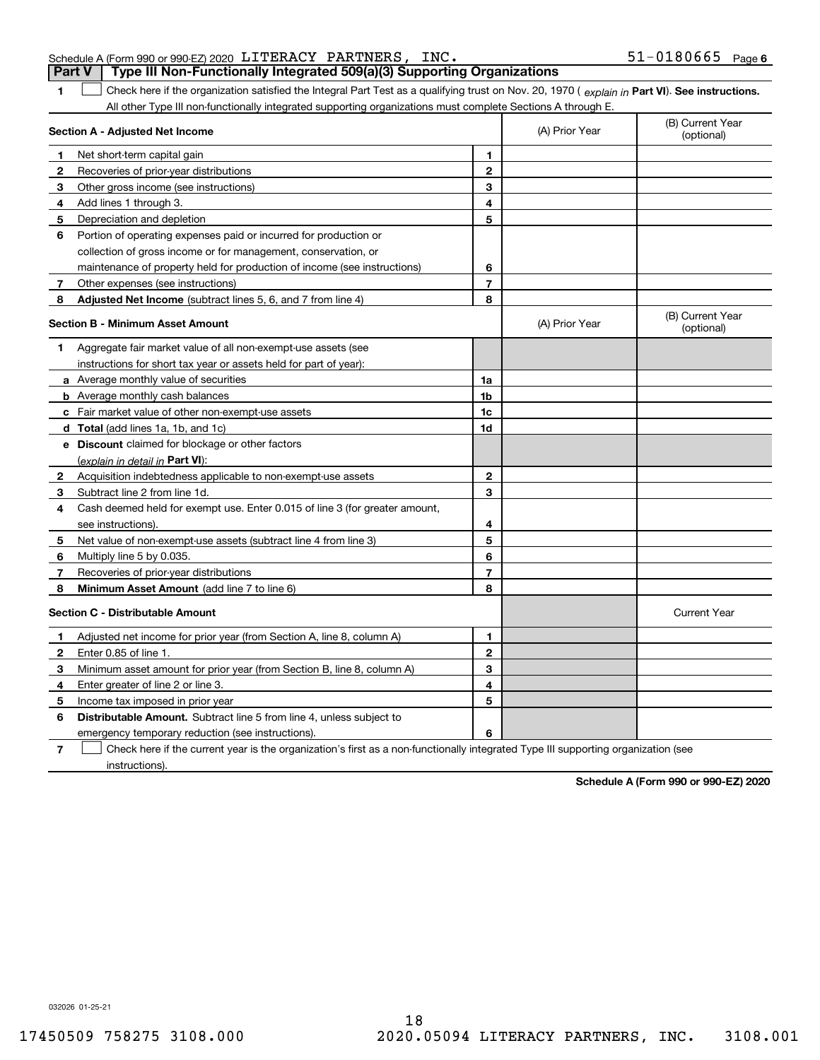Schedule A (Form 990 or 990-EZ) 2020 LITERACY PARTNERS, INC. 51-0180665 Page 6

## Part V | Type III Non-Functionally Integrated 509(a)(3) Supporting Organizations

**1** ☐ Check here if the organization satisfied the Integral Part Test as a qualifying trust on Nov. 20, 1970 ( *explain in* **Part VI**). **See instructions.** All other Type III non-functionally integrated supporting organizations must complete Sections A through E.

| **Section A - Adjusted Net Income** | | | (A) Prior Year | (B) Current Year (optional) |
|---|---|---|---|---|
| **1** | Net short-term capital gain | **1** | | |
| **2** | Recoveries of prior-year distributions | **2** | | |
| **3** | Other gross income (see instructions) | **3** | | |
| **4** | Add lines 1 through 3. | **4** | | |
| **5** | Depreciation and depletion | **5** | | |
| **6** | Portion of operating expenses paid or incurred for production or collection of gross income or for management, conservation, or maintenance of property held for production of income (see instructions) | **6** | | |
| **7** | Other expenses (see instructions) | **7** | | |
| **8** | **Adjusted Net Income** (subtract lines 5, 6, and 7 from line 4) | **8** | | |

| **Section B - Minimum Asset Amount** | | | (A) Prior Year | (B) Current Year (optional) |
|---|---|---|---|---|
| **1** | Aggregate fair market value of all non-exempt-use assets (see instructions for short tax year or assets held for part of year): | | | |
| **a** | Average monthly value of securities | **1a** | | |
| **b** | Average monthly cash balances | **1b** | | |
| **c** | Fair market value of other non-exempt-use assets | **1c** | | |
| **d** | **Total** (add lines 1a, 1b, and 1c) | **1d** | | |
| **e** | **Discount** claimed for blockage or other factors (*explain in detail in* **Part VI**): | | | |
| **2** | Acquisition indebtedness applicable to non-exempt-use assets | **2** | | |
| **3** | Subtract line 2 from line 1d. | **3** | | |
| **4** | Cash deemed held for exempt use. Enter 0.015 of line 3 (for greater amount, see instructions). | **4** | | |
| **5** | Net value of non-exempt-use assets (subtract line 4 from line 3) | **5** | | |
| **6** | Multiply line 5 by 0.035. | **6** | | |
| **7** | Recoveries of prior-year distributions | **7** | | |
| **8** | **Minimum Asset Amount** (add line 7 to line 6) | **8** | | |

| **Section C - Distributable Amount** | | | | Current Year |
|---|---|---|---|---|
| **1** | Adjusted net income for prior year (from Section A, line 8, column A) | **1** | | |
| **2** | Enter 0.85 of line 1. | **2** | | |
| **3** | Minimum asset amount for prior year (from Section B, line 8, column A) | **3** | | |
| **4** | Enter greater of line 2 or line 3. | **4** | | |
| **5** | Income tax imposed in prior year | **5** | | |
| **6** | **Distributable Amount.** Subtract line 5 from line 4, unless subject to emergency temporary reduction (see instructions). | **6** | | |

**7** ☐ Check here if the current year is the organization's first as a non-functionally integrated Type III supporting organization (see instructions).

**Schedule A (Form 990 or 990-EZ) 2020**

032026 01-25-21

17450509 758275 3108.000 2020.05094 LITERACY PARTNERS, INC. 3108.001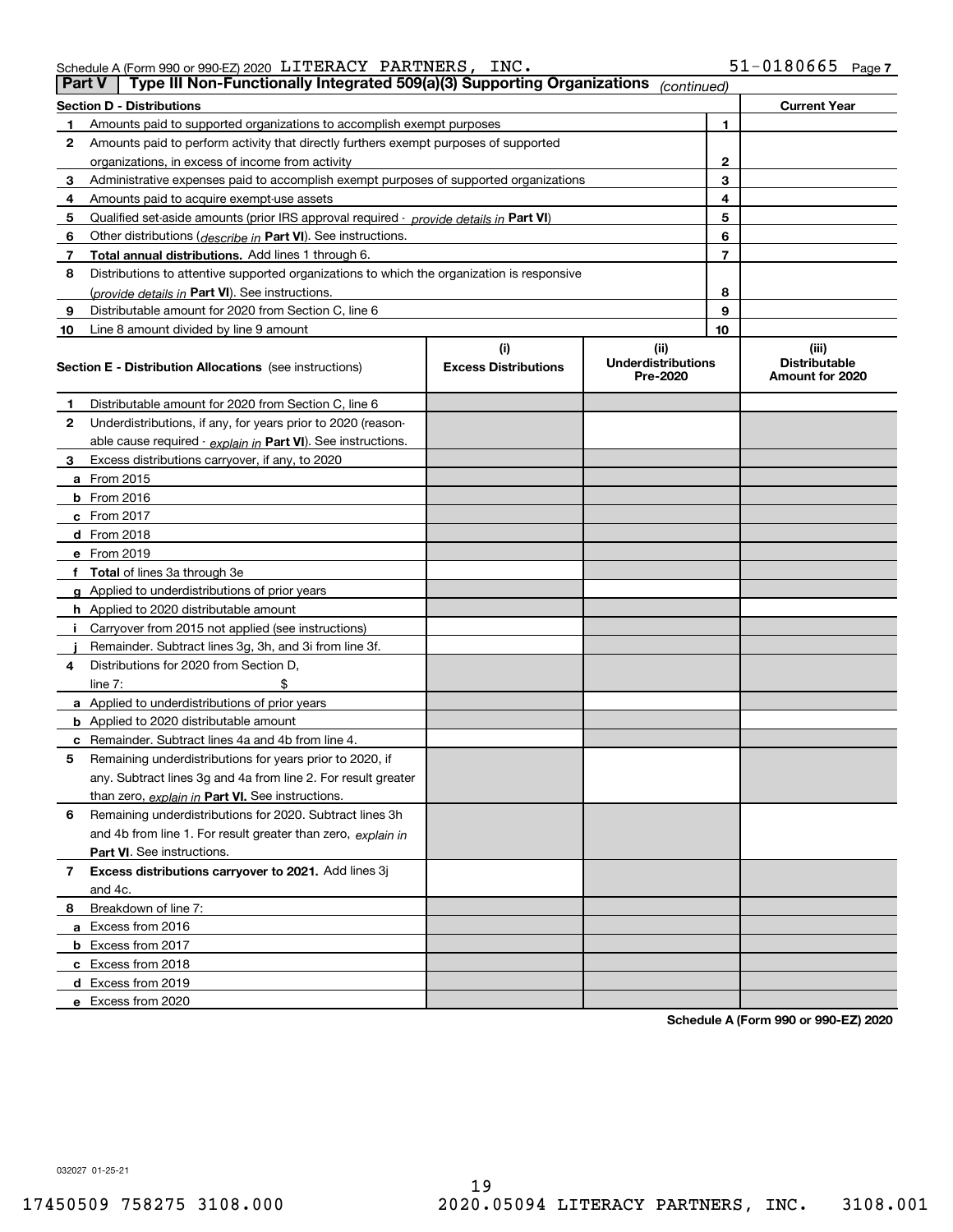Schedule A (Form 990 or 990-EZ) 2020 LITERACY PARTNERS, INC. 51-0180665 Page 7

**Part V | Type III Non-Functionally Integrated 509(a)(3) Supporting Organizations** *(continued)*

| **Section D - Distributions** | | **Current Year** |
|---|---|---|
| **1** Amounts paid to supported organizations to accomplish exempt purposes | 1 | |
| **2** Amounts paid to perform activity that directly furthers exempt purposes of supported organizations, in excess of income from activity | 2 | |
| **3** Administrative expenses paid to accomplish exempt purposes of supported organizations | 3 | |
| **4** Amounts paid to acquire exempt-use assets | 4 | |
| **5** Qualified set-aside amounts (prior IRS approval required - *provide details in* **Part VI**) | 5 | |
| **6** Other distributions (*describe in* **Part VI**). See instructions. | 6 | |
| **7** **Total annual distributions.** Add lines 1 through 6. | 7 | |
| **8** Distributions to attentive supported organizations to which the organization is responsive (*provide details in* **Part VI**). See instructions. | 8 | |
| **9** Distributable amount for 2020 from Section C, line 6 | 9 | |
| **10** Line 8 amount divided by line 9 amount | 10 | |

| **Section E - Distribution Allocations** (see instructions) | (i) **Excess Distributions** | (ii) **Underdistributions Pre-2020** | (iii) **Distributable Amount for 2020** |
|---|---|---|---|
| **1** Distributable amount for 2020 from Section C, line 6 | | | |
| **2** Underdistributions, if any, for years prior to 2020 (reasonable cause required - *explain in* **Part VI**). See instructions. | | | |
| **3** Excess distributions carryover, if any, to 2020 | | | |
| **a** From 2015 | | | |
| **b** From 2016 | | | |
| **c** From 2017 | | | |
| **d** From 2018 | | | |
| **e** From 2019 | | | |
| **f** **Total** of lines 3a through 3e | | | |
| **g** Applied to underdistributions of prior years | | | |
| **h** Applied to 2020 distributable amount | | | |
| **i** Carryover from 2015 not applied (see instructions) | | | |
| **j** Remainder. Subtract lines 3g, 3h, and 3i from line 3f. | | | |
| **4** Distributions for 2020 from Section D, line 7: $ | | | |
| **a** Applied to underdistributions of prior years | | | |
| **b** Applied to 2020 distributable amount | | | |
| **c** Remainder. Subtract lines 4a and 4b from line 4. | | | |
| **5** Remaining underdistributions for years prior to 2020, if any. Subtract lines 3g and 4a from line 2. For result greater than zero, *explain in* **Part VI.** See instructions. | | | |
| **6** Remaining underdistributions for 2020. Subtract lines 3h and 4b from line 1. For result greater than zero, *explain in* **Part VI**. See instructions. | | | |
| **7** **Excess distributions carryover to 2021.** Add lines 3j and 4c. | | | |
| **8** Breakdown of line 7: | | | |
| **a** Excess from 2016 | | | |
| **b** Excess from 2017 | | | |
| **c** Excess from 2018 | | | |
| **d** Excess from 2019 | | | |
| **e** Excess from 2020 | | | |

**Schedule A (Form 990 or 990-EZ) 2020**

032027 01-25-21

17450509 758275 3108.000 2020.05094 LITERACY PARTNERS, INC. 3108.001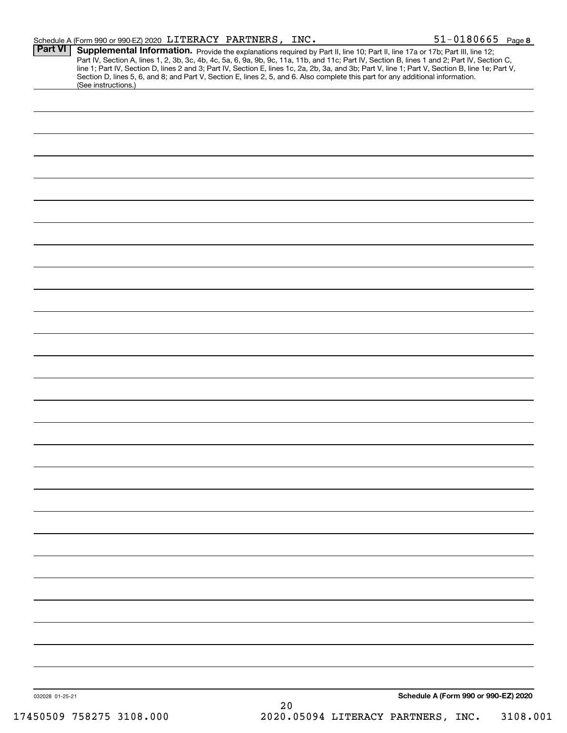Schedule A (Form 990 or 990-EZ) 2020 LITERACY PARTNERS, INC. 51-0180665 Page 8

**Part VI** **Supplemental Information.** Provide the explanations required by Part II, line 10; Part II, line 17a or 17b; Part III, line 12; Part IV, Section A, lines 1, 2, 3b, 3c, 4b, 4c, 5a, 6, 9a, 9b, 9c, 11a, 11b, and 11c; Part IV, Section B, lines 1 and 2; Part IV, Section C, line 1; Part IV, Section D, lines 2 and 3; Part IV, Section E, lines 1c, 2a, 2b, 3a, and 3b; Part V, line 1; Part V, Section B, line 1e; Part V, Section D, lines 5, 6, and 8; and Part V, Section E, lines 2, 5, and 6. Also complete this part for any additional information. (See instructions.)

032028 01-25-21

**Schedule A (Form 990 or 990-EZ) 2020**

17450509 758275 3108.000 2020.05094 LITERACY PARTNERS, INC. 3108.001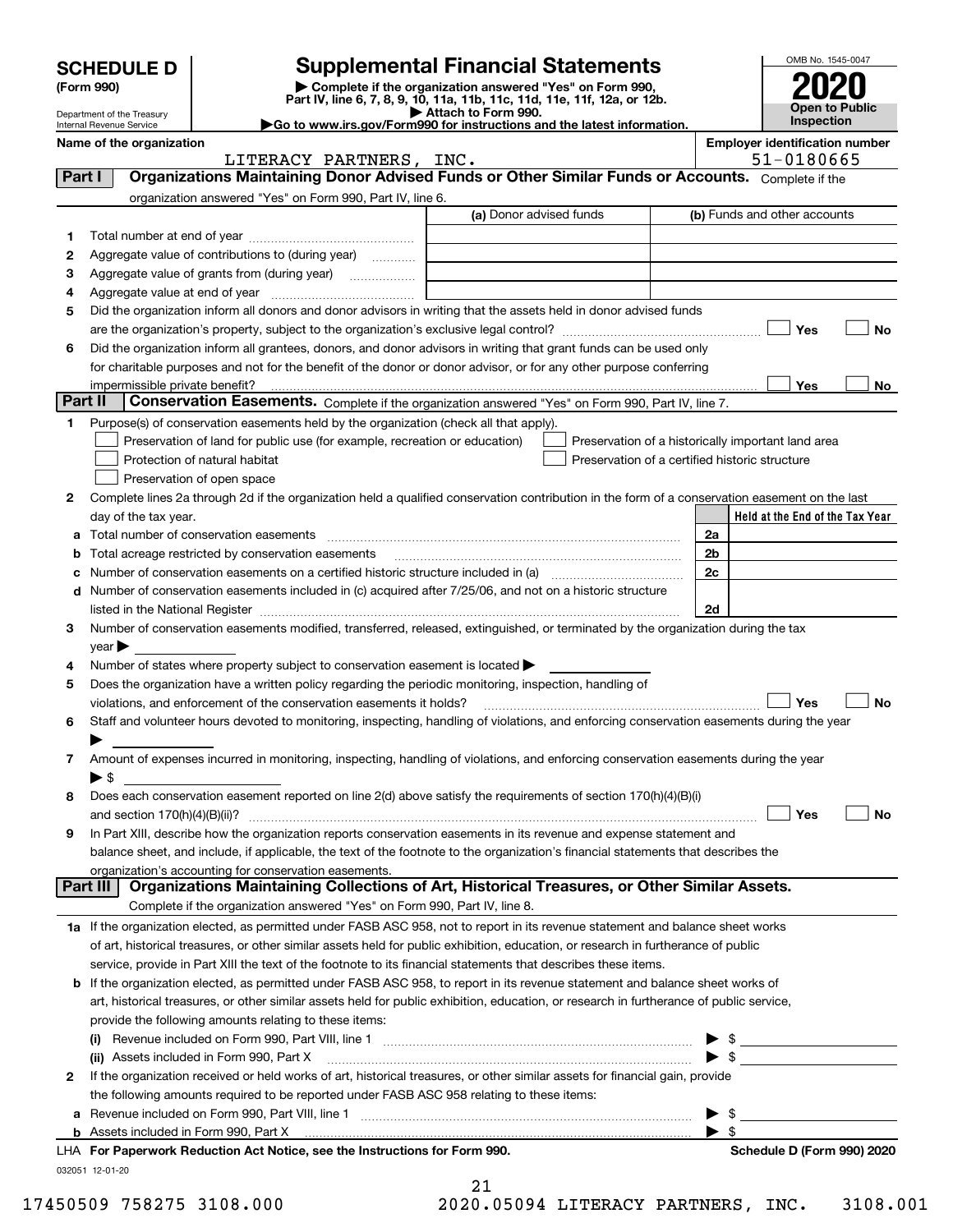# SCHEDULE D (Form 990)

Department of the Treasury
Internal Revenue Service

## Supplemental Financial Statements

▶ Complete if the organization answered "Yes" on Form 990, Part IV, line 6, 7, 8, 9, 10, 11a, 11b, 11c, 11d, 11e, 11f, 12a, or 12b.
▶ Attach to Form 990.
▶Go to www.irs.gov/Form990 for instructions and the latest information.

OMB No. 1545-0047

**2020**

**Open to Public Inspection**

**Name of the organization:** LITERACY PARTNERS, INC.

**Employer identification number:** 51-0180665

## Part I — Organizations Maintaining Donor Advised Funds or Other Similar Funds or Accounts.
Complete if the organization answered "Yes" on Form 990, Part IV, line 6.

| | | (a) Donor advised funds | (b) Funds and other accounts |
|---|---|---|---|
| 1 | Total number at end of year | | |
| 2 | Aggregate value of contributions to (during year) | | |
| 3 | Aggregate value of grants from (during year) | | |
| 4 | Aggregate value at end of year | | |

5 Did the organization inform all donors and donor advisors in writing that the assets held in donor advised funds are the organization's property, subject to the organization's exclusive legal control? ☐ Yes ☐ No

6 Did the organization inform all grantees, donors, and donor advisors in writing that grant funds can be used only for charitable purposes and not for the benefit of the donor or donor advisor, or for any other purpose conferring impermissible private benefit? ☐ Yes ☐ No

## Part II — Conservation Easements.
Complete if the organization answered "Yes" on Form 990, Part IV, line 7.

1 Purpose(s) of conservation easements held by the organization (check all that apply).

- ☐ Preservation of land for public use (for example, recreation or education)
- ☐ Preservation of a historically important land area
- ☐ Protection of natural habitat
- ☐ Preservation of a certified historic structure
- ☐ Preservation of open space

2 Complete lines 2a through 2d if the organization held a qualified conservation contribution in the form of a conservation easement on the last day of the tax year.

| | | | Held at the End of the Tax Year |
|---|---|---|---|
| a | Total number of conservation easements | 2a | |
| b | Total acreage restricted by conservation easements | 2b | |
| c | Number of conservation easements on a certified historic structure included in (a) | 2c | |
| d | Number of conservation easements included in (c) acquired after 7/25/06, and not on a historic structure listed in the National Register | 2d | |

3 Number of conservation easements modified, transferred, released, extinguished, or terminated by the organization during the tax year ▶

4 Number of states where property subject to conservation easement is located ▶

5 Does the organization have a written policy regarding the periodic monitoring, inspection, handling of violations, and enforcement of the conservation easements it holds? ☐ Yes ☐ No

6 Staff and volunteer hours devoted to monitoring, inspecting, handling of violations, and enforcing conservation easements during the year ▶

7 Amount of expenses incurred in monitoring, inspecting, handling of violations, and enforcing conservation easements during the year ▶ $

8 Does each conservation easement reported on line 2(d) above satisfy the requirements of section 170(h)(4)(B)(i) and section 170(h)(4)(B)(ii)? ☐ Yes ☐ No

9 In Part XIII, describe how the organization reports conservation easements in its revenue and expense statement and balance sheet, and include, if applicable, the text of the footnote to the organization's financial statements that describes the organization's accounting for conservation easements.

## Part III — Organizations Maintaining Collections of Art, Historical Treasures, or Other Similar Assets.
Complete if the organization answered "Yes" on Form 990, Part IV, line 8.

1a If the organization elected, as permitted under FASB ASC 958, not to report in its revenue statement and balance sheet works of art, historical treasures, or other similar assets held for public exhibition, education, or research in furtherance of public service, provide in Part XIII the text of the footnote to its financial statements that describes these items.

b If the organization elected, as permitted under FASB ASC 958, to report in its revenue statement and balance sheet works of art, historical treasures, or other similar assets held for public exhibition, education, or research in furtherance of public service, provide the following amounts relating to these items:

(i) Revenue included on Form 990, Part VIII, line 1 ▶ $

(ii) Assets included in Form 990, Part X ▶ $

2 If the organization received or held works of art, historical treasures, or other similar assets for financial gain, provide the following amounts required to be reported under FASB ASC 958 relating to these items:

a Revenue included on Form 990, Part VIII, line 1 ▶ $

b Assets included in Form 990, Part X ▶ $

LHA For Paperwork Reduction Act Notice, see the Instructions for Form 990. **Schedule D (Form 990) 2020**

032051 12-01-20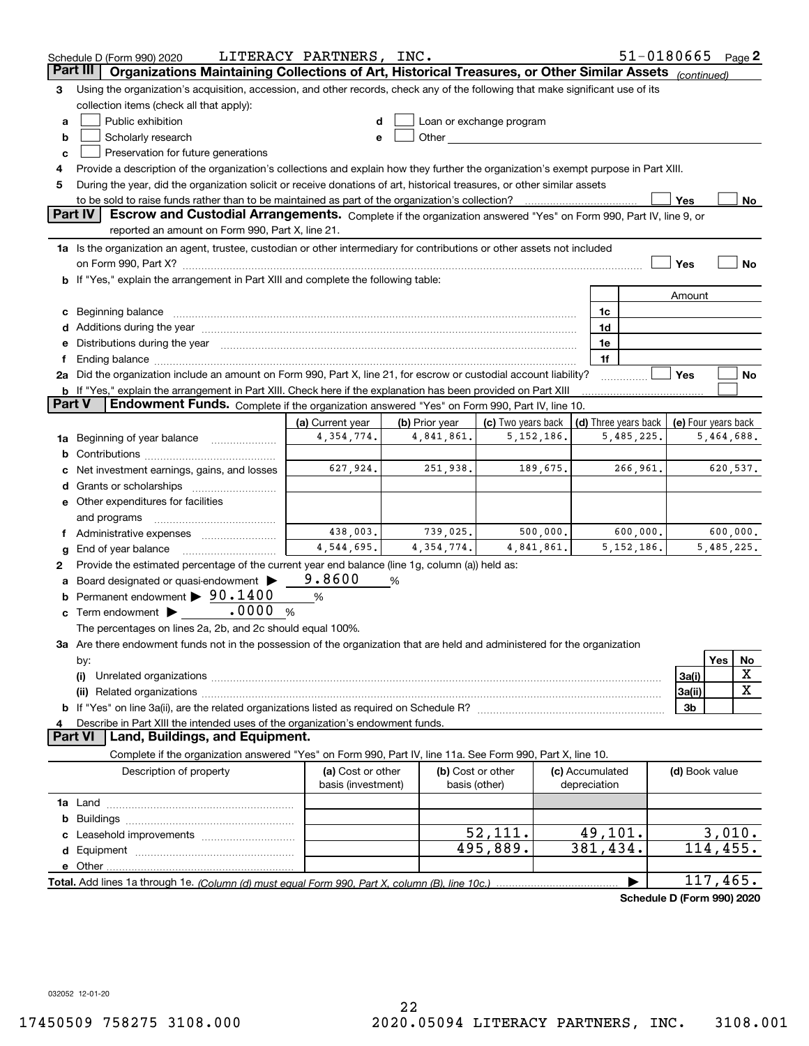Schedule D (Form 990) 2020 LITERACY PARTNERS, INC. 51-0180665 Page 2

## Part III Organizations Maintaining Collections of Art, Historical Treasures, or Other Similar Assets *(continued)*

**3** Using the organization's acquisition, accession, and other records, check any of the following that make significant use of its collection items (check all that apply):

- **a** ☐ Public exhibition
- **b** ☐ Scholarly research
- **c** ☐ Preservation for future generations
- **d** ☐ Loan or exchange program
- **e** ☐ Other

**4** Provide a description of the organization's collections and explain how they further the organization's exempt purpose in Part XIII.

**5** During the year, did the organization solicit or receive donations of art, historical treasures, or other similar assets to be sold to raise funds rather than to be maintained as part of the organization's collection? ☐ Yes ☐ No

## Part IV Escrow and Custodial Arrangements.

Complete if the organization answered "Yes" on Form 990, Part IV, line 9, or reported an amount on Form 990, Part X, line 21.

**1a** Is the organization an agent, trustee, custodian or other intermediary for contributions or other assets not included on Form 990, Part X? ☐ Yes ☐ No

**b** If "Yes," explain the arrangement in Part XIII and complete the following table:

| | | Amount |
|---|---|---|
| **c** Beginning balance | 1c | |
| **d** Additions during the year | 1d | |
| **e** Distributions during the year | 1e | |
| **f** Ending balance | 1f | |

**2a** Did the organization include an amount on Form 990, Part X, line 21, for escrow or custodial account liability? ☐ Yes ☐ No

**b** If "Yes," explain the arrangement in Part XIII. Check here if the explanation has been provided on Part XIII ☐

## Part V Endowment Funds.

Complete if the organization answered "Yes" on Form 990, Part IV, line 10.

| | (a) Current year | (b) Prior year | (c) Two years back | (d) Three years back | (e) Four years back |
|---|---|---|---|---|---|
| **1a** Beginning of year balance | 4,354,774. | 4,841,861. | 5,152,186. | 5,485,225. | 5,464,688. |
| **b** Contributions | | | | | |
| **c** Net investment earnings, gains, and losses | 627,924. | 251,938. | 189,675. | 266,961. | 620,537. |
| **d** Grants or scholarships | | | | | |
| **e** Other expenditures for facilities and programs | | | | | |
| **f** Administrative expenses | 438,003. | 739,025. | 500,000. | 600,000. | 600,000. |
| **g** End of year balance | 4,544,695. | 4,354,774. | 4,841,861. | 5,152,186. | 5,485,225. |

**2** Provide the estimated percentage of the current year end balance (line 1g, column (a)) held as:

- **a** Board designated or quasi-endowment ▶ 9.8600 %
- **b** Permanent endowment ▶ 90.1400 %
- **c** Term endowment ▶ .0000 %

The percentages on lines 2a, 2b, and 2c should equal 100%.

**3a** Are there endowment funds not in the possession of the organization that are held and administered for the organization by:

| | | Yes | No |
|---|---|---|---|
| **(i)** Unrelated organizations | 3a(i) | | X |
| **(ii)** Related organizations | 3a(ii) | | X |
| **b** If "Yes" on line 3a(ii), are the related organizations listed as required on Schedule R? | 3b | | |

**4** Describe in Part XIII the intended uses of the organization's endowment funds.

## Part VI Land, Buildings, and Equipment.

Complete if the organization answered "Yes" on Form 990, Part IV, line 11a. See Form 990, Part X, line 10.

| Description of property | (a) Cost or other basis (investment) | (b) Cost or other basis (other) | (c) Accumulated depreciation | (d) Book value |
|---|---|---|---|---|
| **1a** Land | | | | |
| **b** Buildings | | | | |
| **c** Leasehold improvements | | 52,111. | 49,101. | 3,010. |
| **d** Equipment | | 495,889. | 381,434. | 114,455. |
| **e** Other | | | | |
| **Total.** Add lines 1a through 1e. *(Column (d) must equal Form 990, Part X, column (B), line 10c.)* | | | ▶ | 117,465. |

**Schedule D (Form 990) 2020**

032052 12-01-20

17450509 758275 3108.000 2020.05094 LITERACY PARTNERS, INC. 3108.001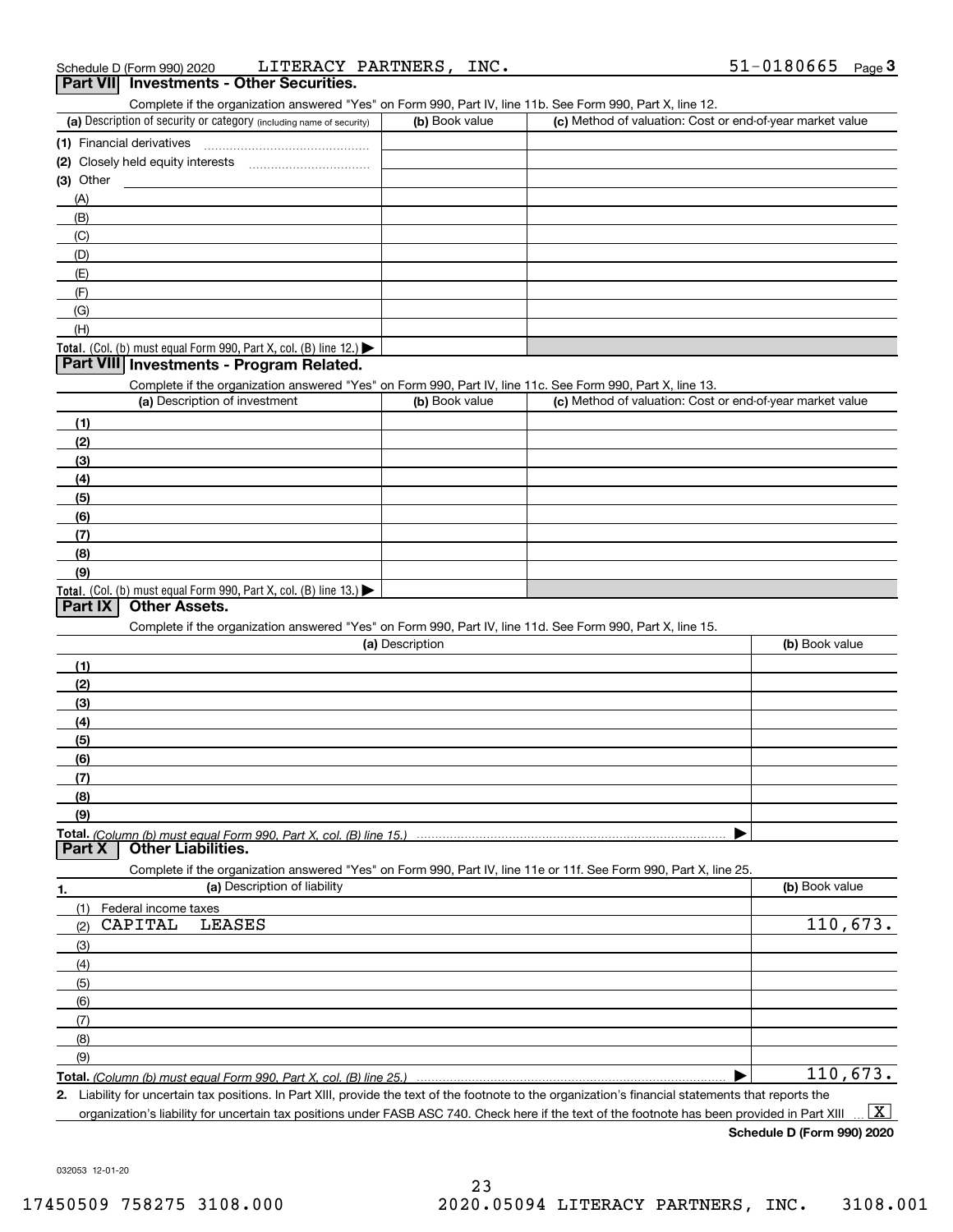Schedule D (Form 990) 2020 LITERACY PARTNERS, INC. 51-0180665 Page 3

## Part VII Investments - Other Securities.

Complete if the organization answered "Yes" on Form 990, Part IV, line 11b. See Form 990, Part X, line 12.

| (a) Description of security or category (including name of security) | (b) Book value | (c) Method of valuation: Cost or end-of-year market value |
|---|---|---|
| (1) Financial derivatives | | |
| (2) Closely held equity interests | | |
| (3) Other | | |
| (A) | | |
| (B) | | |
| (C) | | |
| (D) | | |
| (E) | | |
| (F) | | |
| (G) | | |
| (H) | | |
| **Total.** (Col. (b) must equal Form 990, Part X, col. (B) line 12.) ▶ | | |

## Part VIII Investments - Program Related.

Complete if the organization answered "Yes" on Form 990, Part IV, line 11c. See Form 990, Part X, line 13.

| (a) Description of investment | (b) Book value | (c) Method of valuation: Cost or end-of-year market value |
|---|---|---|
| (1) | | |
| (2) | | |
| (3) | | |
| (4) | | |
| (5) | | |
| (6) | | |
| (7) | | |
| (8) | | |
| (9) | | |
| **Total.** (Col. (b) must equal Form 990, Part X, col. (B) line 13.) ▶ | | |

## Part IX Other Assets.

Complete if the organization answered "Yes" on Form 990, Part IV, line 11d. See Form 990, Part X, line 15.

| (a) Description | (b) Book value |
|---|---|
| (1) | |
| (2) | |
| (3) | |
| (4) | |
| (5) | |
| (6) | |
| (7) | |
| (8) | |
| (9) | |
| **Total.** *(Column (b) must equal Form 990, Part X, col. (B) line 15.)* ▶ | |

## Part X Other Liabilities.

Complete if the organization answered "Yes" on Form 990, Part IV, line 11e or 11f. See Form 990, Part X, line 25.

| 1. (a) Description of liability | (b) Book value |
|---|---|
| (1) Federal income taxes | |
| (2) CAPITAL LEASES | 110,673. |
| (3) | |
| (4) | |
| (5) | |
| (6) | |
| (7) | |
| (8) | |
| (9) | |
| **Total.** *(Column (b) must equal Form 990, Part X, col. (B) line 25.)* ▶ | 110,673. |

**2.** Liability for uncertain tax positions. In Part XIII, provide the text of the footnote to the organization's financial statements that reports the organization's liability for uncertain tax positions under FASB ASC 740. Check here if the text of the footnote has been provided in Part XIII ... [X]

**Schedule D (Form 990) 2020**

032053 12-01-20

17450509 758275 3108.000 2020.05094 LITERACY PARTNERS, INC. 3108.001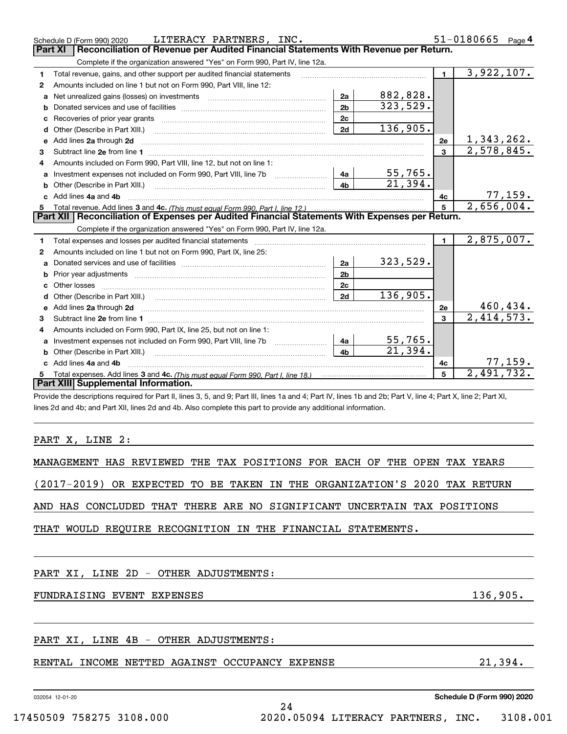Schedule D (Form 990) 2020 LITERACY PARTNERS, INC. 51-0180665 Page 4

## Part XI Reconciliation of Revenue per Audited Financial Statements With Revenue per Return.

Complete if the organization answered "Yes" on Form 990, Part IV, line 12a.

| | | | | | |
|---|---|---|---|---|---|
| 1 | Total revenue, gains, and other support per audited financial statements | | | 1 | 3,922,107. |
| 2 | Amounts included on line 1 but not on Form 990, Part VIII, line 12: | | | | |
| a | Net unrealized gains (losses) on investments | 2a | 882,828. | | |
| b | Donated services and use of facilities | 2b | 323,529. | | |
| c | Recoveries of prior year grants | 2c | | | |
| d | Other (Describe in Part XIII.) | 2d | 136,905. | | |
| e | Add lines 2a through 2d | | | 2e | 1,343,262. |
| 3 | Subtract line 2e from line 1 | | | 3 | 2,578,845. |
| 4 | Amounts included on Form 990, Part VIII, line 12, but not on line 1: | | | | |
| a | Investment expenses not included on Form 990, Part VIII, line 7b | 4a | 55,765. | | |
| b | Other (Describe in Part XIII.) | 4b | 21,394. | | |
| c | Add lines 4a and 4b | | | 4c | 77,159. |
| 5 | Total revenue. Add lines 3 and 4c. *(This must equal Form 990, Part I, line 12.)* | | | 5 | 2,656,004. |

## Part XII Reconciliation of Expenses per Audited Financial Statements With Expenses per Return.

Complete if the organization answered "Yes" on Form 990, Part IV, line 12a.

| | | | | | |
|---|---|---|---|---|---|
| 1 | Total expenses and losses per audited financial statements | | | 1 | 2,875,007. |
| 2 | Amounts included on line 1 but not on Form 990, Part IX, line 25: | | | | |
| a | Donated services and use of facilities | 2a | 323,529. | | |
| b | Prior year adjustments | 2b | | | |
| c | Other losses | 2c | | | |
| d | Other (Describe in Part XIII.) | 2d | 136,905. | | |
| e | Add lines 2a through 2d | | | 2e | 460,434. |
| 3 | Subtract line 2e from line 1 | | | 3 | 2,414,573. |
| 4 | Amounts included on Form 990, Part IX, line 25, but not on line 1: | | | | |
| a | Investment expenses not included on Form 990, Part VIII, line 7b | 4a | 55,765. | | |
| b | Other (Describe in Part XIII.) | 4b | 21,394. | | |
| c | Add lines 4a and 4b | | | 4c | 77,159. |
| 5 | Total expenses. Add lines 3 and 4c. *(This must equal Form 990, Part I, line 18.)* | | | 5 | 2,491,732. |

## Part XIII Supplemental Information.

Provide the descriptions required for Part II, lines 3, 5, and 9; Part III, lines 1a and 4; Part IV, lines 1b and 2b; Part V, line 4; Part X, line 2; Part XI, lines 2d and 4b; and Part XII, lines 2d and 4b. Also complete this part to provide any additional information.

PART X, LINE 2:

MANAGEMENT HAS REVIEWED THE TAX POSITIONS FOR EACH OF THE OPEN TAX YEARS (2017-2019) OR EXPECTED TO BE TAKEN IN THE ORGANIZATION'S 2020 TAX RETURN AND HAS CONCLUDED THAT THERE ARE NO SIGNIFICANT UNCERTAIN TAX POSITIONS THAT WOULD REQUIRE RECOGNITION IN THE FINANCIAL STATEMENTS.

PART XI, LINE 2D - OTHER ADJUSTMENTS:

FUNDRAISING EVENT EXPENSES 136,905.

PART XI, LINE 4B - OTHER ADJUSTMENTS:

RENTAL INCOME NETTED AGAINST OCCUPANCY EXPENSE 21,394.

032054 12-01-20 Schedule D (Form 990) 2020

17450509 758275 3108.000 2020.05094 LITERACY PARTNERS, INC. 3108.001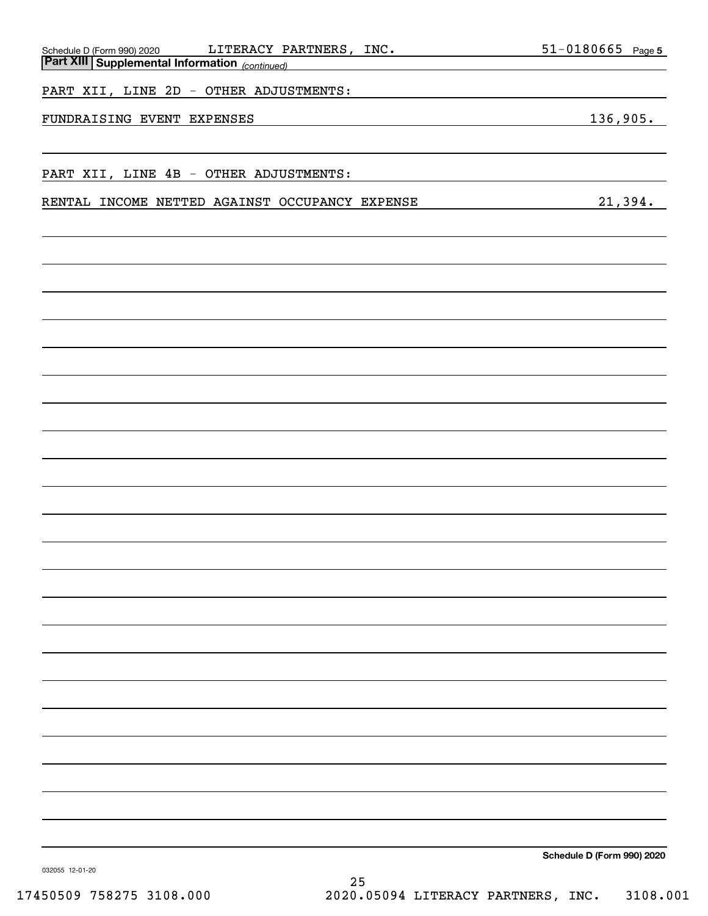Schedule D (Form 990) 2020 LITERACY PARTNERS, INC. 51-0180665 Page 5

**Part XIII | Supplemental Information** *(continued)*

PART XII, LINE 2D - OTHER ADJUSTMENTS:

| | |
|---|---|
| FUNDRAISING EVENT EXPENSES | 136,905. |

PART XII, LINE 4B - OTHER ADJUSTMENTS:

| | |
|---|---|
| RENTAL INCOME NETTED AGAINST OCCUPANCY EXPENSE | 21,394. |

**Schedule D (Form 990) 2020**

032055 12-01-20

17450509 758275 3108.000 2020.05094 LITERACY PARTNERS, INC. 3108.001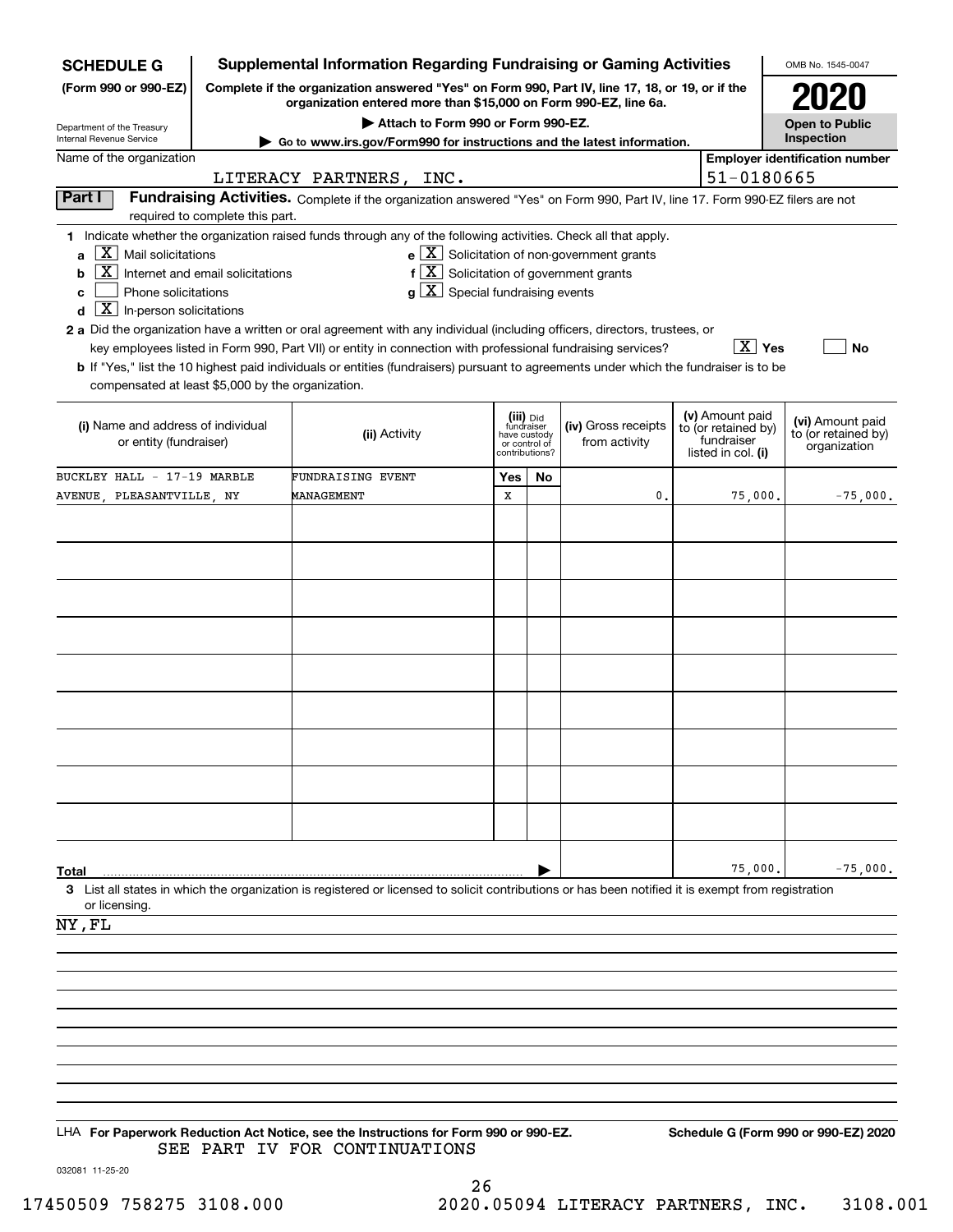**SCHEDULE G**
**(Form 990 or 990-EZ)**

Department of the Treasury
Internal Revenue Service

# Supplemental Information Regarding Fundraising or Gaming Activities

**Complete if the organization answered "Yes" on Form 990, Part IV, line 17, 18, or 19, or if the organization entered more than $15,000 on Form 990-EZ, line 6a.**

▶ Attach to Form 990 or Form 990-EZ.

▶ Go to www.irs.gov/Form990 for instructions and the latest information.

OMB No. 1545-0047

**2020**

**Open to Public Inspection**

Name of the organization: LITERACY PARTNERS, INC.

Employer identification number: 51-0180665

## Part I Fundraising Activities.

Complete if the organization answered "Yes" on Form 990, Part IV, line 17. Form 990-EZ filers are not required to complete this part.

1 Indicate whether the organization raised funds through any of the following activities. Check all that apply.

- a [X] Mail solicitations
- b [X] Internet and email solicitations
- c [ ] Phone solicitations
- d [X] In-person solicitations
- e [X] Solicitation of non-government grants
- f [X] Solicitation of government grants
- g [X] Special fundraising events

2 a Did the organization have a written or oral agreement with any individual (including officers, directors, trustees, or key employees listed in Form 990, Part VII) or entity in connection with professional fundraising services? [X] Yes [ ] No

b If "Yes," list the 10 highest paid individuals or entities (fundraisers) pursuant to agreements under which the fundraiser is to be compensated at least $5,000 by the organization.

| (i) Name and address of individual or entity (fundraiser) | (ii) Activity | (iii) Did fundraiser have custody or control of contributions? Yes | No | (iv) Gross receipts from activity | (v) Amount paid to (or retained by) fundraiser listed in col. (i) | (vi) Amount paid to (or retained by) organization |
|---|---|---|---|---|---|---|
| BUCKLEY HALL - 17-19 MARBLE AVENUE, PLEASANTVILLE, NY | FUNDRAISING EVENT MANAGEMENT | X | | 0. | 75,000. | -75,000. |
| | | | | | | |
| | | | | | | |
| | | | | | | |
| | | | | | | |
| | | | | | | |
| | | | | | | |
| | | | | | | |
| | | | | | | |
| | | | | | | |
| **Total** | | | | | 75,000. | -75,000. |

3 List all states in which the organization is registered or licensed to solicit contributions or has been notified it is exempt from registration or licensing.

NY,FL

LHA **For Paperwork Reduction Act Notice, see the Instructions for Form 990 or 990-EZ.** **Schedule G (Form 990 or 990-EZ) 2020**

SEE PART IV FOR CONTINUATIONS

032081 11-25-20

17450509 758275 3108.000 2020.05094 LITERACY PARTNERS, INC. 3108.001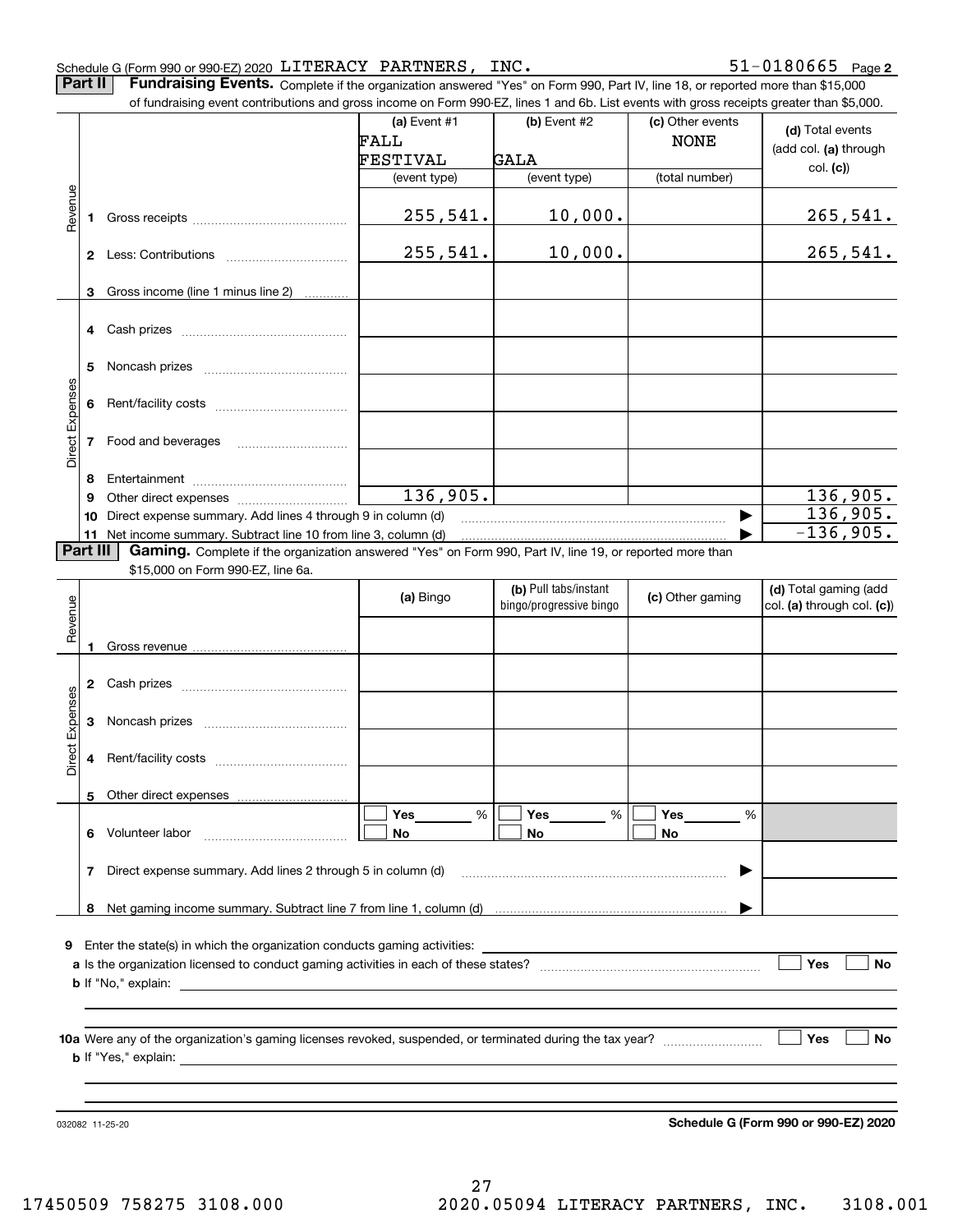Schedule G (Form 990 or 990-EZ) 2020 LITERACY PARTNERS, INC. 51-0180665 Page 2

**Part II** **Fundraising Events.** Complete if the organization answered "Yes" on Form 990, Part IV, line 18, or reported more than $15,000 of fundraising event contributions and gross income on Form 990-EZ, lines 1 and 6b. List events with gross receipts greater than $5,000.

| | | (a) Event #1 FALL FESTIVAL (event type) | (b) Event #2 GALA (event type) | (c) Other events NONE (total number) | (d) Total events (add col. (a) through col. (c)) |
|---|---|---|---|---|---|
| Revenue | 1 Gross receipts | 255,541. | 10,000. | | 265,541. |
| | 2 Less: Contributions | 255,541. | 10,000. | | 265,541. |
| | 3 Gross income (line 1 minus line 2) | | | | |
| Direct Expenses | 4 Cash prizes | | | | |
| | 5 Noncash prizes | | | | |
| | 6 Rent/facility costs | | | | |
| | 7 Food and beverages | | | | |
| | 8 Entertainment | | | | |
| | 9 Other direct expenses | 136,905. | | | 136,905. |
| | 10 Direct expense summary. Add lines 4 through 9 in column (d) | | | | 136,905. |
| | 11 Net income summary. Subtract line 10 from line 3, column (d) | | | | -136,905. |

**Part III** **Gaming.** Complete if the organization answered "Yes" on Form 990, Part IV, line 19, or reported more than $15,000 on Form 990-EZ, line 6a.

| | | (a) Bingo | (b) Pull tabs/instant bingo/progressive bingo | (c) Other gaming | (d) Total gaming (add col. (a) through col. (c)) |
|---|---|---|---|---|---|
| Revenue | 1 Gross revenue | | | | |
| Direct Expenses | 2 Cash prizes | | | | |
| | 3 Noncash prizes | | | | |
| | 4 Rent/facility costs | | | | |
| | 5 Other direct expenses | | | | |
| | 6 Volunteer labor | ☐ Yes ___ % ☐ No | ☐ Yes ___ % ☐ No | ☐ Yes ___ % ☐ No | |
| | 7 Direct expense summary. Add lines 2 through 5 in column (d) | | | | |
| | 8 Net gaming income summary. Subtract line 7 from line 1, column (d) | | | | |

9 Enter the state(s) in which the organization conducts gaming activities:

a Is the organization licensed to conduct gaming activities in each of these states? ☐ Yes ☐ No

b If "No," explain:

10a Were any of the organization's gaming licenses revoked, suspended, or terminated during the tax year? ☐ Yes ☐ No

b If "Yes," explain:

032082 11-25-20 **Schedule G (Form 990 or 990-EZ) 2020**

17450509 758275 3108.000 2020.05094 LITERACY PARTNERS, INC. 3108.001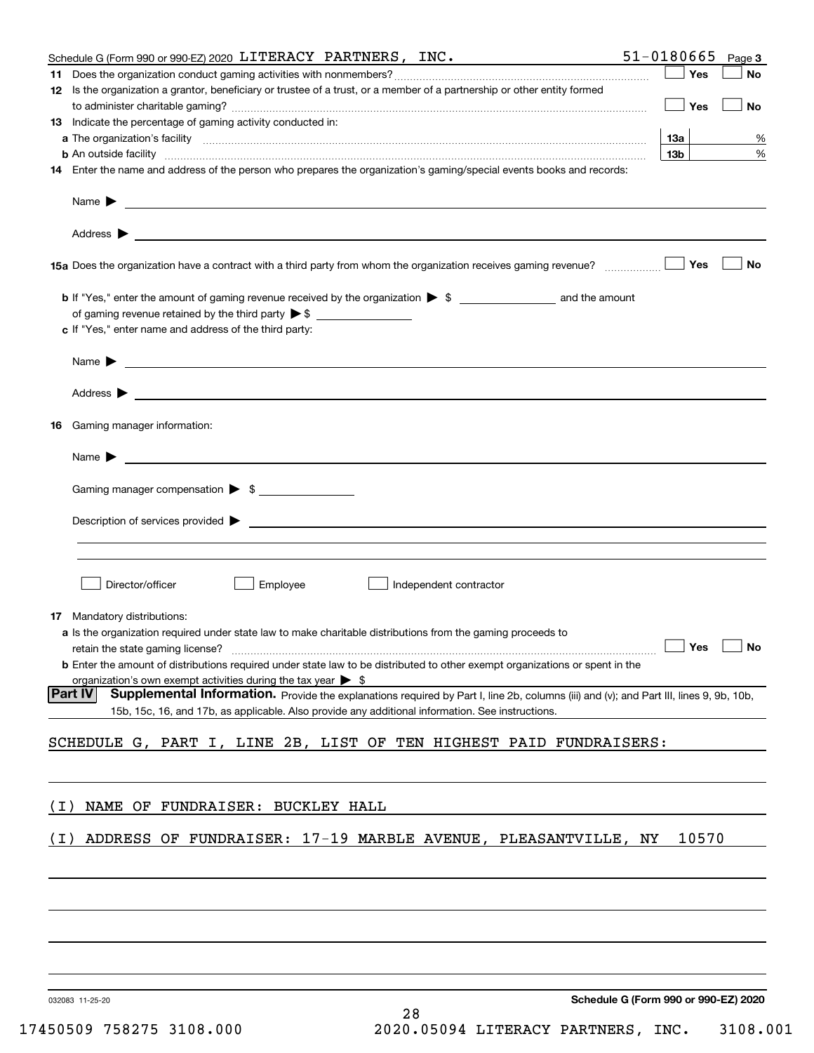Schedule G (Form 990 or 990-EZ) 2020 LITERACY PARTNERS, INC. 51-0180665 Page 3

**11** Does the organization conduct gaming activities with nonmembers? ☐ Yes ☐ No

**12** Is the organization a grantor, beneficiary or trustee of a trust, or a member of a partnership or other entity formed to administer charitable gaming? ☐ Yes ☐ No

**13** Indicate the percentage of gaming activity conducted in:

**a** The organization's facility **13a** %

**b** An outside facility **13b** %

**14** Enter the name and address of the person who prepares the organization's gaming/special events books and records:

Name ▶

Address ▶

**15a** Does the organization have a contract with a third party from whom the organization receives gaming revenue? ☐ Yes ☐ No

**b** If "Yes," enter the amount of gaming revenue received by the organization ▶ $ ________ and the amount of gaming revenue retained by the third party ▶ $ ________

**c** If "Yes," enter name and address of the third party:

Name ▶

Address ▶

**16** Gaming manager information:

Name ▶

Gaming manager compensation ▶ $

Description of services provided ▶

☐ Director/officer ☐ Employee ☐ Independent contractor

**17** Mandatory distributions:

**a** Is the organization required under state law to make charitable distributions from the gaming proceeds to retain the state gaming license? ☐ Yes ☐ No

**b** Enter the amount of distributions required under state law to be distributed to other exempt organizations or spent in the organization's own exempt activities during the tax year ▶ $

**Part IV** **Supplemental Information.** Provide the explanations required by Part I, line 2b, columns (iii) and (v); and Part III, lines 9, 9b, 10b, 15b, 15c, 16, and 17b, as applicable. Also provide any additional information. See instructions.

SCHEDULE G, PART I, LINE 2B, LIST OF TEN HIGHEST PAID FUNDRAISERS:

(I) NAME OF FUNDRAISER: BUCKLEY HALL

(I) ADDRESS OF FUNDRAISER: 17-19 MARBLE AVENUE, PLEASANTVILLE, NY 10570

032083 11-25-20 **Schedule G (Form 990 or 990-EZ) 2020**

17450509 758275 3108.000 2020.05094 LITERACY PARTNERS, INC. 3108.001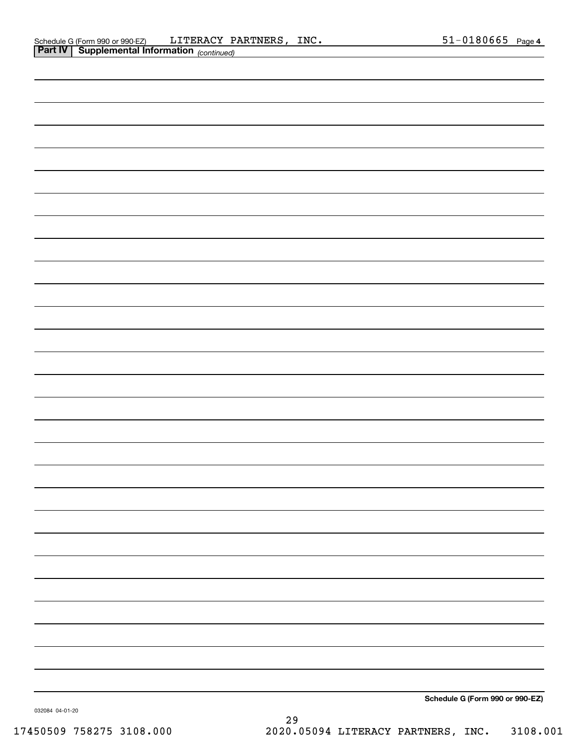Schedule G (Form 990 or 990-EZ) LITERACY PARTNERS, INC. 51-0180665 Page 4

**Part IV | Supplemental Information** *(continued)*

**Schedule G (Form 990 or 990-EZ)**

032084 04-01-20

17450509 758275 3108.000 2020.05094 LITERACY PARTNERS, INC. 3108.001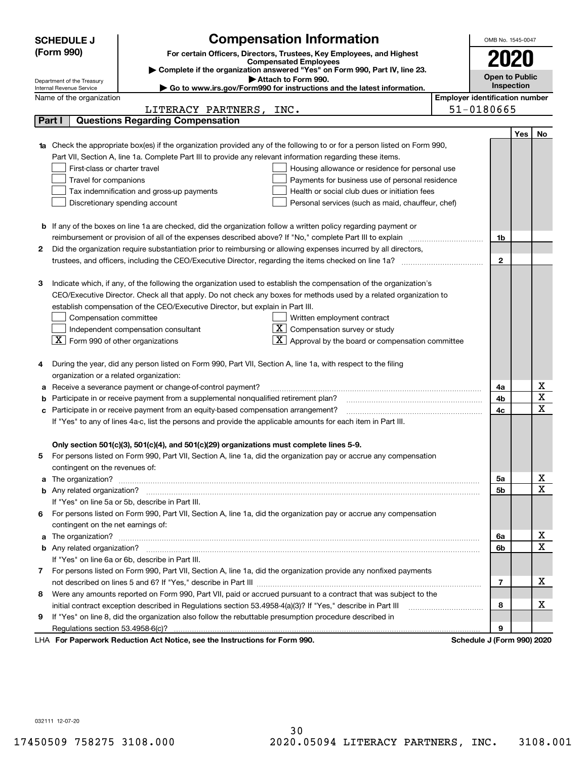**SCHEDULE J (Form 990)**

Department of the Treasury
Internal Revenue Service

# Compensation Information

**For certain Officers, Directors, Trustees, Key Employees, and Highest Compensated Employees**

▶ **Complete if the organization answered "Yes" on Form 990, Part IV, line 23.**
▶ **Attach to Form 990.**
▶ **Go to www.irs.gov/Form990 for instructions and the latest information.**

OMB No. 1545-0047

**2020**

**Open to Public Inspection**

Name of the organization: LITERACY PARTNERS, INC.

**Employer identification number:** 51-0180665

## Part I Questions Regarding Compensation

| | | | Yes | No |
|---|---|---|---|---|
| **1a** | Check the appropriate box(es) if the organization provided any of the following to or for a person listed on Form 990, Part VII, Section A, line 1a. Complete Part III to provide any relevant information regarding these items.<br>☐ First-class or charter travel ☐ Housing allowance or residence for personal use<br>☐ Travel for companions ☐ Payments for business use of personal residence<br>☐ Tax indemnification and gross-up payments ☐ Health or social club dues or initiation fees<br>☐ Discretionary spending account ☐ Personal services (such as maid, chauffeur, chef) | | | |
| **b** | If any of the boxes on line 1a are checked, did the organization follow a written policy regarding payment or reimbursement or provision of all of the expenses described above? If "No," complete Part III to explain | 1b | | |
| **2** | Did the organization require substantiation prior to reimbursing or allowing expenses incurred by all directors, trustees, and officers, including the CEO/Executive Director, regarding the items checked on line 1a? | 2 | | |
| **3** | Indicate which, if any, of the following the organization used to establish the compensation of the organization's CEO/Executive Director. Check all that apply. Do not check any boxes for methods used by a related organization to establish compensation of the CEO/Executive Director, but explain in Part III.<br>☐ Compensation committee ☐ Written employment contract<br>☐ Independent compensation consultant ☒ Compensation survey or study<br>☒ Form 990 of other organizations ☒ Approval by the board or compensation committee | | | |
| **4** | During the year, did any person listed on Form 990, Part VII, Section A, line 1a, with respect to the filing organization or a related organization: | | | |
| **a** | Receive a severance payment or change-of-control payment? | 4a | | X |
| **b** | Participate in or receive payment from a supplemental nonqualified retirement plan? | 4b | | X |
| **c** | Participate in or receive payment from an equity-based compensation arrangement? | 4c | | X |
| | If "Yes" to any of lines 4a-c, list the persons and provide the applicable amounts for each item in Part III. | | | |
| | **Only section 501(c)(3), 501(c)(4), and 501(c)(29) organizations must complete lines 5-9.** | | | |
| **5** | For persons listed on Form 990, Part VII, Section A, line 1a, did the organization pay or accrue any compensation contingent on the revenues of: | | | |
| **a** | The organization? | 5a | | X |
| **b** | Any related organization? | 5b | | X |
| | If "Yes" on line 5a or 5b, describe in Part III. | | | |
| **6** | For persons listed on Form 990, Part VII, Section A, line 1a, did the organization pay or accrue any compensation contingent on the net earnings of: | | | |
| **a** | The organization? | 6a | | X |
| **b** | Any related organization? | 6b | | X |
| | If "Yes" on line 6a or 6b, describe in Part III. | | | |
| **7** | For persons listed on Form 990, Part VII, Section A, line 1a, did the organization provide any nonfixed payments not described on lines 5 and 6? If "Yes," describe in Part III | 7 | | X |
| **8** | Were any amounts reported on Form 990, Part VII, paid or accrued pursuant to a contract that was subject to the initial contract exception described in Regulations section 53.4958-4(a)(3)? If "Yes," describe in Part III | 8 | | X |
| **9** | If "Yes" on line 8, did the organization also follow the rebuttable presumption procedure described in Regulations section 53.4958-6(c)? | 9 | | |

LHA **For Paperwork Reduction Act Notice, see the Instructions for Form 990.** **Schedule J (Form 990) 2020**

032111 12-07-20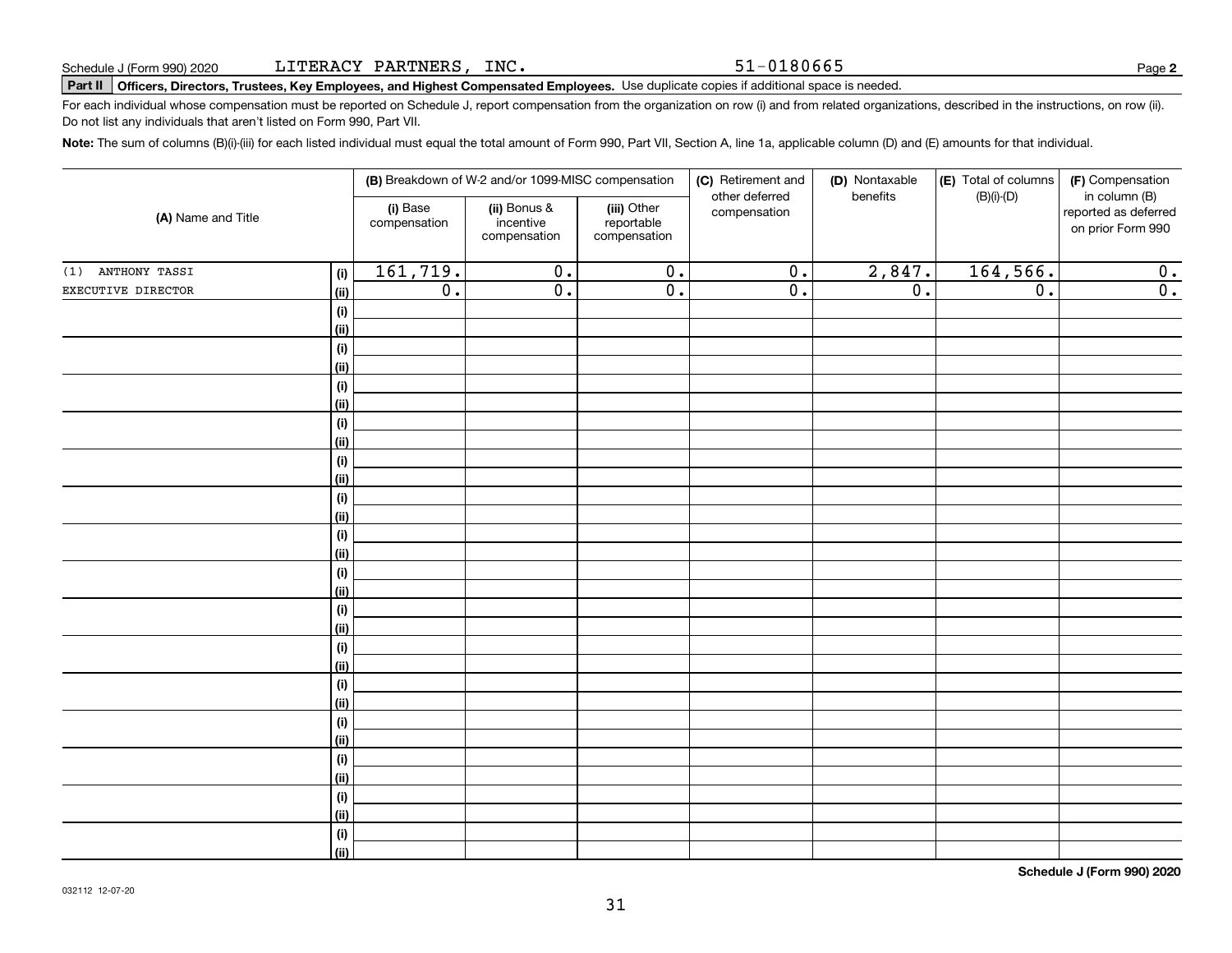Schedule J (Form 990) 2020 LITERACY PARTNERS, INC. 51-0180665 Page **2**

**Part II** **Officers, Directors, Trustees, Key Employees, and Highest Compensated Employees.** Use duplicate copies if additional space is needed.

For each individual whose compensation must be reported on Schedule J, report compensation from the organization on row (i) and from related organizations, described in the instructions, on row (ii). Do not list any individuals that aren't listed on Form 990, Part VII.

**Note:** The sum of columns (B)(i)-(iii) for each listed individual must equal the total amount of Form 990, Part VII, Section A, line 1a, applicable column (D) and (E) amounts for that individual.

| (A) Name and Title | | (B) Breakdown of W-2 and/or 1099-MISC compensation | | | (C) Retirement and other deferred compensation | (D) Nontaxable benefits | (E) Total of columns (B)(i)-(D) | (F) Compensation in column (B) reported as deferred on prior Form 990 |
|---|---|---|---|---|---|---|---|---|
| | | (i) Base compensation | (ii) Bonus & incentive compensation | (iii) Other reportable compensation | | | | |
| (1) ANTHONY TASSI | (i) | 161,719. | 0. | 0. | 0. | 2,847. | 164,566. | 0. |
| EXECUTIVE DIRECTOR | (ii) | 0. | 0. | 0. | 0. | 0. | 0. | 0. |
| | (i) | | | | | | | |
| | (ii) | | | | | | | |
| | (i) | | | | | | | |
| | (ii) | | | | | | | |
| | (i) | | | | | | | |
| | (ii) | | | | | | | |
| | (i) | | | | | | | |
| | (ii) | | | | | | | |
| | (i) | | | | | | | |
| | (ii) | | | | | | | |
| | (i) | | | | | | | |
| | (ii) | | | | | | | |
| | (i) | | | | | | | |
| | (ii) | | | | | | | |
| | (i) | | | | | | | |
| | (ii) | | | | | | | |
| | (i) | | | | | | | |
| | (ii) | | | | | | | |
| | (i) | | | | | | | |
| | (ii) | | | | | | | |
| | (i) | | | | | | | |
| | (ii) | | | | | | | |
| | (i) | | | | | | | |
| | (ii) | | | | | | | |
| | (i) | | | | | | | |
| | (ii) | | | | | | | |
| | (i) | | | | | | | |
| | (ii) | | | | | | | |
| | (i) | | | | | | | |
| | (ii) | | | | | | | |

**Schedule J (Form 990) 2020**

032112 12-07-20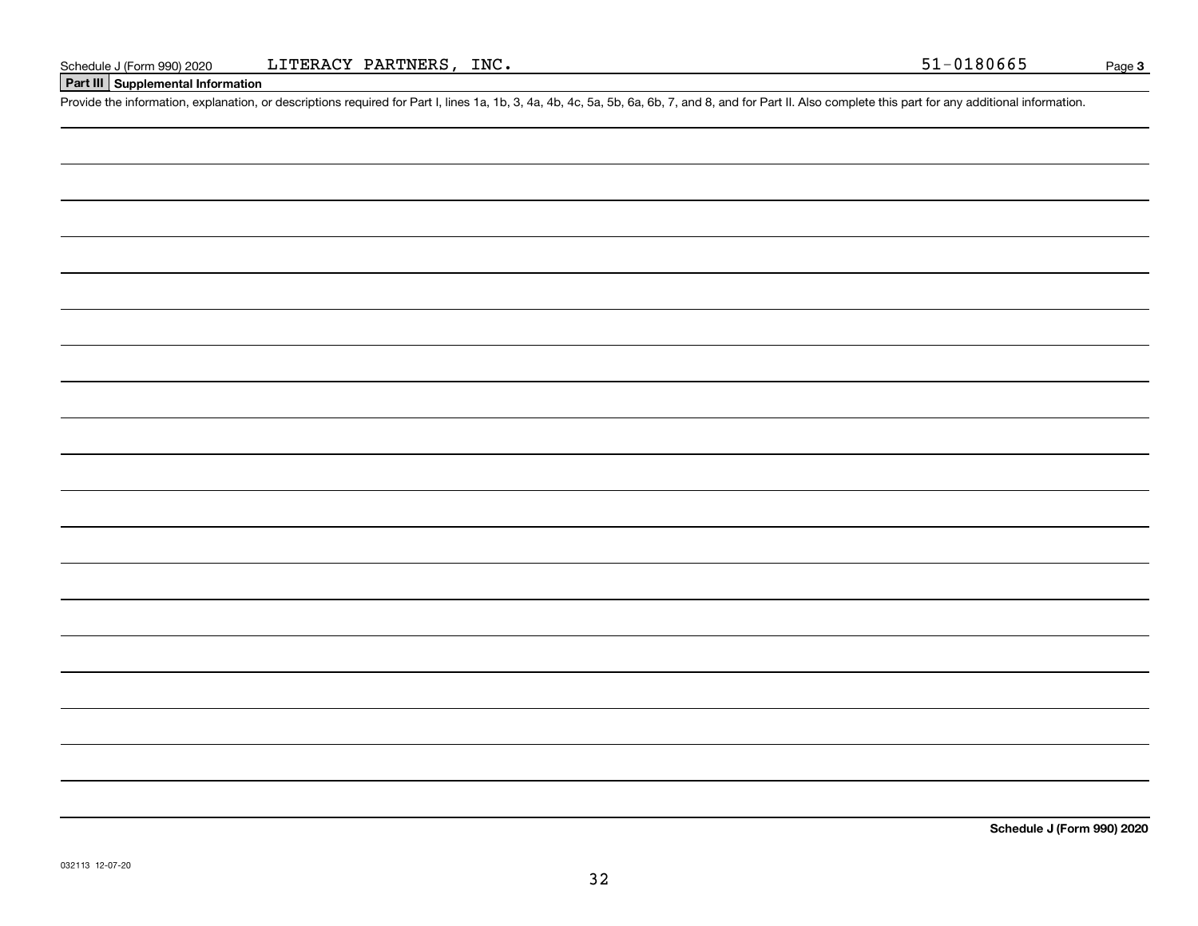Schedule J (Form 990) 2020 LITERACY PARTNERS, INC. 51-0180665

## Part III Supplemental Information

Provide the information, explanation, or descriptions required for Part I, lines 1a, 1b, 3, 4a, 4b, 4c, 5a, 5b, 6a, 6b, 7, and 8, and for Part II. Also complete this part for any additional information.

**Schedule J (Form 990) 2020**

032113 12-07-20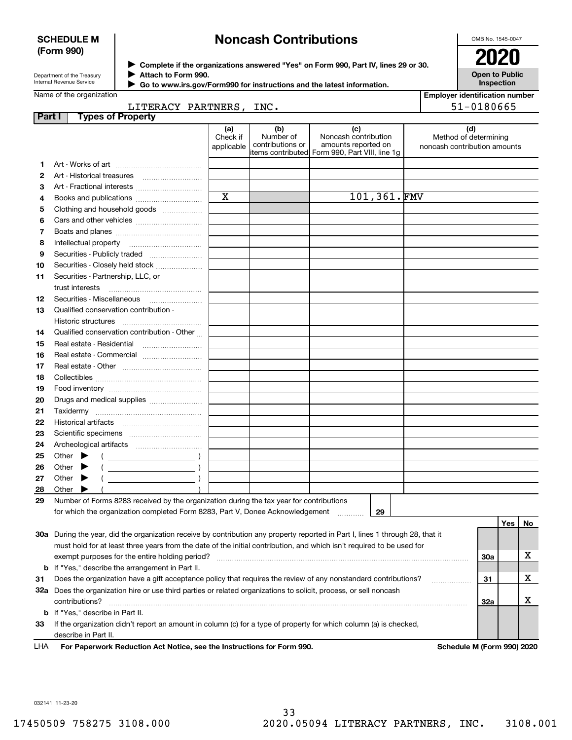**SCHEDULE M (Form 990)**

Department of the Treasury
Internal Revenue Service

# Noncash Contributions

▶ Complete if the organizations answered "Yes" on Form 990, Part IV, lines 29 or 30.
▶ Attach to Form 990.
▶ Go to www.irs.gov/Form990 for instructions and the latest information.

OMB No. 1545-0047

**2020**

**Open to Public Inspection**

Name of the organization: LITERACY PARTNERS, INC.

Employer identification number: 51-0180665

**Part I Types of Property**

| | | (a) Check if applicable | (b) Number of contributions or items contributed | (c) Noncash contribution amounts reported on Form 990, Part VIII, line 1g | (d) Method of determining noncash contribution amounts |
|---|---|---|---|---|---|
| 1 | Art - Works of art | | | | |
| 2 | Art - Historical treasures | | | | |
| 3 | Art - Fractional interests | | | | |
| 4 | Books and publications | X | | 101,361. | FMV |
| 5 | Clothing and household goods | | | | |
| 6 | Cars and other vehicles | | | | |
| 7 | Boats and planes | | | | |
| 8 | Intellectual property | | | | |
| 9 | Securities - Publicly traded | | | | |
| 10 | Securities - Closely held stock | | | | |
| 11 | Securities - Partnership, LLC, or trust interests | | | | |
| 12 | Securities - Miscellaneous | | | | |
| 13 | Qualified conservation contribution - Historic structures | | | | |
| 14 | Qualified conservation contribution - Other | | | | |
| 15 | Real estate - Residential | | | | |
| 16 | Real estate - Commercial | | | | |
| 17 | Real estate - Other | | | | |
| 18 | Collectibles | | | | |
| 19 | Food inventory | | | | |
| 20 | Drugs and medical supplies | | | | |
| 21 | Taxidermy | | | | |
| 22 | Historical artifacts | | | | |
| 23 | Scientific specimens | | | | |
| 24 | Archeological artifacts | | | | |
| 25 | Other ▶ ( ) | | | | |
| 26 | Other ▶ ( ) | | | | |
| 27 | Other ▶ ( ) | | | | |
| 28 | Other ▶ ( ) | | | | |

**29** Number of Forms 8283 received by the organization during the tax year for contributions for which the organization completed Form 8283, Part V, Donee Acknowledgement ..... **29**

| | | | Yes | No |
|---|---|---|---|---|
| 30a | During the year, did the organization receive by contribution any property reported in Part I, lines 1 through 28, that it must hold for at least three years from the date of the initial contribution, and which isn't required to be used for exempt purposes for the entire holding period? | 30a | | X |
| b | If "Yes," describe the arrangement in Part II. | | | |
| 31 | Does the organization have a gift acceptance policy that requires the review of any nonstandard contributions? | 31 | | X |
| 32a | Does the organization hire or use third parties or related organizations to solicit, process, or sell noncash contributions? | 32a | | X |
| b | If "Yes," describe in Part II. | | | |
| 33 | If the organization didn't report an amount in column (c) for a type of property for which column (a) is checked, describe in Part II. | | | |

LHA **For Paperwork Reduction Act Notice, see the Instructions for Form 990.** **Schedule M (Form 990) 2020**

032141 11-23-20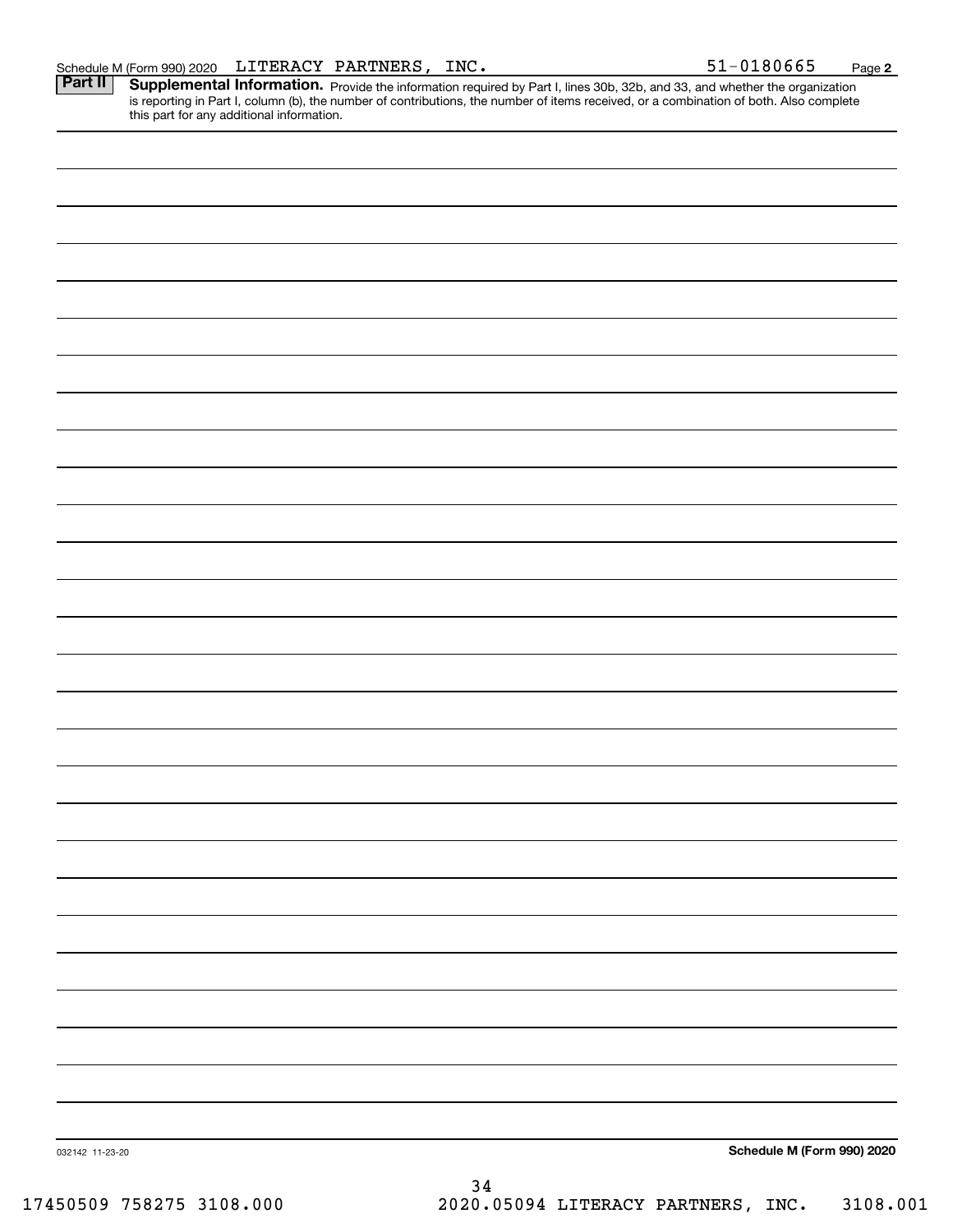Schedule M (Form 990) 2020 LITERACY PARTNERS, INC. 51-0180665 Page **2**

**Part II** **Supplemental Information.** Provide the information required by Part I, lines 30b, 32b, and 33, and whether the organization is reporting in Part I, column (b), the number of contributions, the number of items received, or a combination of both. Also complete this part for any additional information.

032142 11-23-20 **Schedule M (Form 990) 2020**

17450509 758275 3108.000 2020.05094 LITERACY PARTNERS, INC. 3108.001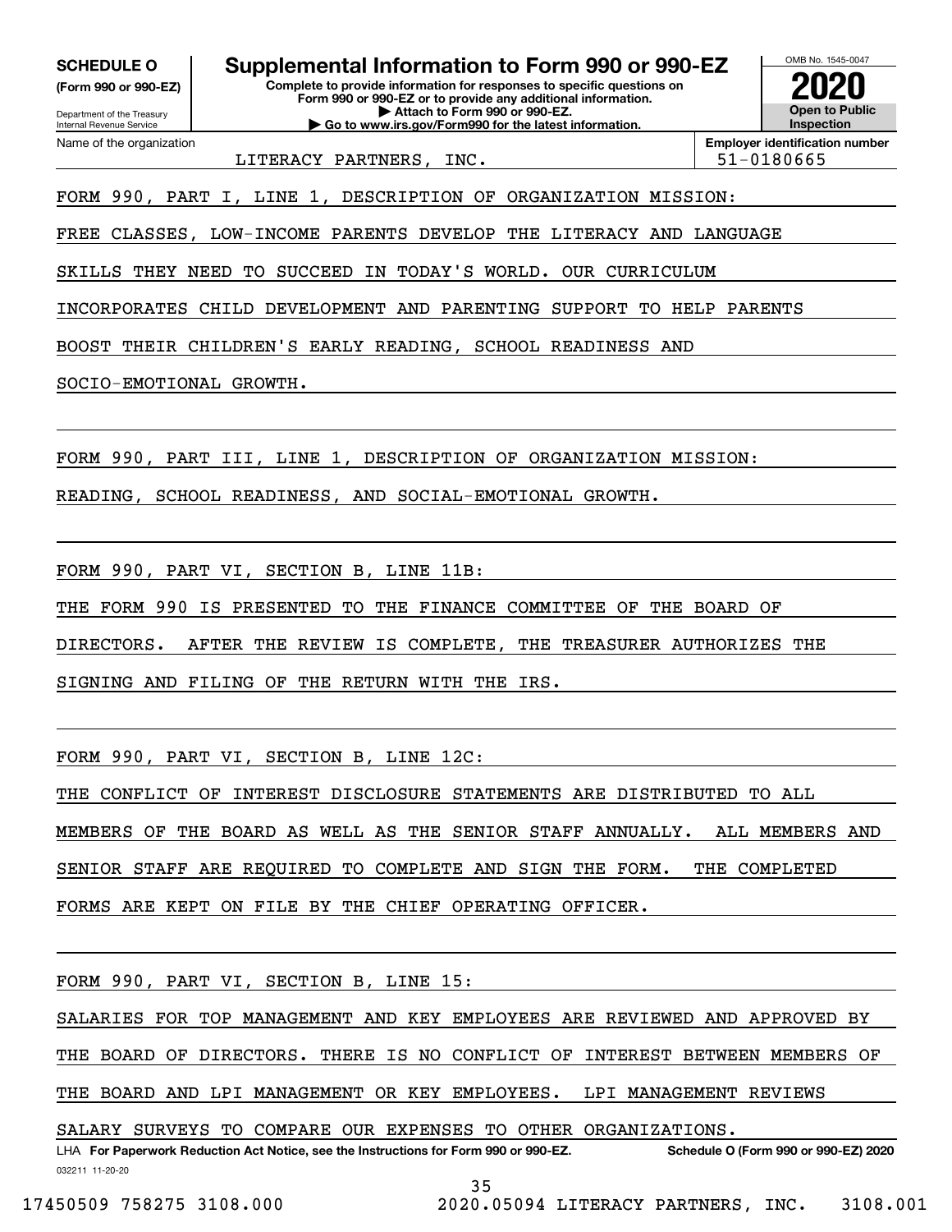**SCHEDULE O**
**(Form 990 or 990-EZ)**

Department of the Treasury
Internal Revenue Service

# Supplemental Information to Form 990 or 990-EZ

**Complete to provide information for responses to specific questions on Form 990 or 990-EZ or to provide any additional information.**
**▶ Attach to Form 990 or 990-EZ.**
**▶ Go to www.irs.gov/Form990 for the latest information.**

OMB No. 1545-0047
**2020**
**Open to Public Inspection**

Name of the organization: LITERACY PARTNERS, INC.
**Employer identification number**: 51-0180665

FORM 990, PART I, LINE 1, DESCRIPTION OF ORGANIZATION MISSION:

FREE CLASSES, LOW-INCOME PARENTS DEVELOP THE LITERACY AND LANGUAGE SKILLS THEY NEED TO SUCCEED IN TODAY'S WORLD. OUR CURRICULUM INCORPORATES CHILD DEVELOPMENT AND PARENTING SUPPORT TO HELP PARENTS BOOST THEIR CHILDREN'S EARLY READING, SCHOOL READINESS AND SOCIO-EMOTIONAL GROWTH.

FORM 990, PART III, LINE 1, DESCRIPTION OF ORGANIZATION MISSION:

READING, SCHOOL READINESS, AND SOCIAL-EMOTIONAL GROWTH.

FORM 990, PART VI, SECTION B, LINE 11B:

THE FORM 990 IS PRESENTED TO THE FINANCE COMMITTEE OF THE BOARD OF DIRECTORS. AFTER THE REVIEW IS COMPLETE, THE TREASURER AUTHORIZES THE SIGNING AND FILING OF THE RETURN WITH THE IRS.

FORM 990, PART VI, SECTION B, LINE 12C:

THE CONFLICT OF INTEREST DISCLOSURE STATEMENTS ARE DISTRIBUTED TO ALL MEMBERS OF THE BOARD AS WELL AS THE SENIOR STAFF ANNUALLY. ALL MEMBERS AND SENIOR STAFF ARE REQUIRED TO COMPLETE AND SIGN THE FORM. THE COMPLETED FORMS ARE KEPT ON FILE BY THE CHIEF OPERATING OFFICER.

FORM 990, PART VI, SECTION B, LINE 15:

SALARIES FOR TOP MANAGEMENT AND KEY EMPLOYEES ARE REVIEWED AND APPROVED BY THE BOARD OF DIRECTORS. THERE IS NO CONFLICT OF INTEREST BETWEEN MEMBERS OF THE BOARD AND LPI MANAGEMENT OR KEY EMPLOYEES. LPI MANAGEMENT REVIEWS SALARY SURVEYS TO COMPARE OUR EXPENSES TO OTHER ORGANIZATIONS.

LHA **For Paperwork Reduction Act Notice, see the Instructions for Form 990 or 990-EZ.** **Schedule O (Form 990 or 990-EZ) 2020**

032211 11-20-20

17450509 758275 3108.000 2020.05094 LITERACY PARTNERS, INC. 3108.001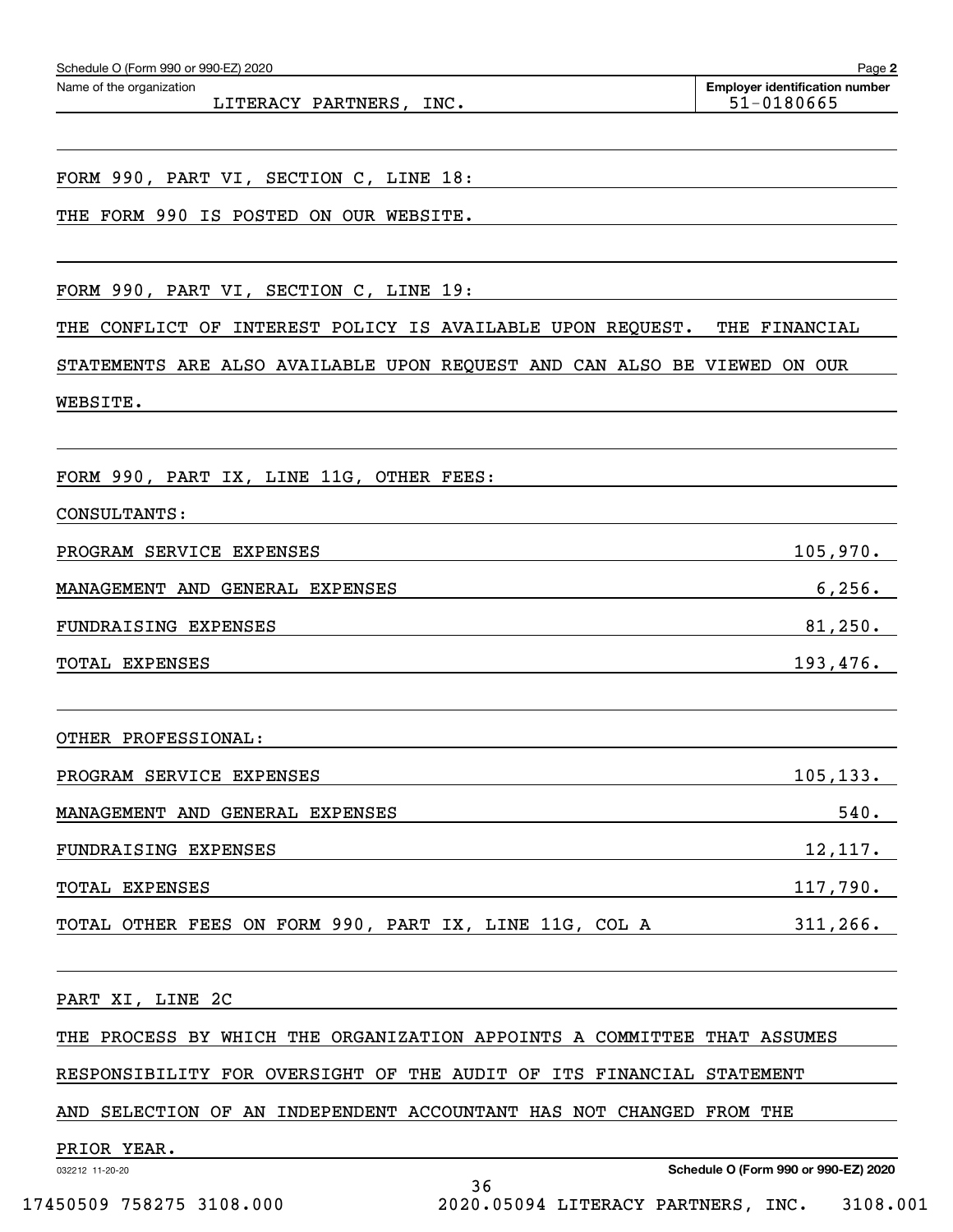Schedule O (Form 990 or 990-EZ) 2020 Page **2**

| Name of the organization | Employer identification number |
|---|---|
| LITERACY PARTNERS, INC. | 51-0180665 |

FORM 990, PART VI, SECTION C, LINE 18:

THE FORM 990 IS POSTED ON OUR WEBSITE.

FORM 990, PART VI, SECTION C, LINE 19:

THE CONFLICT OF INTEREST POLICY IS AVAILABLE UPON REQUEST. THE FINANCIAL STATEMENTS ARE ALSO AVAILABLE UPON REQUEST AND CAN ALSO BE VIEWED ON OUR WEBSITE.

FORM 990, PART IX, LINE 11G, OTHER FEES:

CONSULTANTS:

| | |
|---|---|
| PROGRAM SERVICE EXPENSES | 105,970. |
| MANAGEMENT AND GENERAL EXPENSES | 6,256. |
| FUNDRAISING EXPENSES | 81,250. |
| TOTAL EXPENSES | 193,476. |

OTHER PROFESSIONAL:

| | |
|---|---|
| PROGRAM SERVICE EXPENSES | 105,133. |
| MANAGEMENT AND GENERAL EXPENSES | 540. |
| FUNDRAISING EXPENSES | 12,117. |
| TOTAL EXPENSES | 117,790. |
| TOTAL OTHER FEES ON FORM 990, PART IX, LINE 11G, COL A | 311,266. |

PART XI, LINE 2C

THE PROCESS BY WHICH THE ORGANIZATION APPOINTS A COMMITTEE THAT ASSUMES RESPONSIBILITY FOR OVERSIGHT OF THE AUDIT OF ITS FINANCIAL STATEMENT AND SELECTION OF AN INDEPENDENT ACCOUNTANT HAS NOT CHANGED FROM THE PRIOR YEAR.

032212 11-20-20 **Schedule O (Form 990 or 990-EZ) 2020**

17450509 758275 3108.000 2020.05094 LITERACY PARTNERS, INC. 3108.001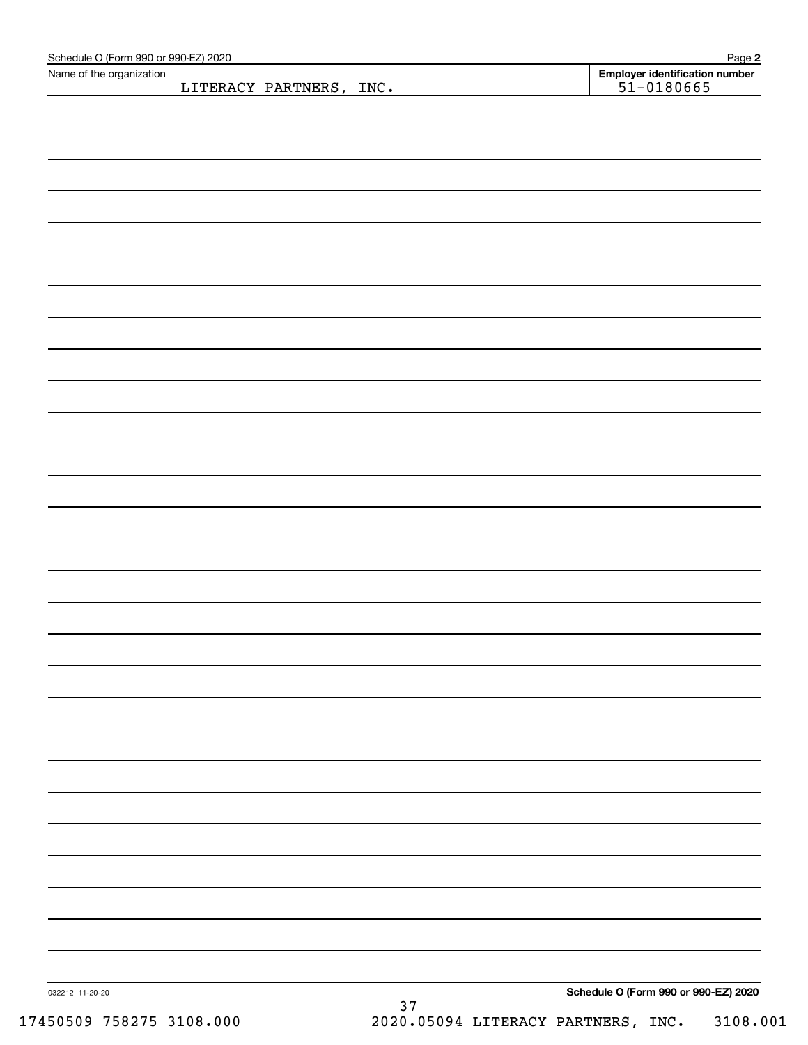Schedule O (Form 990 or 990-EZ) 2020

Name of the organization: LITERACY PARTNERS, INC.

**Employer identification number** 51-0180665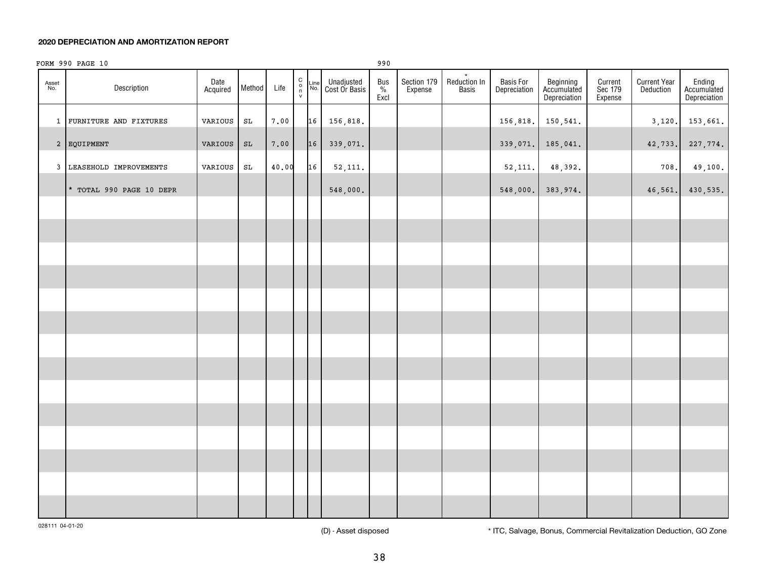**2020 DEPRECIATION AND AMORTIZATION REPORT**

FORM 990 PAGE 10 990

| Asset No. | Description | Date Acquired | Method | Life | C o n v | Line No. | Unadjusted Cost Or Basis | Bus % Excl | Section 179 Expense | * Reduction In Basis | Basis For Depreciation | Beginning Accumulated Depreciation | Current Sec 179 Expense | Current Year Deduction | Ending Accumulated Depreciation |
|---|---|---|---|---|---|---|---|---|---|---|---|---|---|---|---|
| 1 | FURNITURE AND FIXTURES | VARIOUS | SL | 7.00 | | 16 | 156,818. | | | | 156,818. | 150,541. | | 3,120. | 153,661. |
| 2 | EQUIPMENT | VARIOUS | SL | 7.00 | | 16 | 339,071. | | | | 339,071. | 185,041. | | 42,733. | 227,774. |
| 3 | LEASEHOLD IMPROVEMENTS | VARIOUS | SL | 40.00 | | 16 | 52,111. | | | | 52,111. | 48,392. | | 708. | 49,100. |
| | * TOTAL 990 PAGE 10 DEPR | | | | | | 548,000. | | | | 548,000. | 383,974. | | 46,561. | 430,535. |

028111 04-01-20

(D) - Asset disposed

* ITC, Salvage, Bonus, Commercial Revitalization Deduction, GO Zone